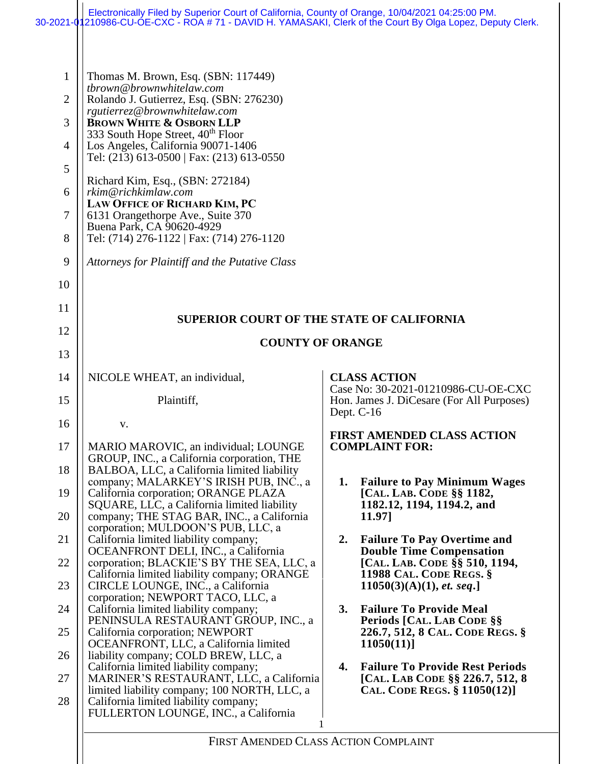Electronically Filed by Superior Court of California, County of Orange, 10/04/2021 04:25:00 PM.
30-2021-01210986-CU-OE-CXC - ROA # 71 - DAVID H. YAMASAKI, Clerk of the Court By Olga Lopez, Deputy Clerk.

Thomas M. Brown, Esq. (SBN: 117449)
*tbrown@brownwhitelaw.com*
Rolando J. Gutierrez, Esq. (SBN: 276230)
*rgutierrez@brownwhitelaw.com*
**BROWN WHITE & OSBORN LLP**
333 South Hope Street, 40th Floor
Los Angeles, California 90071-1406
Tel: (213) 613-0500 | Fax: (213) 613-0550

Richard Kim, Esq., (SBN: 272184)
*rkim@richkimlaw.com*
**LAW OFFICE OF RICHARD KIM, PC**
6131 Orangethorpe Ave., Suite 370
Buena Park, CA 90620-4929
Tel: (714) 276-1122 | Fax: (714) 276-1120

*Attorneys for Plaintiff and the Putative Class*

**SUPERIOR COURT OF THE STATE OF CALIFORNIA**

**COUNTY OF ORANGE**

NICOLE WHEAT, an individual,

Plaintiff,

v.

MARIO MAROVIC, an individual; LOUNGE GROUP, INC., a California corporation, THE BALBOA, LLC, a California limited liability company; MALARKEY'S IRISH PUB, INC., a California corporation; ORANGE PLAZA SQUARE, LLC, a California limited liability company; THE STAG BAR, INC., a California corporation; MULDOON'S PUB, LLC, a California limited liability company; OCEANFRONT DELI, INC., a California corporation; BLACKIE'S BY THE SEA, LLC, a California limited liability company; ORANGE CIRCLE LOUNGE, INC., a California corporation; NEWPORT TACO, LLC, a California limited liability company; PENINSULA RESTAURANT GROUP, INC., a California corporation; NEWPORT OCEANFRONT, LLC, a California limited liability company; COLD BREW, LLC, a California limited liability company; MARINER'S RESTAURANT, LLC, a California limited liability company; 100 NORTH, LLC, a California limited liability company; FULLERTON LOUNGE, INC., a California

**CLASS ACTION**
Case No: 30-2021-01210986-CU-OE-CXC
Hon. James J. DiCesare (For All Purposes)
Dept. C-16

**FIRST AMENDED CLASS ACTION COMPLAINT FOR:**

1. **Failure to Pay Minimum Wages [CAL. LAB. CODE §§ 1182, 1182.12, 1194, 1194.2, and 11.97]**
2. **Failure To Pay Overtime and Double Time Compensation [CAL. LAB. CODE §§ 510, 1194, 11988 CAL. CODE REGS. § 11050(3)(A)(1), *et. seq*.]**
3. **Failure To Provide Meal Periods [CAL. LAB CODE §§ 226.7, 512, 8 CAL. CODE REGS. § 11050(11)]**
4. **Failure To Provide Rest Periods [CAL. LAB CODE §§ 226.7, 512, 8 CAL. CODE REGS. § 11050(12)]**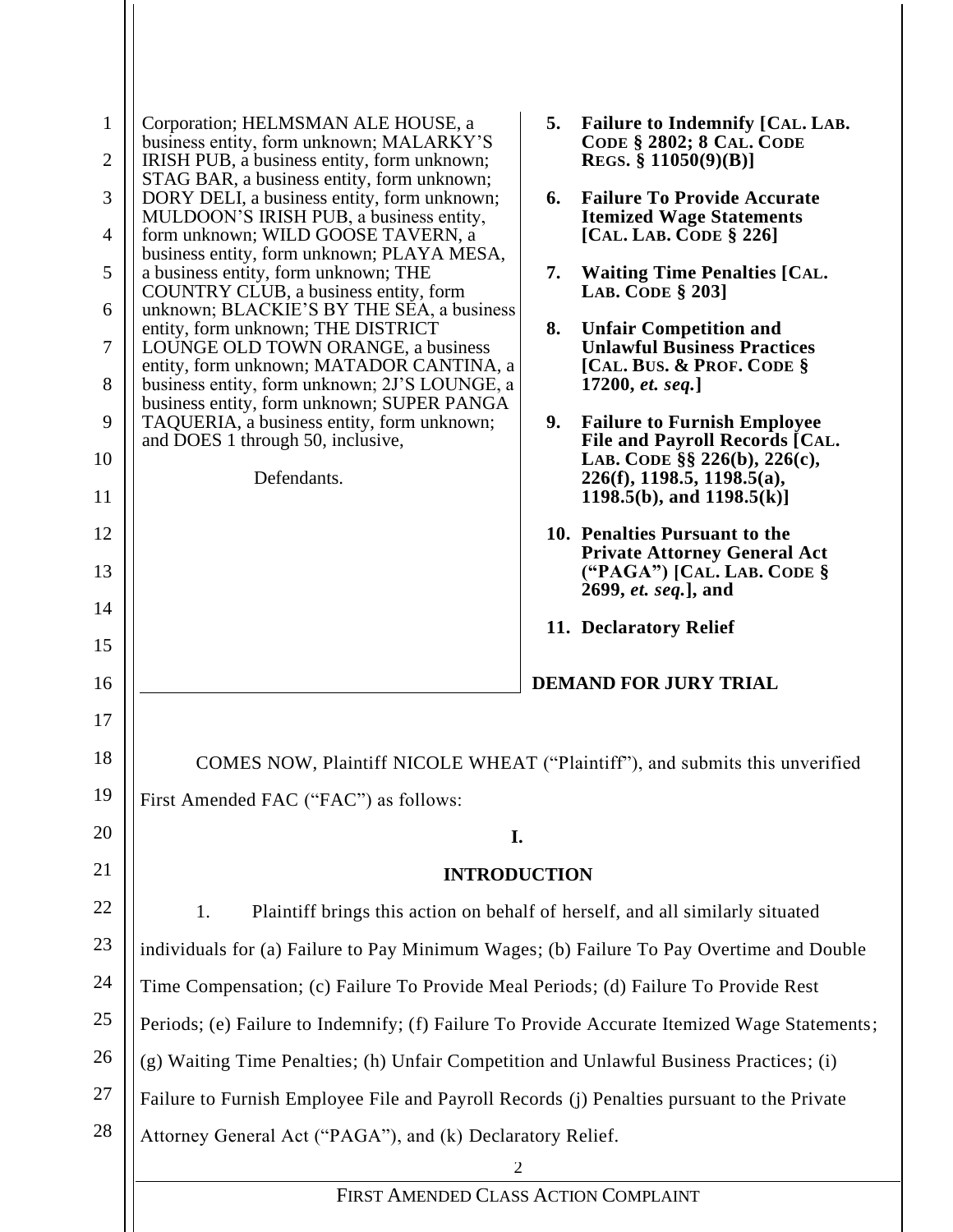Corporation; HELMSMAN ALE HOUSE, a business entity, form unknown; MALARKY'S IRISH PUB, a business entity, form unknown; STAG BAR, a business entity, form unknown; DORY DELI, a business entity, form unknown; MULDOON'S IRISH PUB, a business entity, form unknown; WILD GOOSE TAVERN, a business entity, form unknown; PLAYA MESA, a business entity, form unknown; THE COUNTRY CLUB, a business entity, form unknown; BLACKIE'S BY THE SEA, a business entity, form unknown; THE DISTRICT LOUNGE OLD TOWN ORANGE, a business entity, form unknown; MATADOR CANTINA, a business entity, form unknown; 2J'S LOUNGE, a business entity, form unknown; SUPER PANGA TAQUERIA, a business entity, form unknown; and DOES 1 through 50, inclusive,

Defendants.

5. **Failure to Indemnify [CAL. LAB. CODE § 2802; 8 CAL. CODE REGS. § 11050(9)(B)]**
6. **Failure To Provide Accurate Itemized Wage Statements [CAL. LAB. CODE § 226]**
7. **Waiting Time Penalties [CAL. LAB. CODE § 203]**
8. **Unfair Competition and Unlawful Business Practices [CAL. BUS. & PROF. CODE § 17200, *et. seq.*]**
9. **Failure to Furnish Employee File and Payroll Records [CAL. LAB. CODE §§ 226(b), 226(c), 226(f), 1198.5, 1198.5(a), 1198.5(b), and 1198.5(k)]**
10. **Penalties Pursuant to the Private Attorney General Act ("PAGA") [CAL. LAB. CODE § 2699, *et. seq.*], and**
11. **Declaratory Relief**

**DEMAND FOR JURY TRIAL**

COMES NOW, Plaintiff NICOLE WHEAT ("Plaintiff"), and submits this unverified First Amended FAC ("FAC") as follows:

## I.

## INTRODUCTION

1. Plaintiff brings this action on behalf of herself, and all similarly situated individuals for (a) Failure to Pay Minimum Wages; (b) Failure To Pay Overtime and Double Time Compensation; (c) Failure To Provide Meal Periods; (d) Failure To Provide Rest Periods; (e) Failure to Indemnify; (f) Failure To Provide Accurate Itemized Wage Statements; (g) Waiting Time Penalties; (h) Unfair Competition and Unlawful Business Practices; (i) Failure to Furnish Employee File and Payroll Records (j) Penalties pursuant to the Private Attorney General Act ("PAGA"), and (k) Declaratory Relief.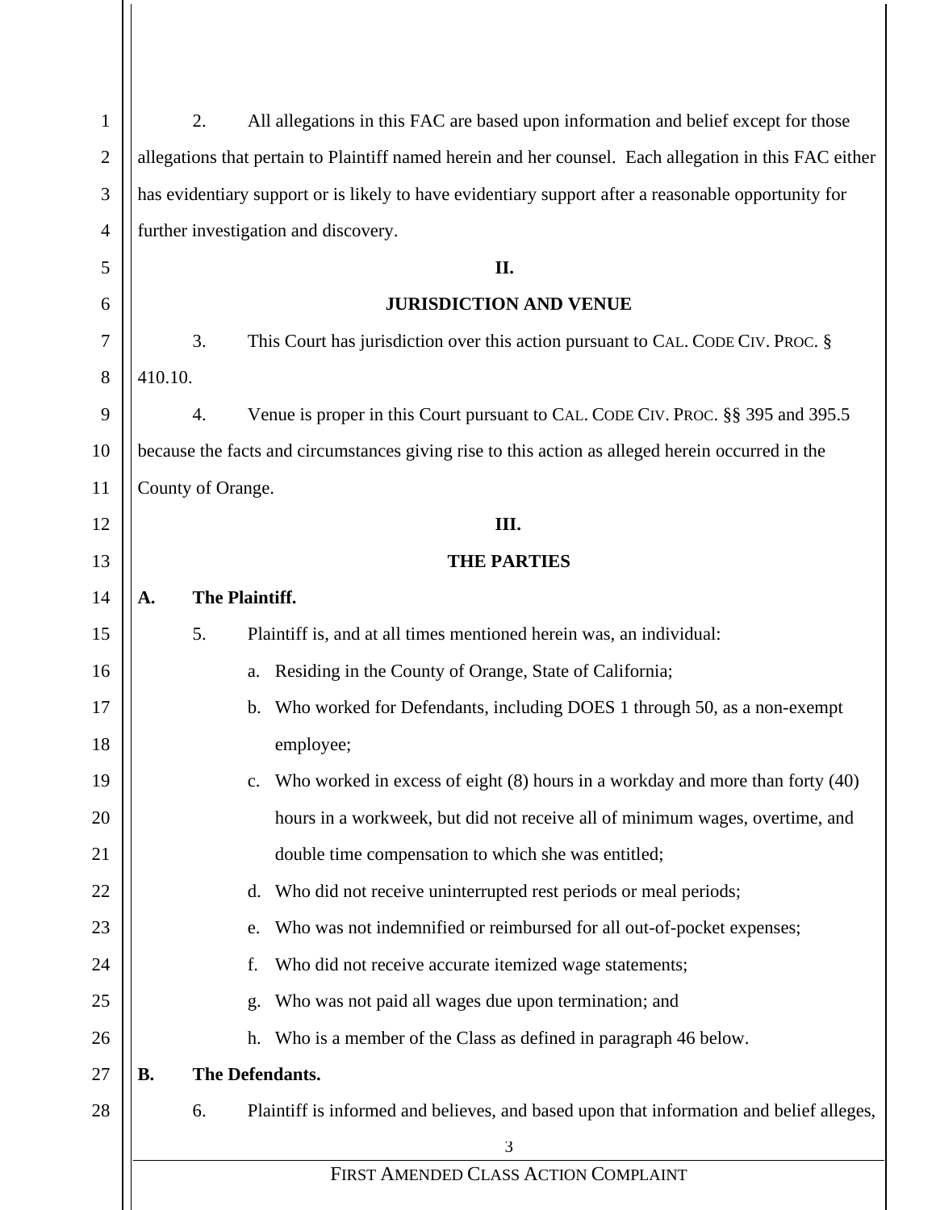2. All allegations in this FAC are based upon information and belief except for those allegations that pertain to Plaintiff named herein and her counsel. Each allegation in this FAC either has evidentiary support or is likely to have evidentiary support after a reasonable opportunity for further investigation and discovery.

## II.

## JURISDICTION AND VENUE

3. This Court has jurisdiction over this action pursuant to CAL. CODE CIV. PROC. § 410.10.

4. Venue is proper in this Court pursuant to CAL. CODE CIV. PROC. §§ 395 and 395.5 because the facts and circumstances giving rise to this action as alleged herein occurred in the County of Orange.

## III.

## THE PARTIES

### A. The Plaintiff.

5. Plaintiff is, and at all times mentioned herein was, an individual:

a. Residing in the County of Orange, State of California;

b. Who worked for Defendants, including DOES 1 through 50, as a non-exempt employee;

c. Who worked in excess of eight (8) hours in a workday and more than forty (40) hours in a workweek, but did not receive all of minimum wages, overtime, and double time compensation to which she was entitled;

d. Who did not receive uninterrupted rest periods or meal periods;

e. Who was not indemnified or reimbursed for all out-of-pocket expenses;

f. Who did not receive accurate itemized wage statements;

g. Who was not paid all wages due upon termination; and

h. Who is a member of the Class as defined in paragraph 46 below.

### B. The Defendants.

6. Plaintiff is informed and believes, and based upon that information and belief alleges,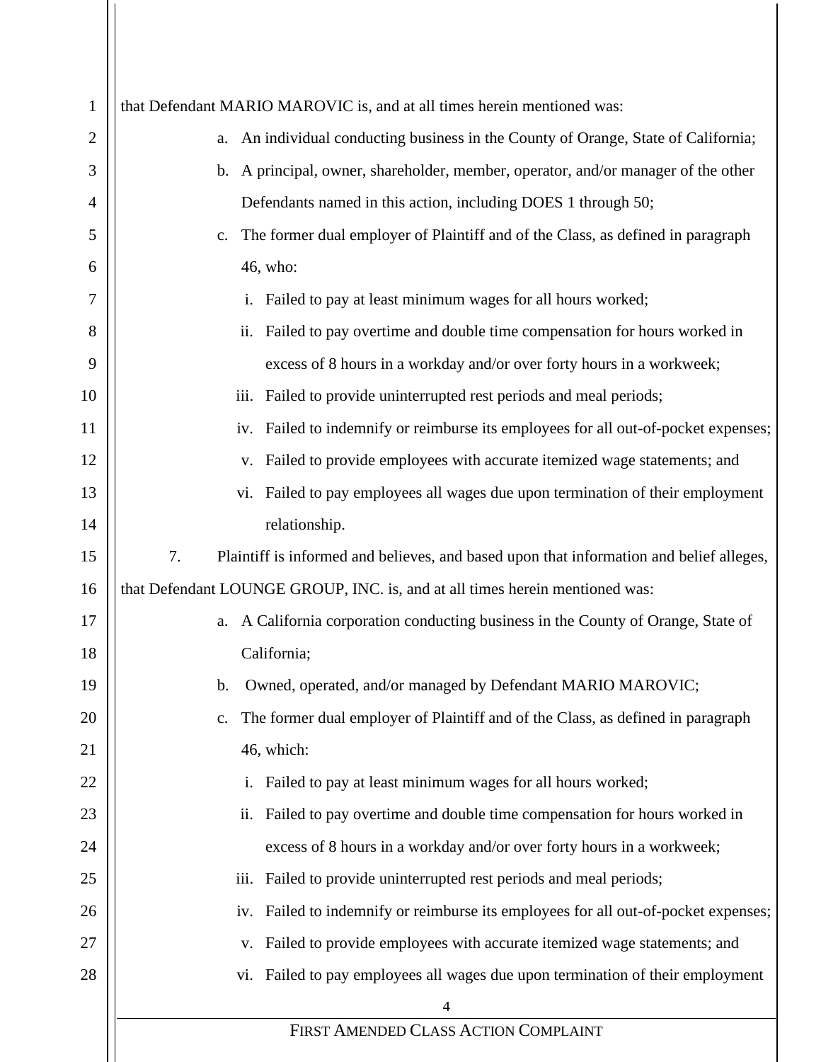that Defendant MARIO MAROVIC is, and at all times herein mentioned was:

a. An individual conducting business in the County of Orange, State of California;
b. A principal, owner, shareholder, member, operator, and/or manager of the other Defendants named in this action, including DOES 1 through 50;
c. The former dual employer of Plaintiff and of the Class, as defined in paragraph 46, who:
    i. Failed to pay at least minimum wages for all hours worked;
    ii. Failed to pay overtime and double time compensation for hours worked in excess of 8 hours in a workday and/or over forty hours in a workweek;
    iii. Failed to provide uninterrupted rest periods and meal periods;
    iv. Failed to indemnify or reimburse its employees for all out-of-pocket expenses;
    v. Failed to provide employees with accurate itemized wage statements; and
    vi. Failed to pay employees all wages due upon termination of their employment relationship.

7. Plaintiff is informed and believes, and based upon that information and belief alleges, that Defendant LOUNGE GROUP, INC. is, and at all times herein mentioned was:

a. A California corporation conducting business in the County of Orange, State of California;
b. Owned, operated, and/or managed by Defendant MARIO MAROVIC;
c. The former dual employer of Plaintiff and of the Class, as defined in paragraph 46, which:
    i. Failed to pay at least minimum wages for all hours worked;
    ii. Failed to pay overtime and double time compensation for hours worked in excess of 8 hours in a workday and/or over forty hours in a workweek;
    iii. Failed to provide uninterrupted rest periods and meal periods;
    iv. Failed to indemnify or reimburse its employees for all out-of-pocket expenses;
    v. Failed to provide employees with accurate itemized wage statements; and
    vi. Failed to pay employees all wages due upon termination of their employment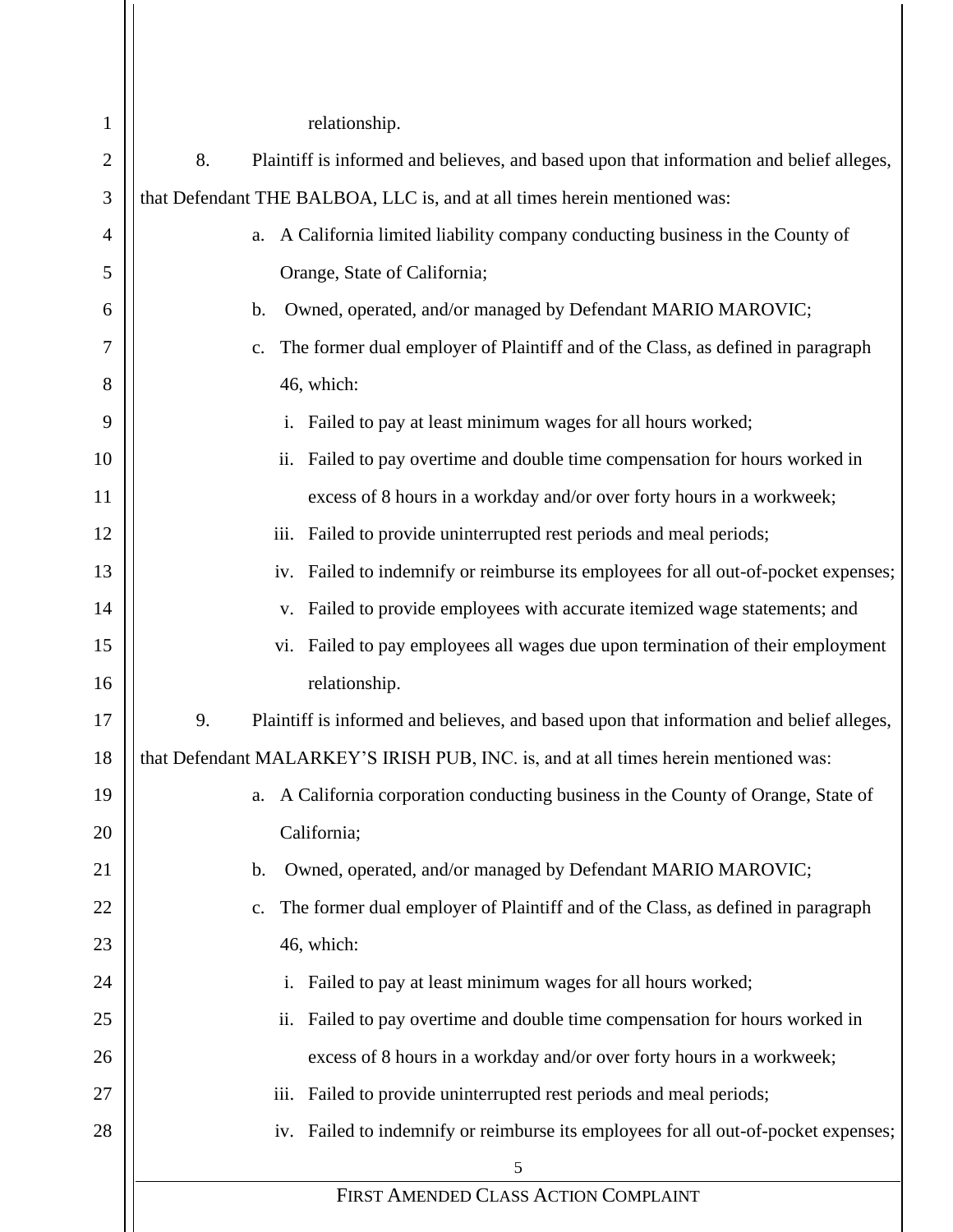relationship.

8. Plaintiff is informed and believes, and based upon that information and belief alleges, that Defendant THE BALBOA, LLC is, and at all times herein mentioned was:

a. A California limited liability company conducting business in the County of Orange, State of California;

b. Owned, operated, and/or managed by Defendant MARIO MAROVIC;

c. The former dual employer of Plaintiff and of the Class, as defined in paragraph 46, which:

i. Failed to pay at least minimum wages for all hours worked;

ii. Failed to pay overtime and double time compensation for hours worked in excess of 8 hours in a workday and/or over forty hours in a workweek;

iii. Failed to provide uninterrupted rest periods and meal periods;

iv. Failed to indemnify or reimburse its employees for all out-of-pocket expenses;

v. Failed to provide employees with accurate itemized wage statements; and

vi. Failed to pay employees all wages due upon termination of their employment relationship.

9. Plaintiff is informed and believes, and based upon that information and belief alleges, that Defendant MALARKEY'S IRISH PUB, INC. is, and at all times herein mentioned was:

a. A California corporation conducting business in the County of Orange, State of California;

b. Owned, operated, and/or managed by Defendant MARIO MAROVIC;

c. The former dual employer of Plaintiff and of the Class, as defined in paragraph 46, which:

i. Failed to pay at least minimum wages for all hours worked;

ii. Failed to pay overtime and double time compensation for hours worked in excess of 8 hours in a workday and/or over forty hours in a workweek;

iii. Failed to provide uninterrupted rest periods and meal periods;

iv. Failed to indemnify or reimburse its employees for all out-of-pocket expenses;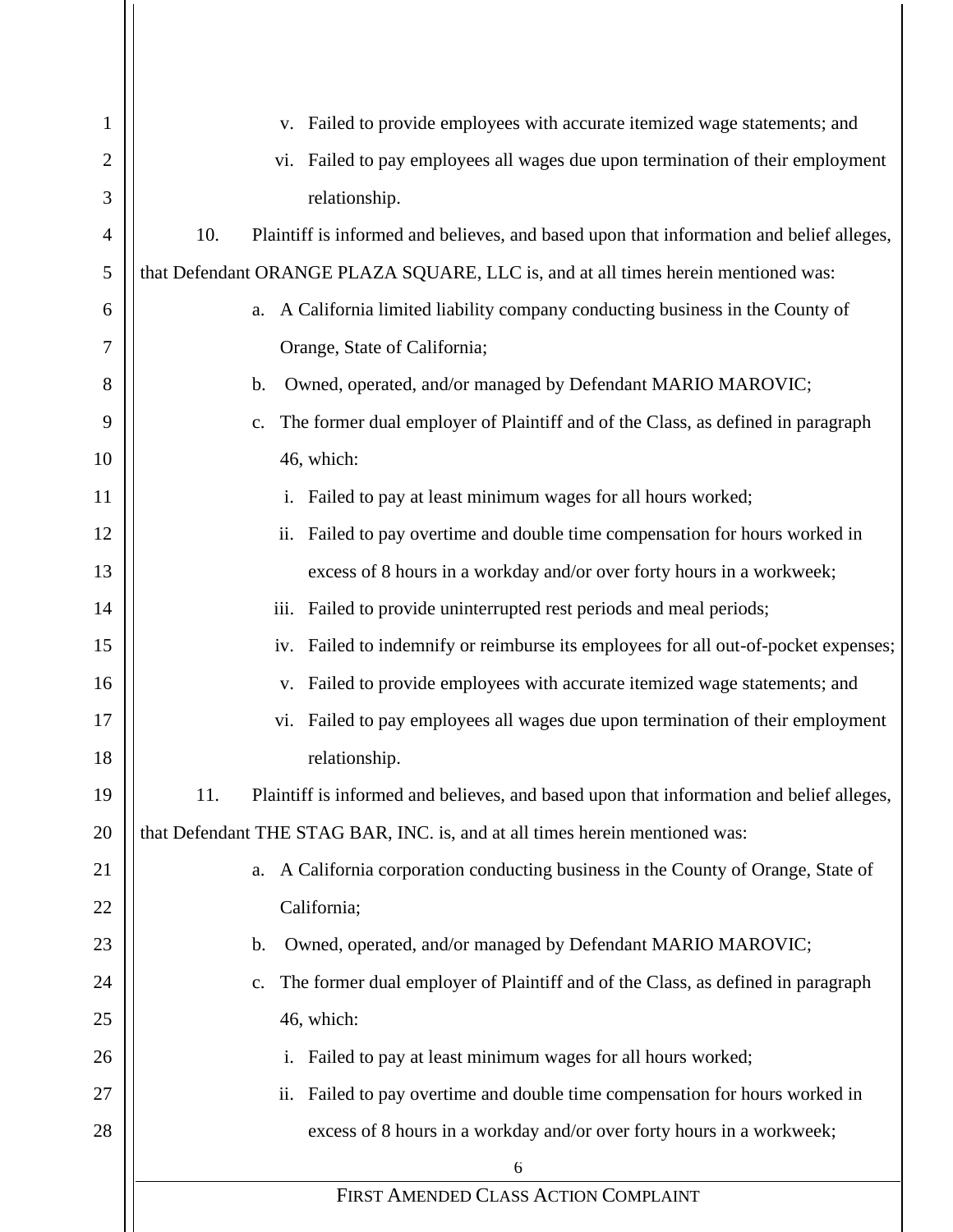v. Failed to provide employees with accurate itemized wage statements; and

vi. Failed to pay employees all wages due upon termination of their employment relationship.

10. Plaintiff is informed and believes, and based upon that information and belief alleges, that Defendant ORANGE PLAZA SQUARE, LLC is, and at all times herein mentioned was:

a. A California limited liability company conducting business in the County of Orange, State of California;

b. Owned, operated, and/or managed by Defendant MARIO MAROVIC;

c. The former dual employer of Plaintiff and of the Class, as defined in paragraph 46, which:

i. Failed to pay at least minimum wages for all hours worked;

ii. Failed to pay overtime and double time compensation for hours worked in excess of 8 hours in a workday and/or over forty hours in a workweek;

iii. Failed to provide uninterrupted rest periods and meal periods;

iv. Failed to indemnify or reimburse its employees for all out-of-pocket expenses;

v. Failed to provide employees with accurate itemized wage statements; and

vi. Failed to pay employees all wages due upon termination of their employment relationship.

11. Plaintiff is informed and believes, and based upon that information and belief alleges, that Defendant THE STAG BAR, INC. is, and at all times herein mentioned was:

a. A California corporation conducting business in the County of Orange, State of California;

b. Owned, operated, and/or managed by Defendant MARIO MAROVIC;

c. The former dual employer of Plaintiff and of the Class, as defined in paragraph 46, which:

i. Failed to pay at least minimum wages for all hours worked;

ii. Failed to pay overtime and double time compensation for hours worked in excess of 8 hours in a workday and/or over forty hours in a workweek;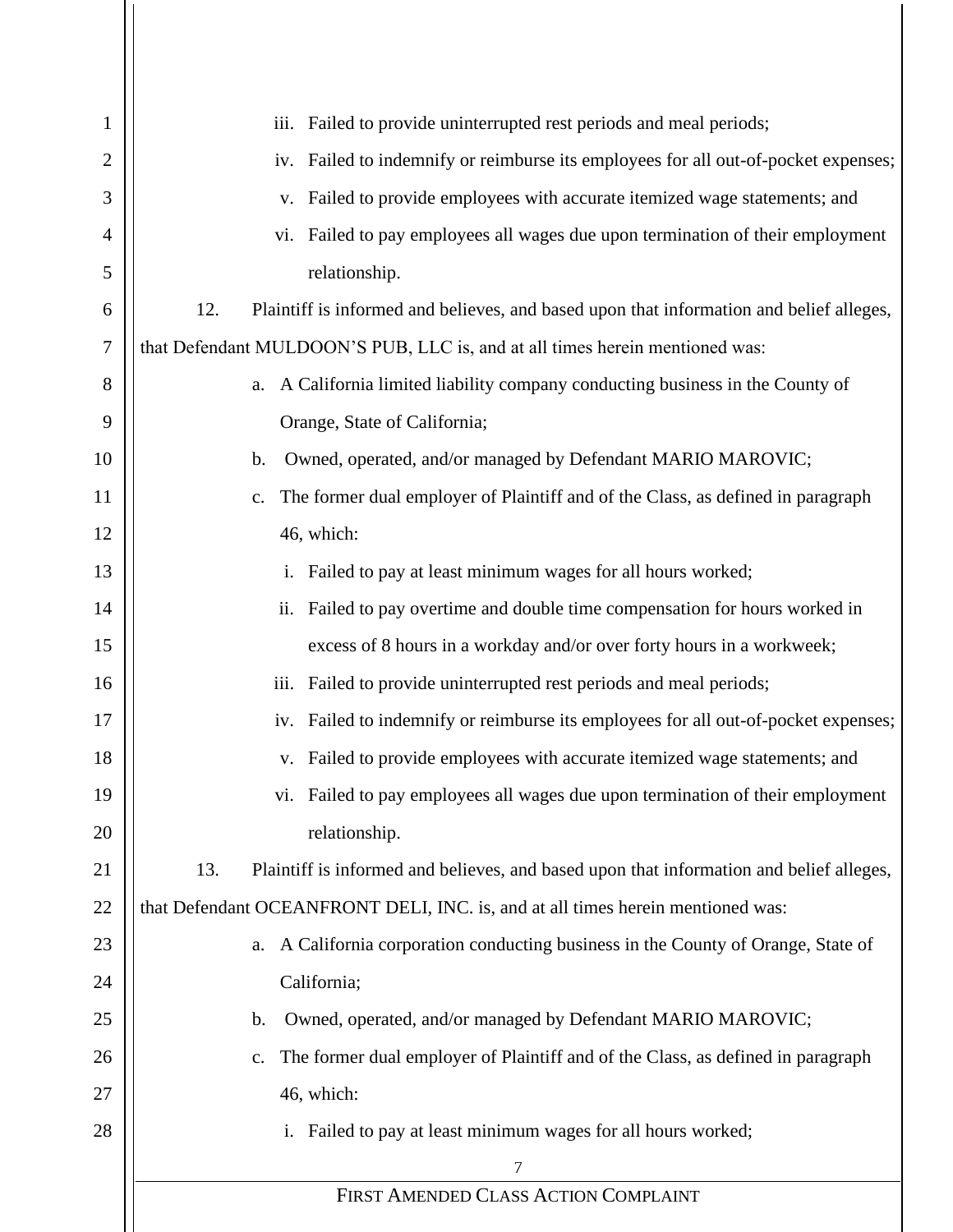iii. Failed to provide uninterrupted rest periods and meal periods;

iv. Failed to indemnify or reimburse its employees for all out-of-pocket expenses;

v. Failed to provide employees with accurate itemized wage statements; and

vi. Failed to pay employees all wages due upon termination of their employment relationship.

12. Plaintiff is informed and believes, and based upon that information and belief alleges, that Defendant MULDOON'S PUB, LLC is, and at all times herein mentioned was:

a. A California limited liability company conducting business in the County of Orange, State of California;

b. Owned, operated, and/or managed by Defendant MARIO MAROVIC;

c. The former dual employer of Plaintiff and of the Class, as defined in paragraph 46, which:

i. Failed to pay at least minimum wages for all hours worked;

ii. Failed to pay overtime and double time compensation for hours worked in excess of 8 hours in a workday and/or over forty hours in a workweek;

iii. Failed to provide uninterrupted rest periods and meal periods;

iv. Failed to indemnify or reimburse its employees for all out-of-pocket expenses;

v. Failed to provide employees with accurate itemized wage statements; and

vi. Failed to pay employees all wages due upon termination of their employment relationship.

13. Plaintiff is informed and believes, and based upon that information and belief alleges, that Defendant OCEANFRONT DELI, INC. is, and at all times herein mentioned was:

a. A California corporation conducting business in the County of Orange, State of California;

b. Owned, operated, and/or managed by Defendant MARIO MAROVIC;

c. The former dual employer of Plaintiff and of the Class, as defined in paragraph 46, which:

i. Failed to pay at least minimum wages for all hours worked;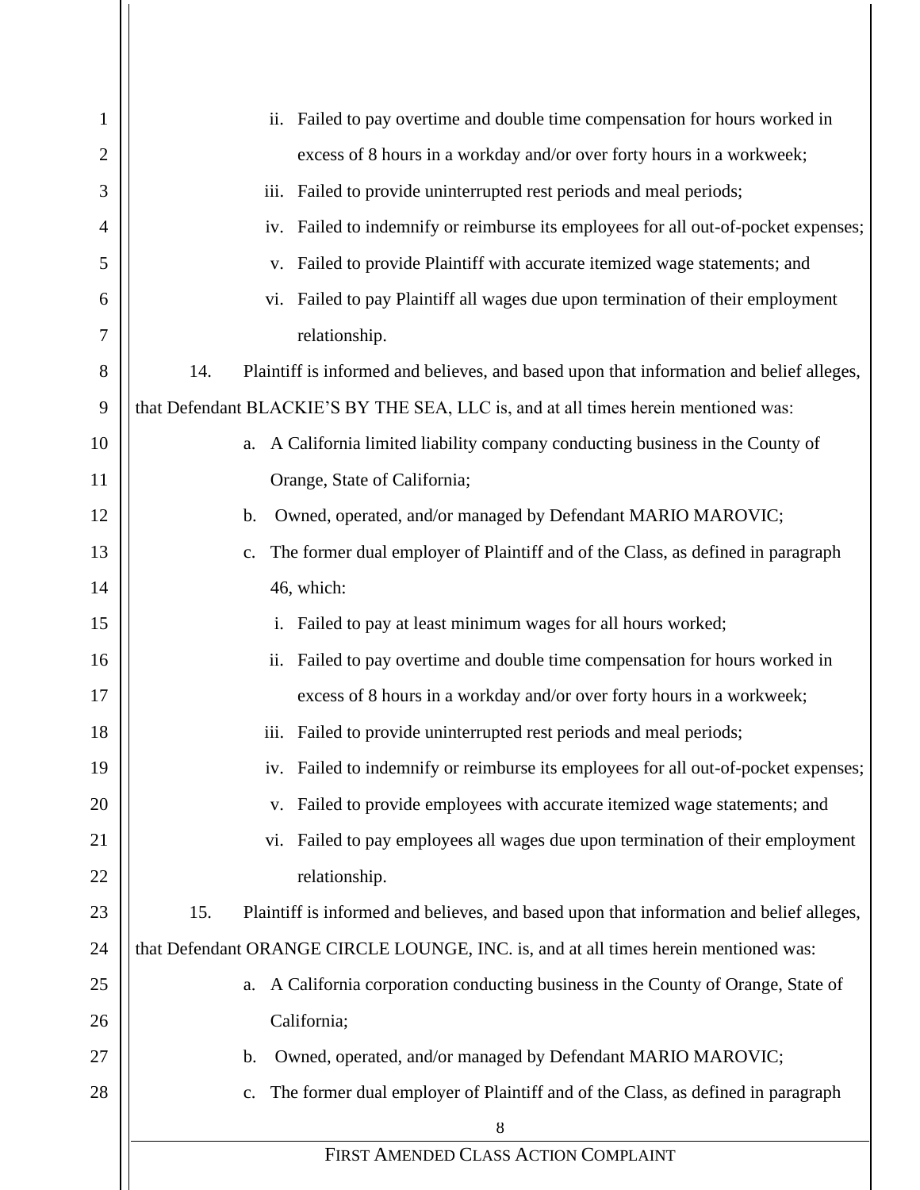ii. Failed to pay overtime and double time compensation for hours worked in excess of 8 hours in a workday and/or over forty hours in a workweek;

iii. Failed to provide uninterrupted rest periods and meal periods;

iv. Failed to indemnify or reimburse its employees for all out-of-pocket expenses;

v. Failed to provide Plaintiff with accurate itemized wage statements; and

vi. Failed to pay Plaintiff all wages due upon termination of their employment relationship.

14. Plaintiff is informed and believes, and based upon that information and belief alleges, that Defendant BLACKIE'S BY THE SEA, LLC is, and at all times herein mentioned was:

a. A California limited liability company conducting business in the County of Orange, State of California;

b. Owned, operated, and/or managed by Defendant MARIO MAROVIC;

c. The former dual employer of Plaintiff and of the Class, as defined in paragraph 46, which:

i. Failed to pay at least minimum wages for all hours worked;

ii. Failed to pay overtime and double time compensation for hours worked in excess of 8 hours in a workday and/or over forty hours in a workweek;

iii. Failed to provide uninterrupted rest periods and meal periods;

iv. Failed to indemnify or reimburse its employees for all out-of-pocket expenses;

v. Failed to provide employees with accurate itemized wage statements; and

vi. Failed to pay employees all wages due upon termination of their employment relationship.

15. Plaintiff is informed and believes, and based upon that information and belief alleges, that Defendant ORANGE CIRCLE LOUNGE, INC. is, and at all times herein mentioned was:

a. A California corporation conducting business in the County of Orange, State of California;

b. Owned, operated, and/or managed by Defendant MARIO MAROVIC;

c. The former dual employer of Plaintiff and of the Class, as defined in paragraph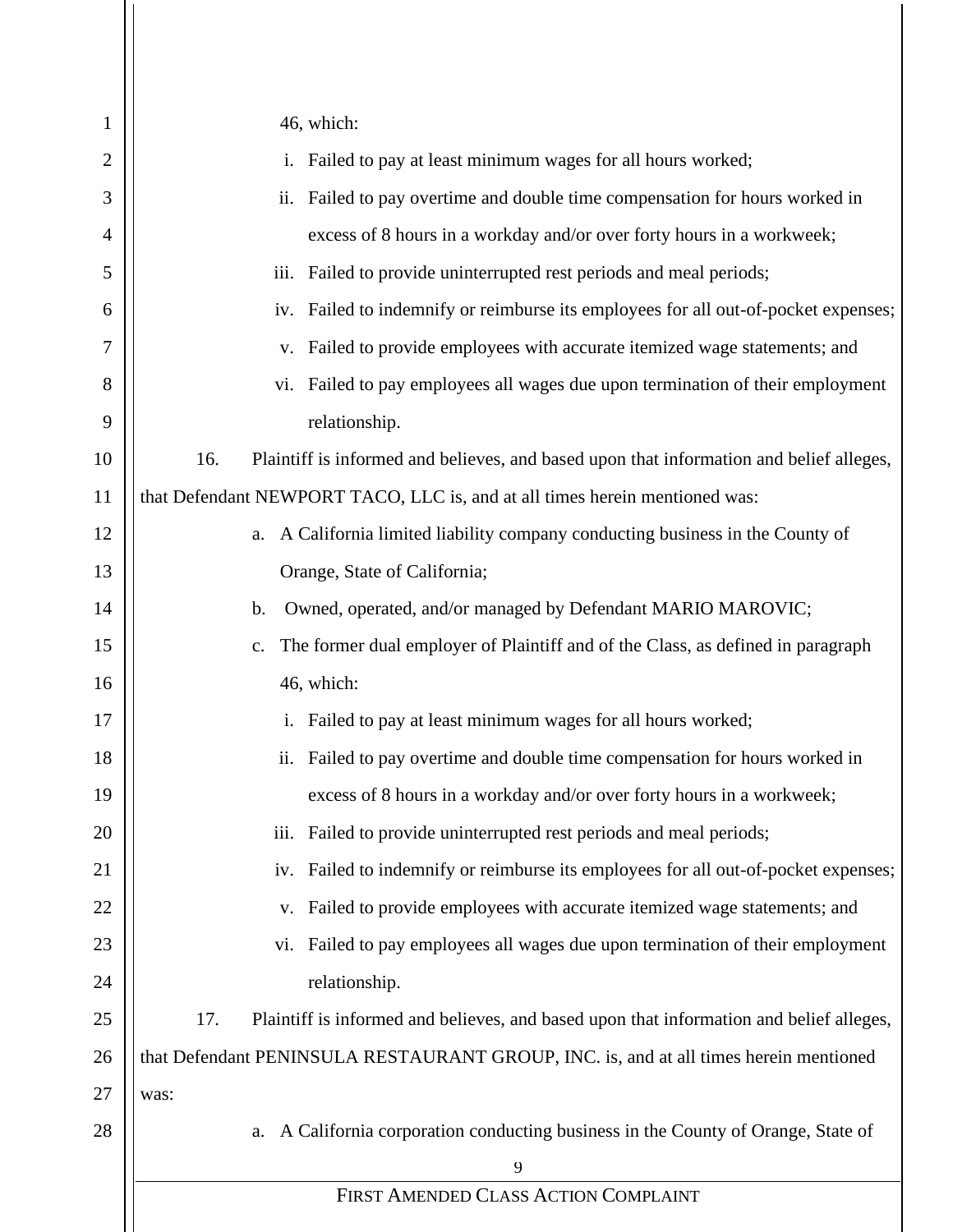46, which:

i. Failed to pay at least minimum wages for all hours worked;

ii. Failed to pay overtime and double time compensation for hours worked in excess of 8 hours in a workday and/or over forty hours in a workweek;

iii. Failed to provide uninterrupted rest periods and meal periods;

iv. Failed to indemnify or reimburse its employees for all out-of-pocket expenses;

v. Failed to provide employees with accurate itemized wage statements; and

vi. Failed to pay employees all wages due upon termination of their employment relationship.

16. Plaintiff is informed and believes, and based upon that information and belief alleges, that Defendant NEWPORT TACO, LLC is, and at all times herein mentioned was:

a. A California limited liability company conducting business in the County of Orange, State of California;

b. Owned, operated, and/or managed by Defendant MARIO MAROVIC;

c. The former dual employer of Plaintiff and of the Class, as defined in paragraph 46, which:

i. Failed to pay at least minimum wages for all hours worked;

ii. Failed to pay overtime and double time compensation for hours worked in excess of 8 hours in a workday and/or over forty hours in a workweek;

iii. Failed to provide uninterrupted rest periods and meal periods;

iv. Failed to indemnify or reimburse its employees for all out-of-pocket expenses;

v. Failed to provide employees with accurate itemized wage statements; and

vi. Failed to pay employees all wages due upon termination of their employment relationship.

17. Plaintiff is informed and believes, and based upon that information and belief alleges, that Defendant PENINSULA RESTAURANT GROUP, INC. is, and at all times herein mentioned was:

a. A California corporation conducting business in the County of Orange, State of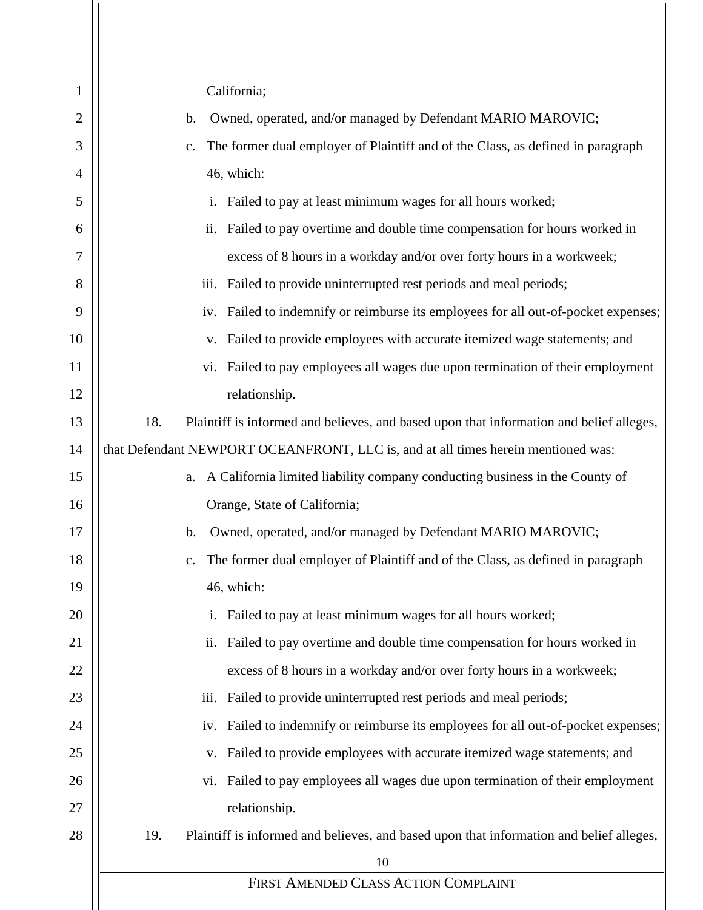California;

b. Owned, operated, and/or managed by Defendant MARIO MAROVIC;

c. The former dual employer of Plaintiff and of the Class, as defined in paragraph 46, which:

   i. Failed to pay at least minimum wages for all hours worked;

   ii. Failed to pay overtime and double time compensation for hours worked in excess of 8 hours in a workday and/or over forty hours in a workweek;

   iii. Failed to provide uninterrupted rest periods and meal periods;

   iv. Failed to indemnify or reimburse its employees for all out-of-pocket expenses;

   v. Failed to provide employees with accurate itemized wage statements; and

   vi. Failed to pay employees all wages due upon termination of their employment relationship.

18. Plaintiff is informed and believes, and based upon that information and belief alleges, that Defendant NEWPORT OCEANFRONT, LLC is, and at all times herein mentioned was:

a. A California limited liability company conducting business in the County of Orange, State of California;

b. Owned, operated, and/or managed by Defendant MARIO MAROVIC;

c. The former dual employer of Plaintiff and of the Class, as defined in paragraph 46, which:

   i. Failed to pay at least minimum wages for all hours worked;

   ii. Failed to pay overtime and double time compensation for hours worked in excess of 8 hours in a workday and/or over forty hours in a workweek;

   iii. Failed to provide uninterrupted rest periods and meal periods;

   iv. Failed to indemnify or reimburse its employees for all out-of-pocket expenses;

   v. Failed to provide employees with accurate itemized wage statements; and

   vi. Failed to pay employees all wages due upon termination of their employment relationship.

19. Plaintiff is informed and believes, and based upon that information and belief alleges,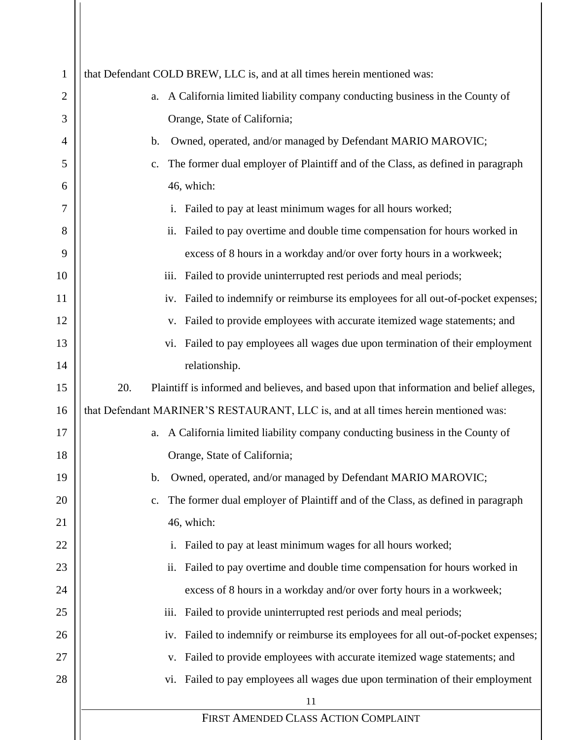that Defendant COLD BREW, LLC is, and at all times herein mentioned was:

a. A California limited liability company conducting business in the County of Orange, State of California;

b. Owned, operated, and/or managed by Defendant MARIO MAROVIC;

c. The former dual employer of Plaintiff and of the Class, as defined in paragraph 46, which:

   i. Failed to pay at least minimum wages for all hours worked;

   ii. Failed to pay overtime and double time compensation for hours worked in excess of 8 hours in a workday and/or over forty hours in a workweek;

   iii. Failed to provide uninterrupted rest periods and meal periods;

   iv. Failed to indemnify or reimburse its employees for all out-of-pocket expenses;

   v. Failed to provide employees with accurate itemized wage statements; and

   vi. Failed to pay employees all wages due upon termination of their employment relationship.

20. Plaintiff is informed and believes, and based upon that information and belief alleges, that Defendant MARINER'S RESTAURANT, LLC is, and at all times herein mentioned was:

a. A California limited liability company conducting business in the County of Orange, State of California;

b. Owned, operated, and/or managed by Defendant MARIO MAROVIC;

c. The former dual employer of Plaintiff and of the Class, as defined in paragraph 46, which:

   i. Failed to pay at least minimum wages for all hours worked;

   ii. Failed to pay overtime and double time compensation for hours worked in excess of 8 hours in a workday and/or over forty hours in a workweek;

   iii. Failed to provide uninterrupted rest periods and meal periods;

   iv. Failed to indemnify or reimburse its employees for all out-of-pocket expenses;

   v. Failed to provide employees with accurate itemized wage statements; and

   vi. Failed to pay employees all wages due upon termination of their employment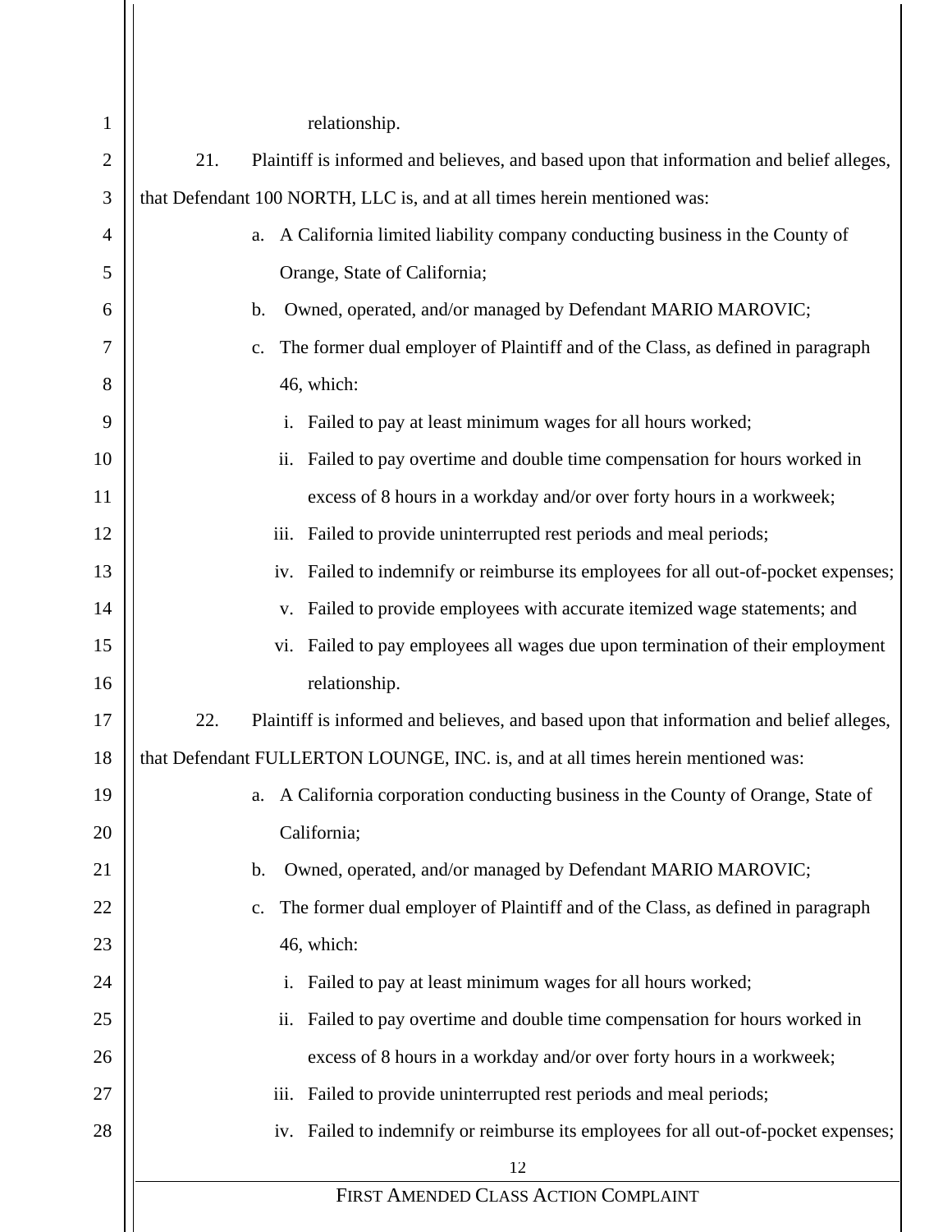relationship.

21. Plaintiff is informed and believes, and based upon that information and belief alleges, that Defendant 100 NORTH, LLC is, and at all times herein mentioned was:

a. A California limited liability company conducting business in the County of Orange, State of California;

b. Owned, operated, and/or managed by Defendant MARIO MAROVIC;

c. The former dual employer of Plaintiff and of the Class, as defined in paragraph 46, which:

i. Failed to pay at least minimum wages for all hours worked;

ii. Failed to pay overtime and double time compensation for hours worked in excess of 8 hours in a workday and/or over forty hours in a workweek;

iii. Failed to provide uninterrupted rest periods and meal periods;

iv. Failed to indemnify or reimburse its employees for all out-of-pocket expenses;

v. Failed to provide employees with accurate itemized wage statements; and

vi. Failed to pay employees all wages due upon termination of their employment relationship.

22. Plaintiff is informed and believes, and based upon that information and belief alleges, that Defendant FULLERTON LOUNGE, INC. is, and at all times herein mentioned was:

a. A California corporation conducting business in the County of Orange, State of California;

b. Owned, operated, and/or managed by Defendant MARIO MAROVIC;

c. The former dual employer of Plaintiff and of the Class, as defined in paragraph 46, which:

i. Failed to pay at least minimum wages for all hours worked;

ii. Failed to pay overtime and double time compensation for hours worked in excess of 8 hours in a workday and/or over forty hours in a workweek;

iii. Failed to provide uninterrupted rest periods and meal periods;

iv. Failed to indemnify or reimburse its employees for all out-of-pocket expenses;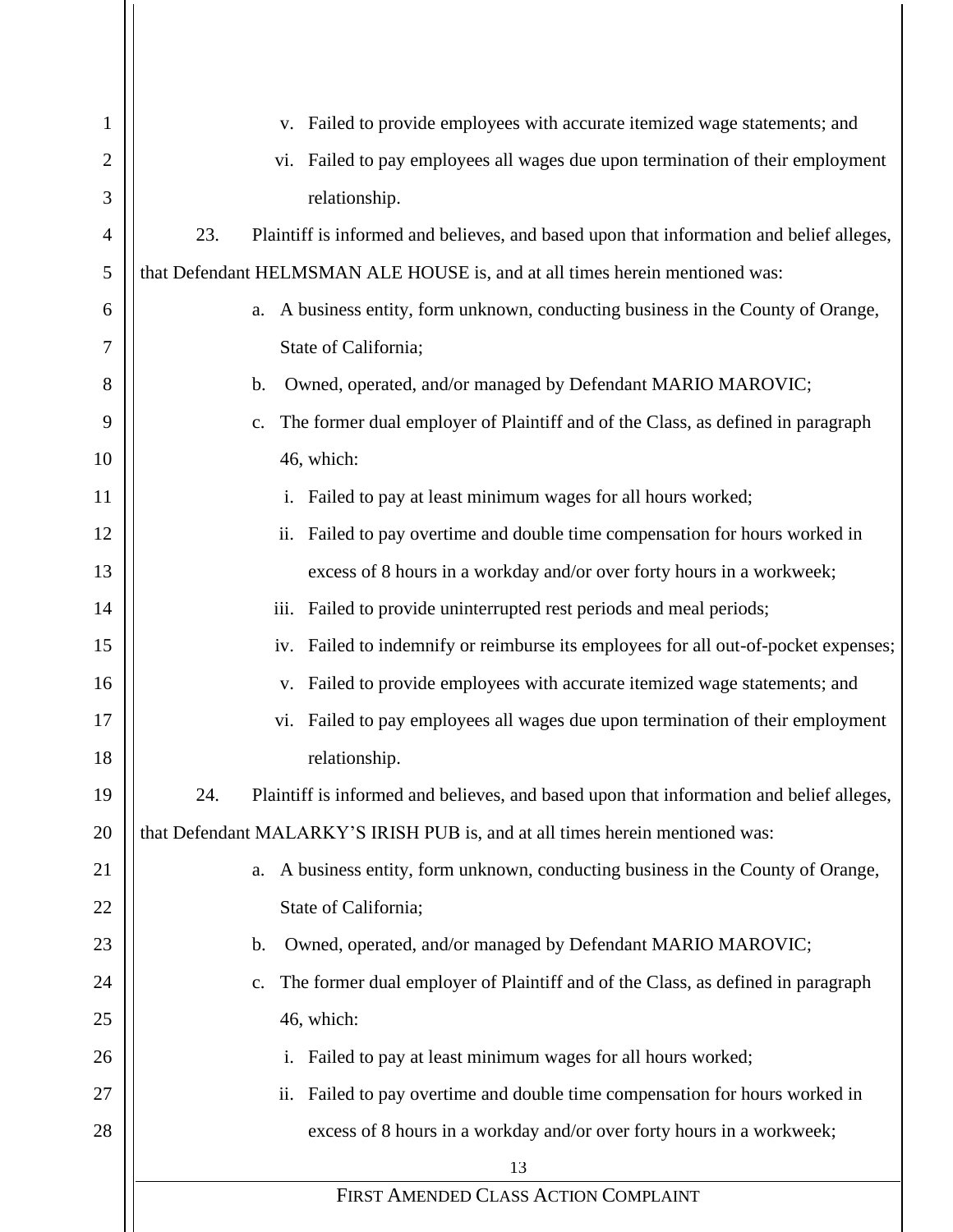v. Failed to provide employees with accurate itemized wage statements; and

vi. Failed to pay employees all wages due upon termination of their employment relationship.

23. Plaintiff is informed and believes, and based upon that information and belief alleges, that Defendant HELMSMAN ALE HOUSE is, and at all times herein mentioned was:

a. A business entity, form unknown, conducting business in the County of Orange, State of California;

b. Owned, operated, and/or managed by Defendant MARIO MAROVIC;

c. The former dual employer of Plaintiff and of the Class, as defined in paragraph 46, which:

i. Failed to pay at least minimum wages for all hours worked;

ii. Failed to pay overtime and double time compensation for hours worked in excess of 8 hours in a workday and/or over forty hours in a workweek;

iii. Failed to provide uninterrupted rest periods and meal periods;

iv. Failed to indemnify or reimburse its employees for all out-of-pocket expenses;

v. Failed to provide employees with accurate itemized wage statements; and

vi. Failed to pay employees all wages due upon termination of their employment relationship.

24. Plaintiff is informed and believes, and based upon that information and belief alleges, that Defendant MALARKY'S IRISH PUB is, and at all times herein mentioned was:

a. A business entity, form unknown, conducting business in the County of Orange, State of California;

b. Owned, operated, and/or managed by Defendant MARIO MAROVIC;

c. The former dual employer of Plaintiff and of the Class, as defined in paragraph 46, which:

i. Failed to pay at least minimum wages for all hours worked;

ii. Failed to pay overtime and double time compensation for hours worked in excess of 8 hours in a workday and/or over forty hours in a workweek;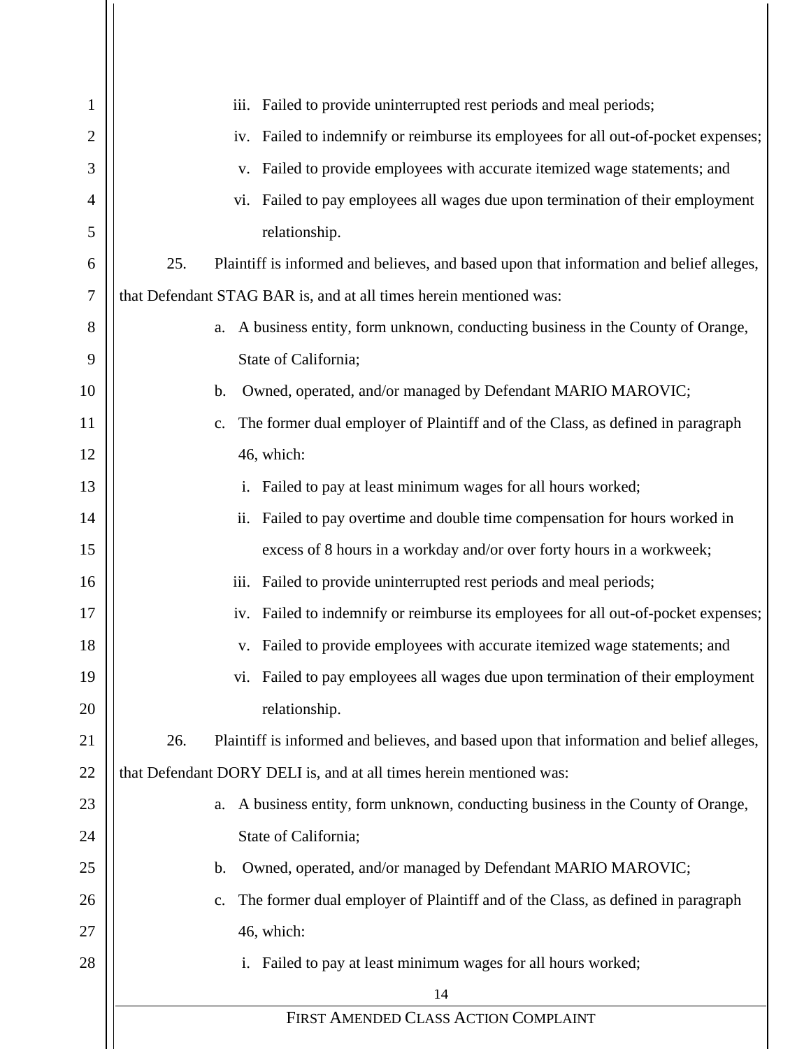iii. Failed to provide uninterrupted rest periods and meal periods;

iv. Failed to indemnify or reimburse its employees for all out-of-pocket expenses;

v. Failed to provide employees with accurate itemized wage statements; and

vi. Failed to pay employees all wages due upon termination of their employment relationship.

25. Plaintiff is informed and believes, and based upon that information and belief alleges, that Defendant STAG BAR is, and at all times herein mentioned was:

a. A business entity, form unknown, conducting business in the County of Orange, State of California;

b. Owned, operated, and/or managed by Defendant MARIO MAROVIC;

c. The former dual employer of Plaintiff and of the Class, as defined in paragraph 46, which:

i. Failed to pay at least minimum wages for all hours worked;

ii. Failed to pay overtime and double time compensation for hours worked in excess of 8 hours in a workday and/or over forty hours in a workweek;

iii. Failed to provide uninterrupted rest periods and meal periods;

iv. Failed to indemnify or reimburse its employees for all out-of-pocket expenses;

v. Failed to provide employees with accurate itemized wage statements; and

vi. Failed to pay employees all wages due upon termination of their employment relationship.

26. Plaintiff is informed and believes, and based upon that information and belief alleges, that Defendant DORY DELI is, and at all times herein mentioned was:

a. A business entity, form unknown, conducting business in the County of Orange, State of California;

b. Owned, operated, and/or managed by Defendant MARIO MAROVIC;

c. The former dual employer of Plaintiff and of the Class, as defined in paragraph 46, which:

i. Failed to pay at least minimum wages for all hours worked;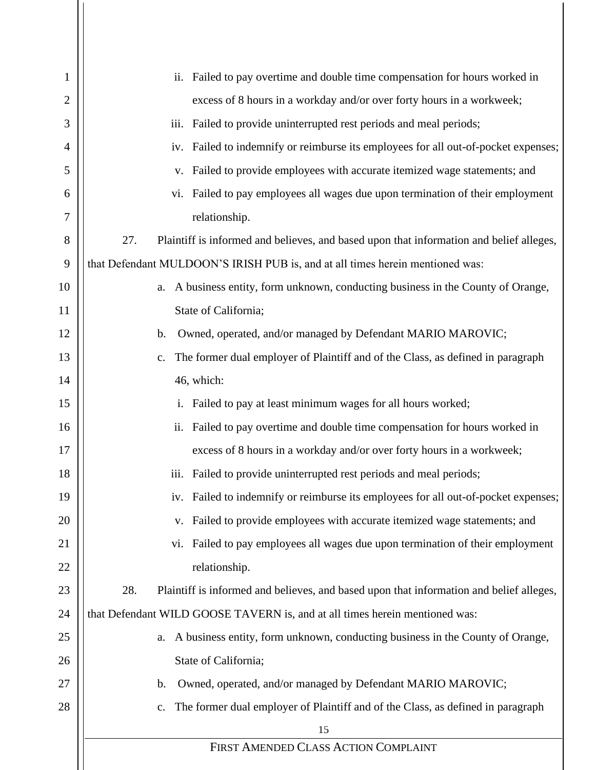ii. Failed to pay overtime and double time compensation for hours worked in excess of 8 hours in a workday and/or over forty hours in a workweek;

iii. Failed to provide uninterrupted rest periods and meal periods;

iv. Failed to indemnify or reimburse its employees for all out-of-pocket expenses;

v. Failed to provide employees with accurate itemized wage statements; and

vi. Failed to pay employees all wages due upon termination of their employment relationship.

27. Plaintiff is informed and believes, and based upon that information and belief alleges, that Defendant MULDOON'S IRISH PUB is, and at all times herein mentioned was:

a. A business entity, form unknown, conducting business in the County of Orange, State of California;

b. Owned, operated, and/or managed by Defendant MARIO MAROVIC;

c. The former dual employer of Plaintiff and of the Class, as defined in paragraph 46, which:

i. Failed to pay at least minimum wages for all hours worked;

ii. Failed to pay overtime and double time compensation for hours worked in excess of 8 hours in a workday and/or over forty hours in a workweek;

iii. Failed to provide uninterrupted rest periods and meal periods;

iv. Failed to indemnify or reimburse its employees for all out-of-pocket expenses;

v. Failed to provide employees with accurate itemized wage statements; and

vi. Failed to pay employees all wages due upon termination of their employment relationship.

28. Plaintiff is informed and believes, and based upon that information and belief alleges, that Defendant WILD GOOSE TAVERN is, and at all times herein mentioned was:

a. A business entity, form unknown, conducting business in the County of Orange, State of California;

b. Owned, operated, and/or managed by Defendant MARIO MAROVIC;

c. The former dual employer of Plaintiff and of the Class, as defined in paragraph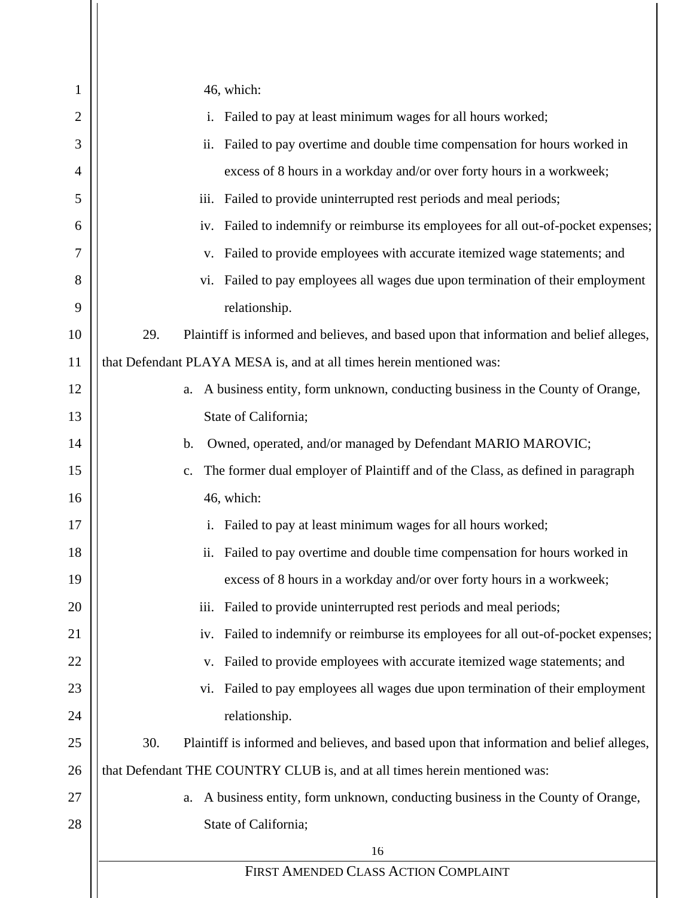46, which:

i. Failed to pay at least minimum wages for all hours worked;

ii. Failed to pay overtime and double time compensation for hours worked in excess of 8 hours in a workday and/or over forty hours in a workweek;

iii. Failed to provide uninterrupted rest periods and meal periods;

iv. Failed to indemnify or reimburse its employees for all out-of-pocket expenses;

v. Failed to provide employees with accurate itemized wage statements; and

vi. Failed to pay employees all wages due upon termination of their employment relationship.

29. Plaintiff is informed and believes, and based upon that information and belief alleges, that Defendant PLAYA MESA is, and at all times herein mentioned was:

a. A business entity, form unknown, conducting business in the County of Orange, State of California;

b. Owned, operated, and/or managed by Defendant MARIO MAROVIC;

c. The former dual employer of Plaintiff and of the Class, as defined in paragraph 46, which:

i. Failed to pay at least minimum wages for all hours worked;

ii. Failed to pay overtime and double time compensation for hours worked in excess of 8 hours in a workday and/or over forty hours in a workweek;

iii. Failed to provide uninterrupted rest periods and meal periods;

iv. Failed to indemnify or reimburse its employees for all out-of-pocket expenses;

v. Failed to provide employees with accurate itemized wage statements; and

vi. Failed to pay employees all wages due upon termination of their employment relationship.

30. Plaintiff is informed and believes, and based upon that information and belief alleges, that Defendant THE COUNTRY CLUB is, and at all times herein mentioned was:

a. A business entity, form unknown, conducting business in the County of Orange, State of California;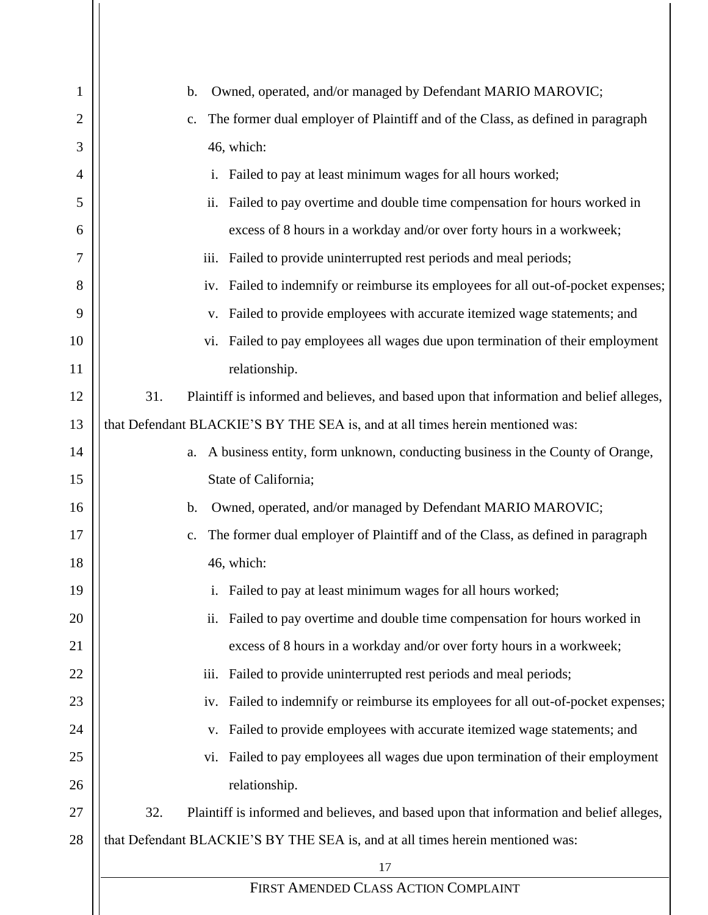b. Owned, operated, and/or managed by Defendant MARIO MAROVIC;

c. The former dual employer of Plaintiff and of the Class, as defined in paragraph 46, which:

   i. Failed to pay at least minimum wages for all hours worked;

   ii. Failed to pay overtime and double time compensation for hours worked in excess of 8 hours in a workday and/or over forty hours in a workweek;

   iii. Failed to provide uninterrupted rest periods and meal periods;

   iv. Failed to indemnify or reimburse its employees for all out-of-pocket expenses;

   v. Failed to provide employees with accurate itemized wage statements; and

   vi. Failed to pay employees all wages due upon termination of their employment relationship.

31. Plaintiff is informed and believes, and based upon that information and belief alleges, that Defendant BLACKIE'S BY THE SEA is, and at all times herein mentioned was:

a. A business entity, form unknown, conducting business in the County of Orange, State of California;

b. Owned, operated, and/or managed by Defendant MARIO MAROVIC;

c. The former dual employer of Plaintiff and of the Class, as defined in paragraph 46, which:

   i. Failed to pay at least minimum wages for all hours worked;

   ii. Failed to pay overtime and double time compensation for hours worked in excess of 8 hours in a workday and/or over forty hours in a workweek;

   iii. Failed to provide uninterrupted rest periods and meal periods;

   iv. Failed to indemnify or reimburse its employees for all out-of-pocket expenses;

   v. Failed to provide employees with accurate itemized wage statements; and

   vi. Failed to pay employees all wages due upon termination of their employment relationship.

32. Plaintiff is informed and believes, and based upon that information and belief alleges, that Defendant BLACKIE'S BY THE SEA is, and at all times herein mentioned was: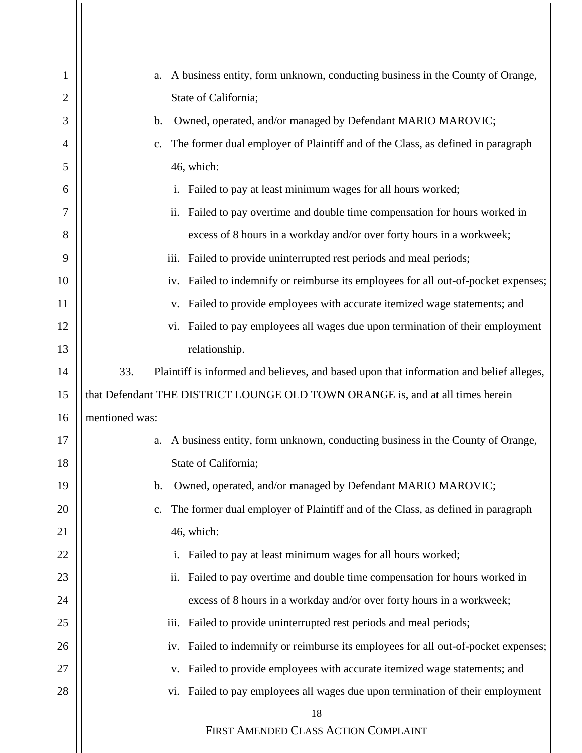a. A business entity, form unknown, conducting business in the County of Orange, State of California;

b. Owned, operated, and/or managed by Defendant MARIO MAROVIC;

c. The former dual employer of Plaintiff and of the Class, as defined in paragraph 46, which:

   i. Failed to pay at least minimum wages for all hours worked;

   ii. Failed to pay overtime and double time compensation for hours worked in excess of 8 hours in a workday and/or over forty hours in a workweek;

   iii. Failed to provide uninterrupted rest periods and meal periods;

   iv. Failed to indemnify or reimburse its employees for all out-of-pocket expenses;

   v. Failed to provide employees with accurate itemized wage statements; and

   vi. Failed to pay employees all wages due upon termination of their employment relationship.

33. Plaintiff is informed and believes, and based upon that information and belief alleges, that Defendant THE DISTRICT LOUNGE OLD TOWN ORANGE is, and at all times herein mentioned was:

a. A business entity, form unknown, conducting business in the County of Orange, State of California;

b. Owned, operated, and/or managed by Defendant MARIO MAROVIC;

c. The former dual employer of Plaintiff and of the Class, as defined in paragraph 46, which:

   i. Failed to pay at least minimum wages for all hours worked;

   ii. Failed to pay overtime and double time compensation for hours worked in excess of 8 hours in a workday and/or over forty hours in a workweek;

   iii. Failed to provide uninterrupted rest periods and meal periods;

   iv. Failed to indemnify or reimburse its employees for all out-of-pocket expenses;

   v. Failed to provide employees with accurate itemized wage statements; and

   vi. Failed to pay employees all wages due upon termination of their employment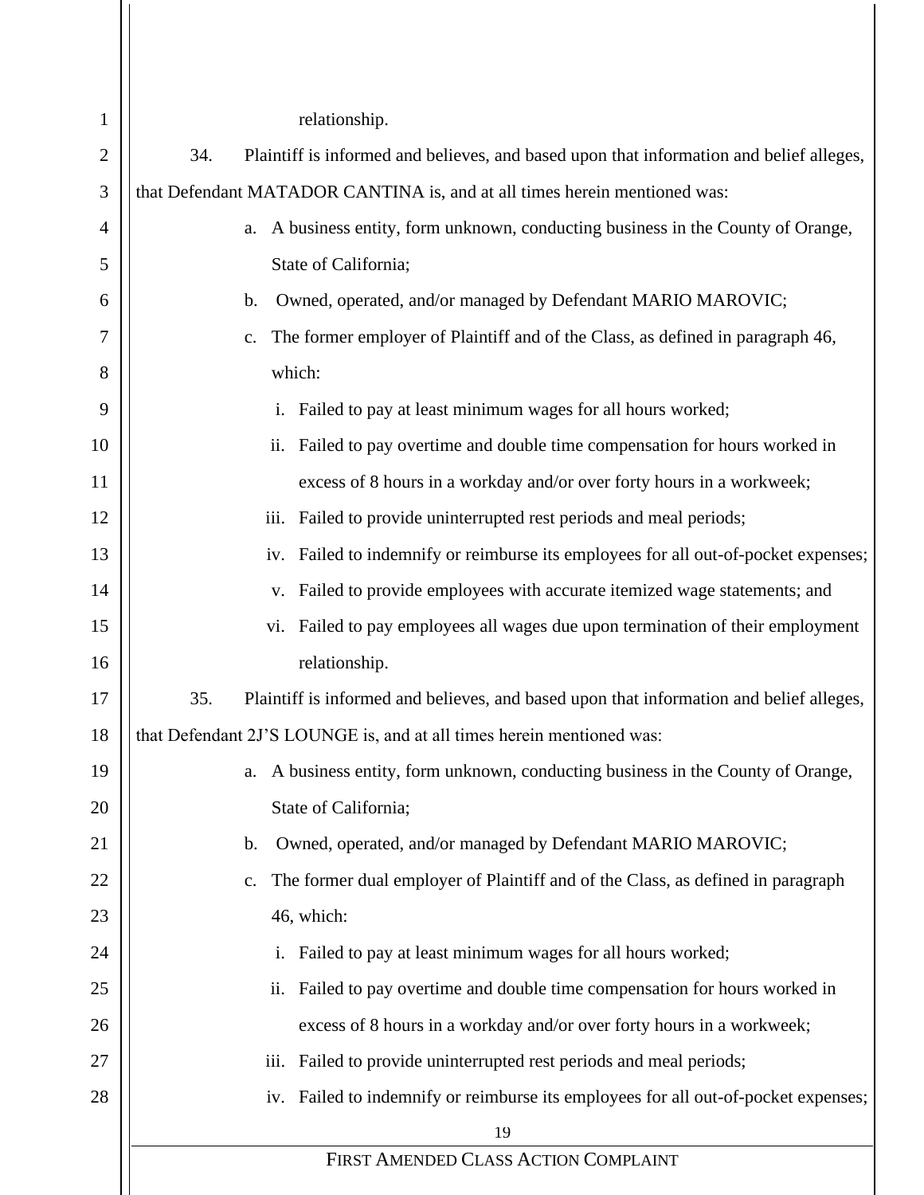relationship.

34. Plaintiff is informed and believes, and based upon that information and belief alleges, that Defendant MATADOR CANTINA is, and at all times herein mentioned was:

a. A business entity, form unknown, conducting business in the County of Orange, State of California;

b. Owned, operated, and/or managed by Defendant MARIO MAROVIC;

c. The former employer of Plaintiff and of the Class, as defined in paragraph 46, which:

   i. Failed to pay at least minimum wages for all hours worked;

   ii. Failed to pay overtime and double time compensation for hours worked in excess of 8 hours in a workday and/or over forty hours in a workweek;

   iii. Failed to provide uninterrupted rest periods and meal periods;

   iv. Failed to indemnify or reimburse its employees for all out-of-pocket expenses;

   v. Failed to provide employees with accurate itemized wage statements; and

   vi. Failed to pay employees all wages due upon termination of their employment relationship.

35. Plaintiff is informed and believes, and based upon that information and belief alleges, that Defendant 2J'S LOUNGE is, and at all times herein mentioned was:

a. A business entity, form unknown, conducting business in the County of Orange, State of California;

b. Owned, operated, and/or managed by Defendant MARIO MAROVIC;

c. The former dual employer of Plaintiff and of the Class, as defined in paragraph 46, which:

   i. Failed to pay at least minimum wages for all hours worked;

   ii. Failed to pay overtime and double time compensation for hours worked in excess of 8 hours in a workday and/or over forty hours in a workweek;

   iii. Failed to provide uninterrupted rest periods and meal periods;

   iv. Failed to indemnify or reimburse its employees for all out-of-pocket expenses;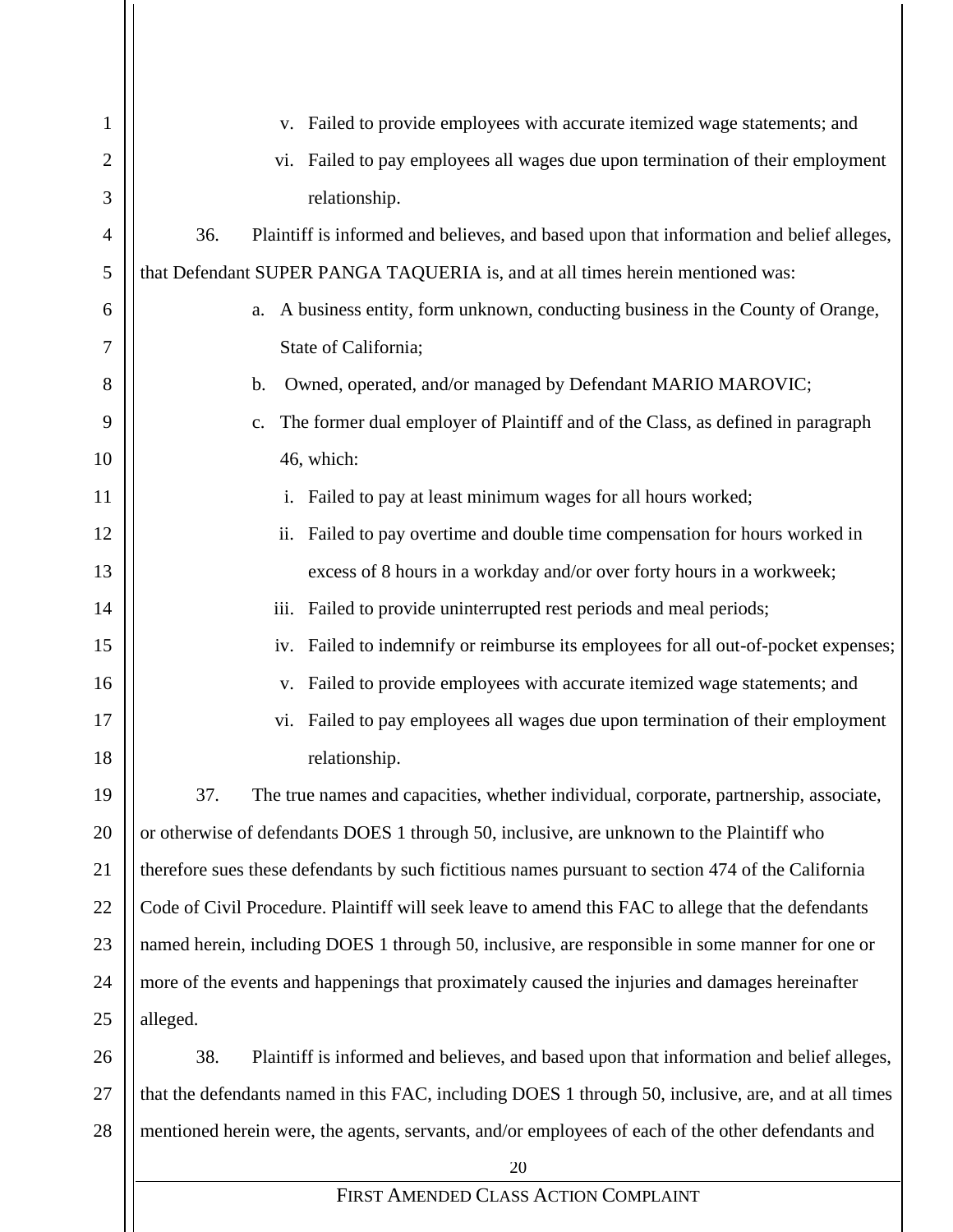v. Failed to provide employees with accurate itemized wage statements; and

vi. Failed to pay employees all wages due upon termination of their employment relationship.

36. Plaintiff is informed and believes, and based upon that information and belief alleges, that Defendant SUPER PANGA TAQUERIA is, and at all times herein mentioned was:

a. A business entity, form unknown, conducting business in the County of Orange, State of California;

b. Owned, operated, and/or managed by Defendant MARIO MAROVIC;

c. The former dual employer of Plaintiff and of the Class, as defined in paragraph 46, which:

i. Failed to pay at least minimum wages for all hours worked;

ii. Failed to pay overtime and double time compensation for hours worked in excess of 8 hours in a workday and/or over forty hours in a workweek;

iii. Failed to provide uninterrupted rest periods and meal periods;

iv. Failed to indemnify or reimburse its employees for all out-of-pocket expenses;

v. Failed to provide employees with accurate itemized wage statements; and

vi. Failed to pay employees all wages due upon termination of their employment relationship.

37. The true names and capacities, whether individual, corporate, partnership, associate, or otherwise of defendants DOES 1 through 50, inclusive, are unknown to the Plaintiff who therefore sues these defendants by such fictitious names pursuant to section 474 of the California Code of Civil Procedure. Plaintiff will seek leave to amend this FAC to allege that the defendants named herein, including DOES 1 through 50, inclusive, are responsible in some manner for one or more of the events and happenings that proximately caused the injuries and damages hereinafter alleged.

38. Plaintiff is informed and believes, and based upon that information and belief alleges, that the defendants named in this FAC, including DOES 1 through 50, inclusive, are, and at all times mentioned herein were, the agents, servants, and/or employees of each of the other defendants and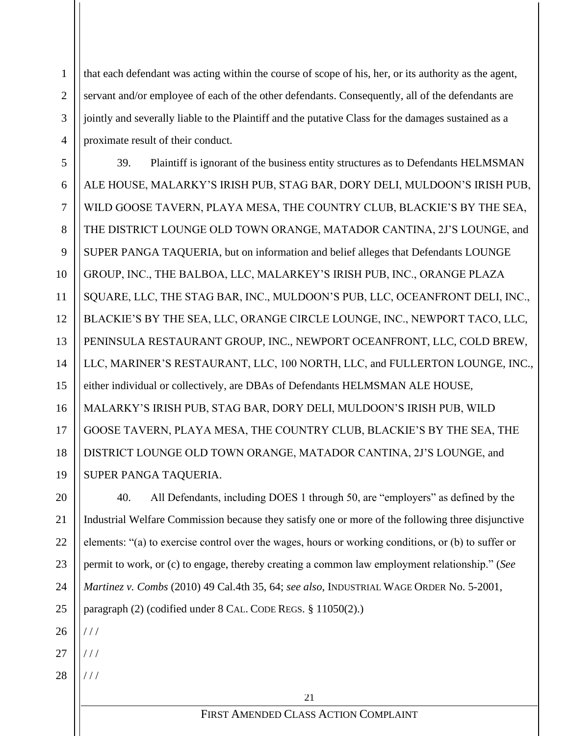that each defendant was acting within the course of scope of his, her, or its authority as the agent, servant and/or employee of each of the other defendants. Consequently, all of the defendants are jointly and severally liable to the Plaintiff and the putative Class for the damages sustained as a proximate result of their conduct.

39. Plaintiff is ignorant of the business entity structures as to Defendants HELMSMAN ALE HOUSE, MALARKY'S IRISH PUB, STAG BAR, DORY DELI, MULDOON'S IRISH PUB, WILD GOOSE TAVERN, PLAYA MESA, THE COUNTRY CLUB, BLACKIE'S BY THE SEA, THE DISTRICT LOUNGE OLD TOWN ORANGE, MATADOR CANTINA, 2J'S LOUNGE, and SUPER PANGA TAQUERIA, but on information and belief alleges that Defendants LOUNGE GROUP, INC., THE BALBOA, LLC, MALARKEY'S IRISH PUB, INC., ORANGE PLAZA SQUARE, LLC, THE STAG BAR, INC., MULDOON'S PUB, LLC, OCEANFRONT DELI, INC., BLACKIE'S BY THE SEA, LLC, ORANGE CIRCLE LOUNGE, INC., NEWPORT TACO, LLC, PENINSULA RESTAURANT GROUP, INC., NEWPORT OCEANFRONT, LLC, COLD BREW, LLC, MARINER'S RESTAURANT, LLC, 100 NORTH, LLC, and FULLERTON LOUNGE, INC., either individual or collectively, are DBAs of Defendants HELMSMAN ALE HOUSE, MALARKY'S IRISH PUB, STAG BAR, DORY DELI, MULDOON'S IRISH PUB, WILD GOOSE TAVERN, PLAYA MESA, THE COUNTRY CLUB, BLACKIE'S BY THE SEA, THE DISTRICT LOUNGE OLD TOWN ORANGE, MATADOR CANTINA, 2J'S LOUNGE, and SUPER PANGA TAQUERIA.

40. All Defendants, including DOES 1 through 50, are "employers" as defined by the Industrial Welfare Commission because they satisfy one or more of the following three disjunctive elements: "(a) to exercise control over the wages, hours or working conditions, or (b) to suffer or permit to work, or (c) to engage, thereby creating a common law employment relationship." (*See Martinez v. Combs* (2010) 49 Cal.4th 35, 64; *see also*, INDUSTRIAL WAGE ORDER No. 5-2001, paragraph (2) (codified under 8 CAL. CODE REGS. § 11050(2).)

/ / /

/ / /

/ / /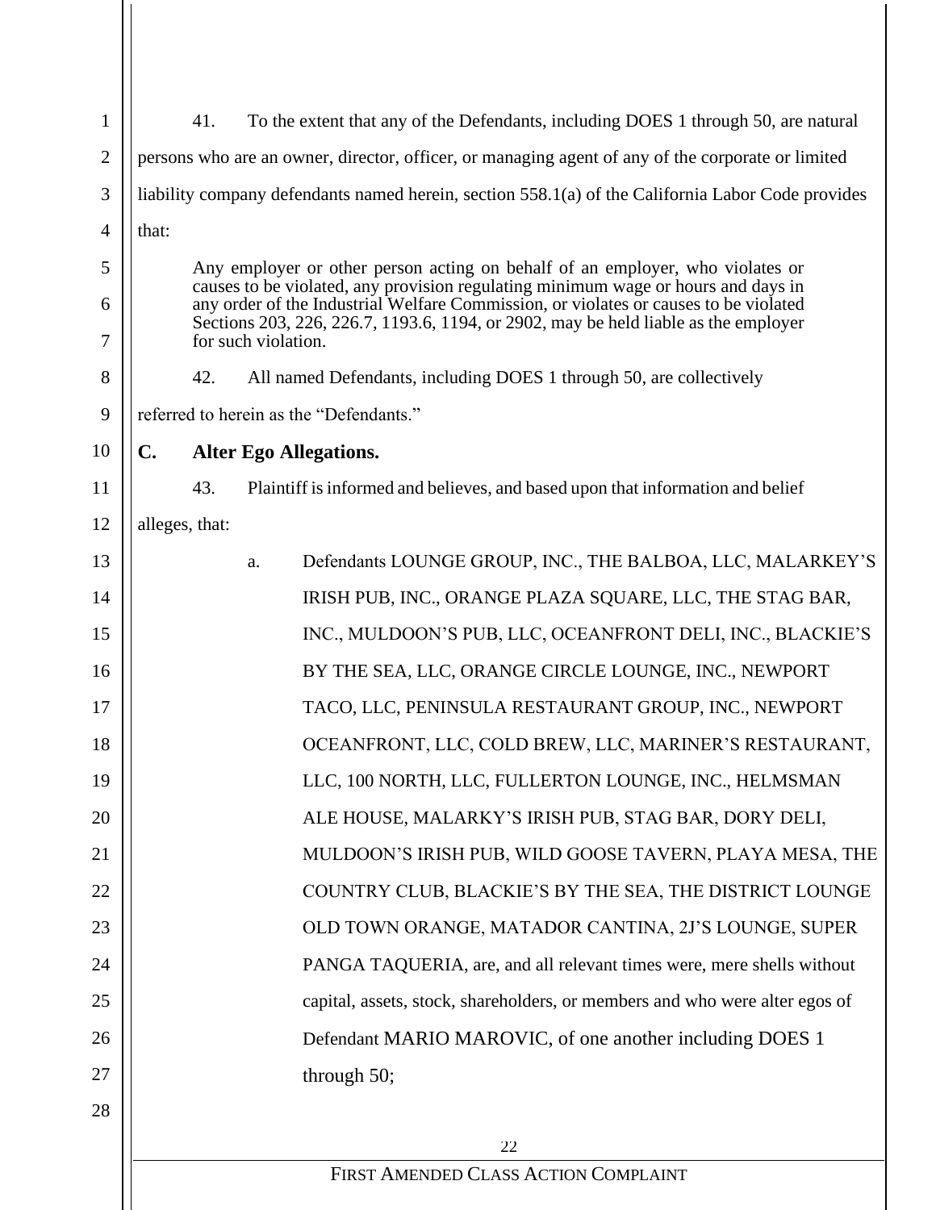41. To the extent that any of the Defendants, including DOES 1 through 50, are natural persons who are an owner, director, officer, or managing agent of any of the corporate or limited liability company defendants named herein, section 558.1(a) of the California Labor Code provides that:

> Any employer or other person acting on behalf of an employer, who violates or causes to be violated, any provision regulating minimum wage or hours and days in any order of the Industrial Welfare Commission, or violates or causes to be violated Sections 203, 226, 226.7, 1193.6, 1194, or 2902, may be held liable as the employer for such violation.

42. All named Defendants, including DOES 1 through 50, are collectively referred to herein as the "Defendants."

## C. Alter Ego Allegations.

43. Plaintiff is informed and believes, and based upon that information and belief alleges, that:

a. Defendants LOUNGE GROUP, INC., THE BALBOA, LLC, MALARKEY'S IRISH PUB, INC., ORANGE PLAZA SQUARE, LLC, THE STAG BAR, INC., MULDOON'S PUB, LLC, OCEANFRONT DELI, INC., BLACKIE'S BY THE SEA, LLC, ORANGE CIRCLE LOUNGE, INC., NEWPORT TACO, LLC, PENINSULA RESTAURANT GROUP, INC., NEWPORT OCEANFRONT, LLC, COLD BREW, LLC, MARINER'S RESTAURANT, LLC, 100 NORTH, LLC, FULLERTON LOUNGE, INC., HELMSMAN ALE HOUSE, MALARKY'S IRISH PUB, STAG BAR, DORY DELI, MULDOON'S IRISH PUB, WILD GOOSE TAVERN, PLAYA MESA, THE COUNTRY CLUB, BLACKIE'S BY THE SEA, THE DISTRICT LOUNGE OLD TOWN ORANGE, MATADOR CANTINA, 2J'S LOUNGE, SUPER PANGA TAQUERIA, are, and all relevant times were, mere shells without capital, assets, stock, shareholders, or members and who were alter egos of Defendant MARIO MAROVIC, of one another including DOES 1 through 50;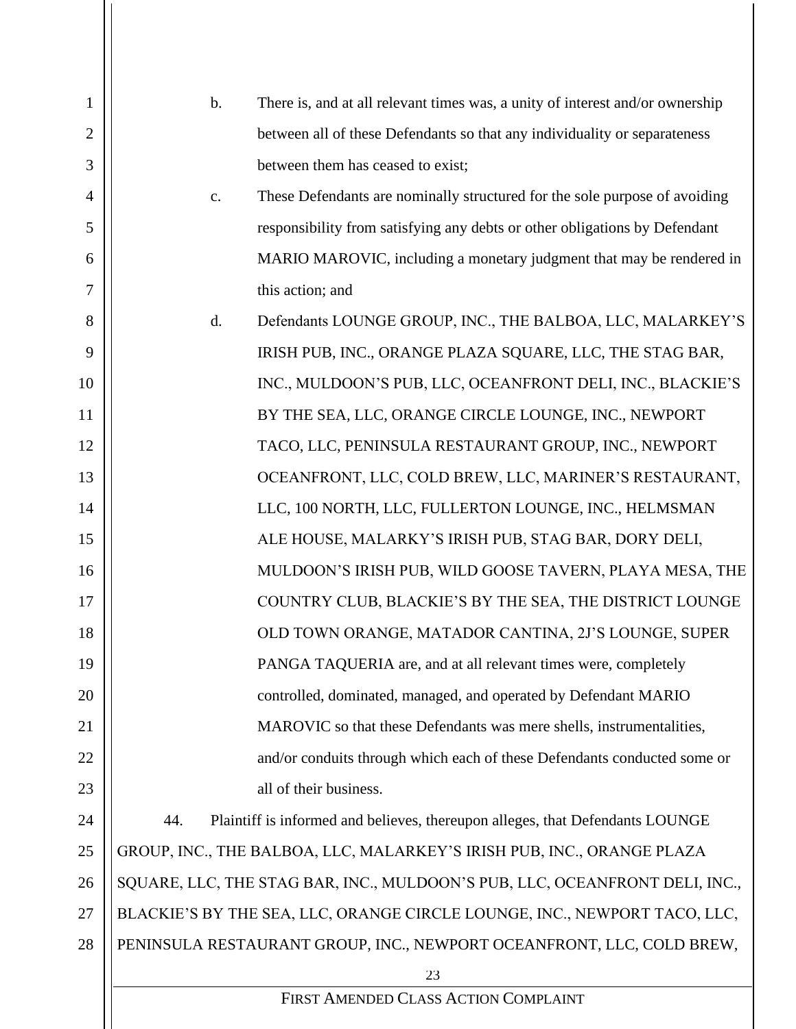b. There is, and at all relevant times was, a unity of interest and/or ownership between all of these Defendants so that any individuality or separateness between them has ceased to exist;

c. These Defendants are nominally structured for the sole purpose of avoiding responsibility from satisfying any debts or other obligations by Defendant MARIO MAROVIC, including a monetary judgment that may be rendered in this action; and

d. Defendants LOUNGE GROUP, INC., THE BALBOA, LLC, MALARKEY'S IRISH PUB, INC., ORANGE PLAZA SQUARE, LLC, THE STAG BAR, INC., MULDOON'S PUB, LLC, OCEANFRONT DELI, INC., BLACKIE'S BY THE SEA, LLC, ORANGE CIRCLE LOUNGE, INC., NEWPORT TACO, LLC, PENINSULA RESTAURANT GROUP, INC., NEWPORT OCEANFRONT, LLC, COLD BREW, LLC, MARINER'S RESTAURANT, LLC, 100 NORTH, LLC, FULLERTON LOUNGE, INC., HELMSMAN ALE HOUSE, MALARKY'S IRISH PUB, STAG BAR, DORY DELI, MULDOON'S IRISH PUB, WILD GOOSE TAVERN, PLAYA MESA, THE COUNTRY CLUB, BLACKIE'S BY THE SEA, THE DISTRICT LOUNGE OLD TOWN ORANGE, MATADOR CANTINA, 2J'S LOUNGE, SUPER PANGA TAQUERIA are, and at all relevant times were, completely controlled, dominated, managed, and operated by Defendant MARIO MAROVIC so that these Defendants was mere shells, instrumentalities, and/or conduits through which each of these Defendants conducted some or all of their business.

44. Plaintiff is informed and believes, thereupon alleges, that Defendants LOUNGE GROUP, INC., THE BALBOA, LLC, MALARKEY'S IRISH PUB, INC., ORANGE PLAZA SQUARE, LLC, THE STAG BAR, INC., MULDOON'S PUB, LLC, OCEANFRONT DELI, INC., BLACKIE'S BY THE SEA, LLC, ORANGE CIRCLE LOUNGE, INC., NEWPORT TACO, LLC, PENINSULA RESTAURANT GROUP, INC., NEWPORT OCEANFRONT, LLC, COLD BREW,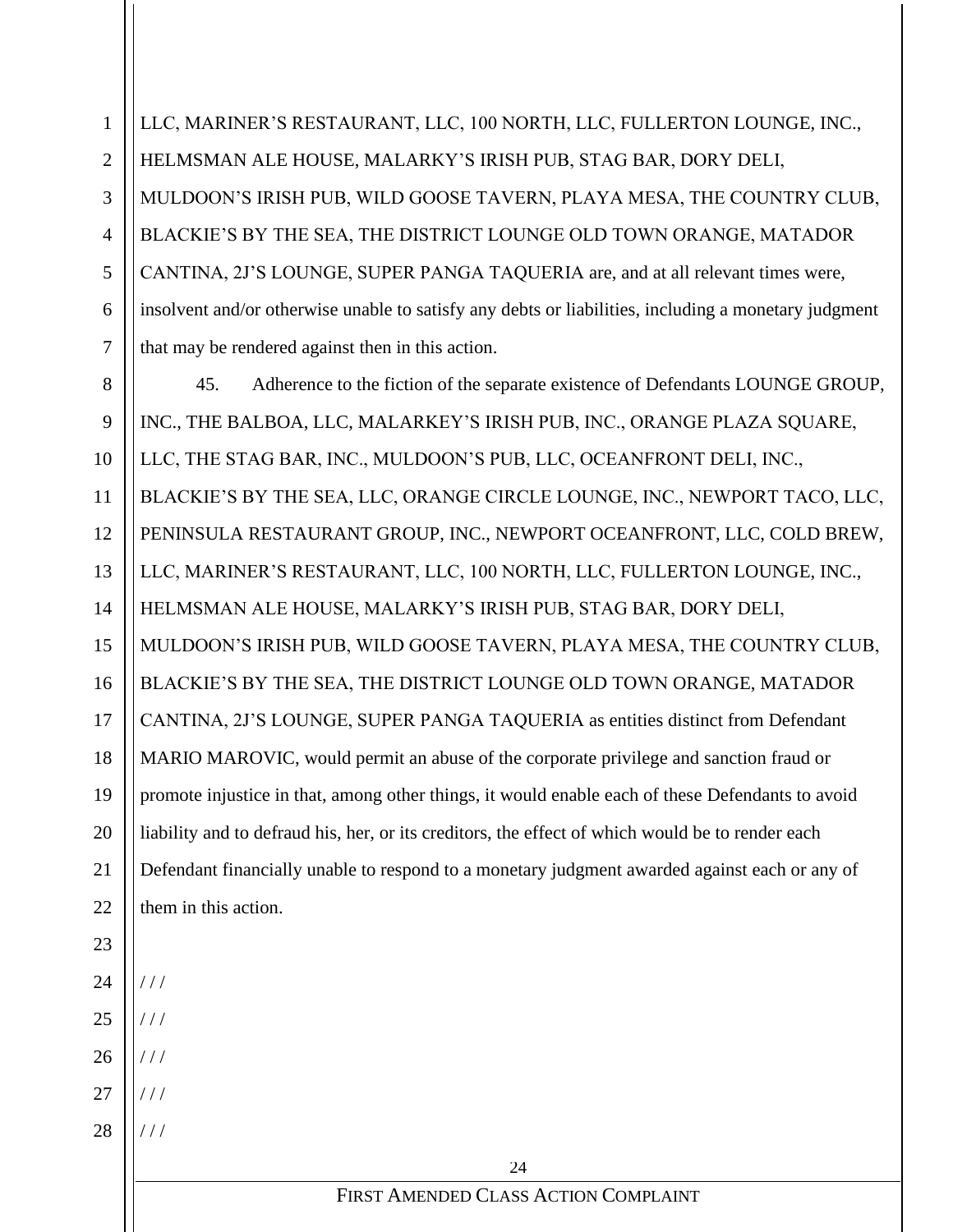LLC, MARINER'S RESTAURANT, LLC, 100 NORTH, LLC, FULLERTON LOUNGE, INC., HELMSMAN ALE HOUSE, MALARKY'S IRISH PUB, STAG BAR, DORY DELI, MULDOON'S IRISH PUB, WILD GOOSE TAVERN, PLAYA MESA, THE COUNTRY CLUB, BLACKIE'S BY THE SEA, THE DISTRICT LOUNGE OLD TOWN ORANGE, MATADOR CANTINA, 2J'S LOUNGE, SUPER PANGA TAQUERIA are, and at all relevant times were, insolvent and/or otherwise unable to satisfy any debts or liabilities, including a monetary judgment that may be rendered against then in this action.

45. Adherence to the fiction of the separate existence of Defendants LOUNGE GROUP, INC., THE BALBOA, LLC, MALARKEY'S IRISH PUB, INC., ORANGE PLAZA SQUARE, LLC, THE STAG BAR, INC., MULDOON'S PUB, LLC, OCEANFRONT DELI, INC., BLACKIE'S BY THE SEA, LLC, ORANGE CIRCLE LOUNGE, INC., NEWPORT TACO, LLC, PENINSULA RESTAURANT GROUP, INC., NEWPORT OCEANFRONT, LLC, COLD BREW, LLC, MARINER'S RESTAURANT, LLC, 100 NORTH, LLC, FULLERTON LOUNGE, INC., HELMSMAN ALE HOUSE, MALARKY'S IRISH PUB, STAG BAR, DORY DELI, MULDOON'S IRISH PUB, WILD GOOSE TAVERN, PLAYA MESA, THE COUNTRY CLUB, BLACKIE'S BY THE SEA, THE DISTRICT LOUNGE OLD TOWN ORANGE, MATADOR CANTINA, 2J'S LOUNGE, SUPER PANGA TAQUERIA as entities distinct from Defendant MARIO MAROVIC, would permit an abuse of the corporate privilege and sanction fraud or promote injustice in that, among other things, it would enable each of these Defendants to avoid liability and to defraud his, her, or its creditors, the effect of which would be to render each Defendant financially unable to respond to a monetary judgment awarded against each or any of them in this action.

/ / /

/ / /

/ / /

/ / /

/ / /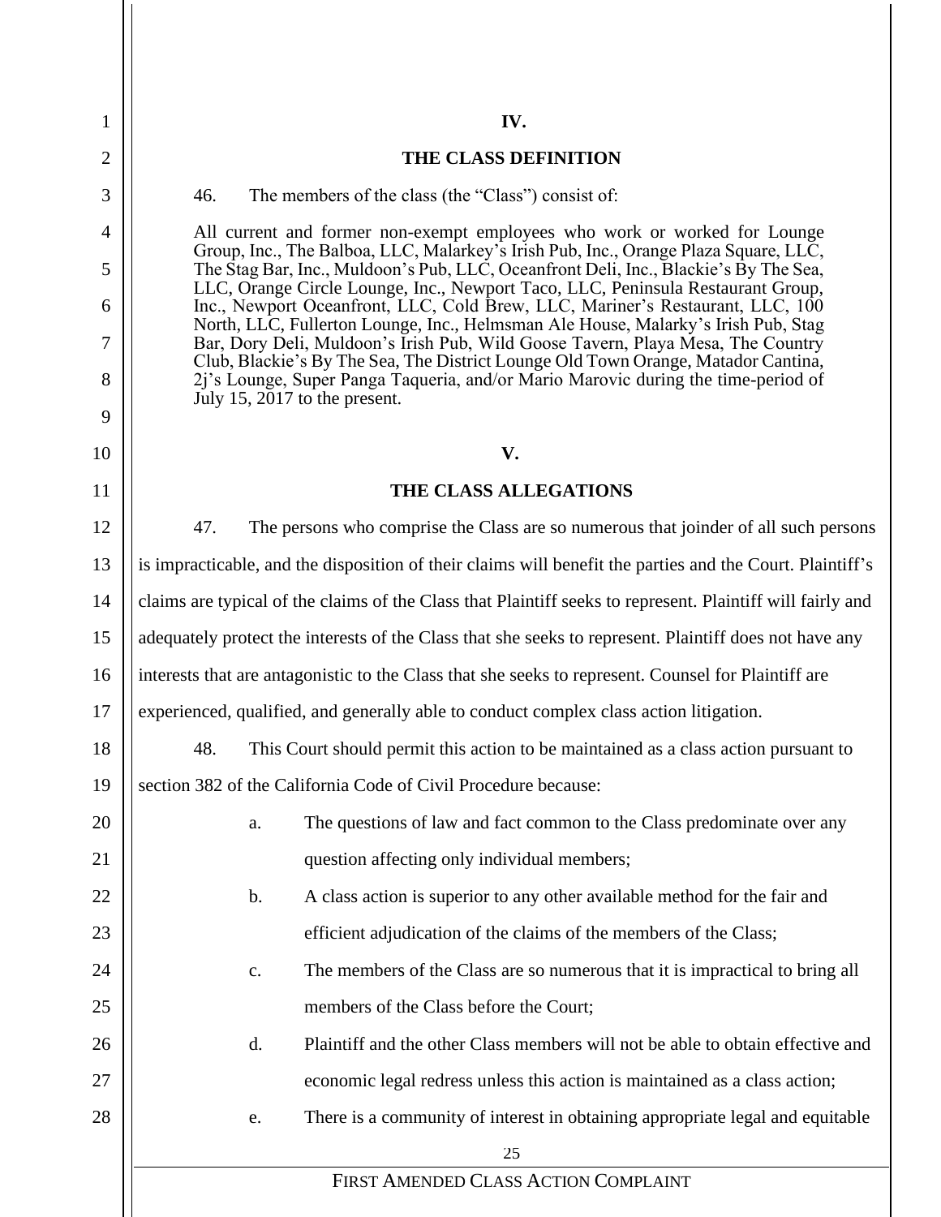## IV.

## THE CLASS DEFINITION

46. The members of the class (the "Class") consist of:

> All current and former non-exempt employees who work or worked for Lounge Group, Inc., The Balboa, LLC, Malarkey's Irish Pub, Inc., Orange Plaza Square, LLC, The Stag Bar, Inc., Muldoon's Pub, LLC, Oceanfront Deli, Inc., Blackie's By The Sea, LLC, Orange Circle Lounge, Inc., Newport Taco, LLC, Peninsula Restaurant Group, Inc., Newport Oceanfront, LLC, Cold Brew, LLC, Mariner's Restaurant, LLC, 100 North, LLC, Fullerton Lounge, Inc., Helmsman Ale House, Malarky's Irish Pub, Stag Bar, Dory Deli, Muldoon's Irish Pub, Wild Goose Tavern, Playa Mesa, The Country Club, Blackie's By The Sea, The District Lounge Old Town Orange, Matador Cantina, 2j's Lounge, Super Panga Taqueria, and/or Mario Marovic during the time-period of July 15, 2017 to the present.

## V.

## THE CLASS ALLEGATIONS

47. The persons who comprise the Class are so numerous that joinder of all such persons is impracticable, and the disposition of their claims will benefit the parties and the Court. Plaintiff's claims are typical of the claims of the Class that Plaintiff seeks to represent. Plaintiff will fairly and adequately protect the interests of the Class that she seeks to represent. Plaintiff does not have any interests that are antagonistic to the Class that she seeks to represent. Counsel for Plaintiff are experienced, qualified, and generally able to conduct complex class action litigation.

48. This Court should permit this action to be maintained as a class action pursuant to section 382 of the California Code of Civil Procedure because:

a. The questions of law and fact common to the Class predominate over any question affecting only individual members;

b. A class action is superior to any other available method for the fair and efficient adjudication of the claims of the members of the Class;

c. The members of the Class are so numerous that it is impractical to bring all members of the Class before the Court;

d. Plaintiff and the other Class members will not be able to obtain effective and economic legal redress unless this action is maintained as a class action;

e. There is a community of interest in obtaining appropriate legal and equitable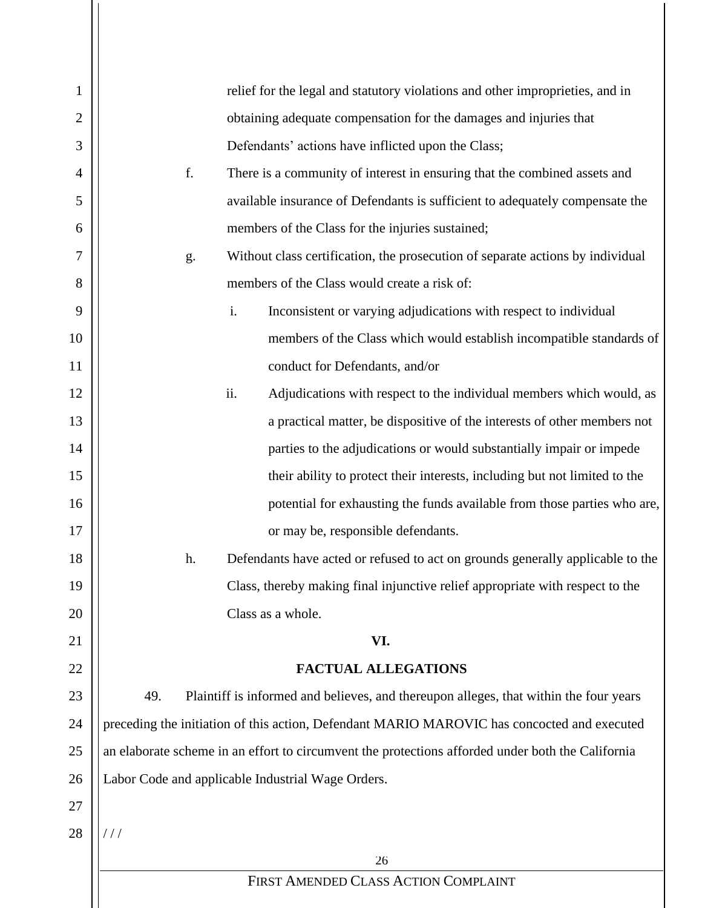relief for the legal and statutory violations and other improprieties, and in obtaining adequate compensation for the damages and injuries that Defendants' actions have inflicted upon the Class;

f. There is a community of interest in ensuring that the combined assets and available insurance of Defendants is sufficient to adequately compensate the members of the Class for the injuries sustained;

g. Without class certification, the prosecution of separate actions by individual members of the Class would create a risk of:

   i. Inconsistent or varying adjudications with respect to individual members of the Class which would establish incompatible standards of conduct for Defendants, and/or

   ii. Adjudications with respect to the individual members which would, as a practical matter, be dispositive of the interests of other members not parties to the adjudications or would substantially impair or impede their ability to protect their interests, including but not limited to the potential for exhausting the funds available from those parties who are, or may be, responsible defendants.

h. Defendants have acted or refused to act on grounds generally applicable to the Class, thereby making final injunctive relief appropriate with respect to the Class as a whole.

## VI.

## FACTUAL ALLEGATIONS

49. Plaintiff is informed and believes, and thereupon alleges, that within the four years preceding the initiation of this action, Defendant MARIO MAROVIC has concocted and executed an elaborate scheme in an effort to circumvent the protections afforded under both the California Labor Code and applicable Industrial Wage Orders.

/ / /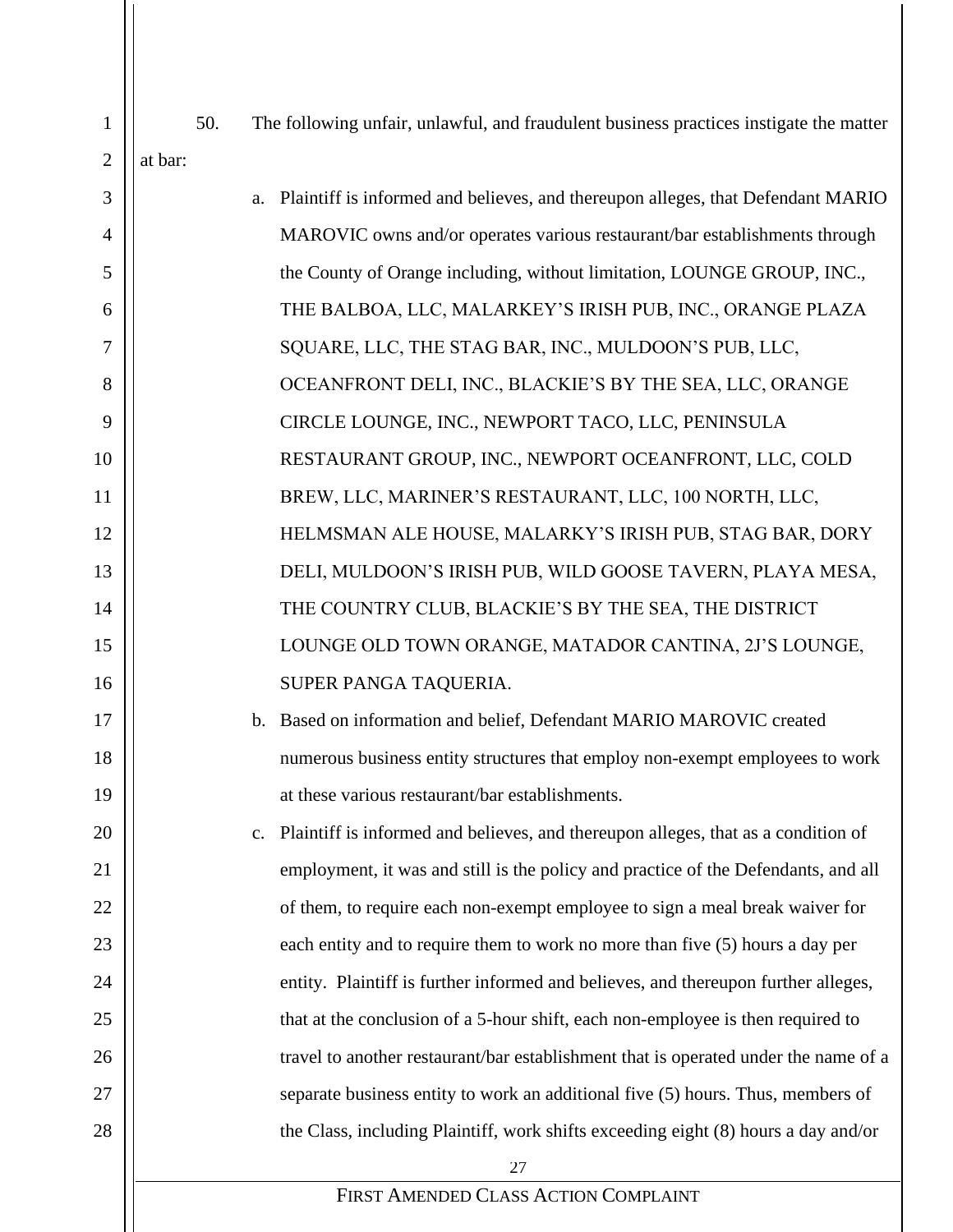50. The following unfair, unlawful, and fraudulent business practices instigate the matter at bar:

a. Plaintiff is informed and believes, and thereupon alleges, that Defendant MARIO MAROVIC owns and/or operates various restaurant/bar establishments through the County of Orange including, without limitation, LOUNGE GROUP, INC., THE BALBOA, LLC, MALARKEY'S IRISH PUB, INC., ORANGE PLAZA SQUARE, LLC, THE STAG BAR, INC., MULDOON'S PUB, LLC, OCEANFRONT DELI, INC., BLACKIE'S BY THE SEA, LLC, ORANGE CIRCLE LOUNGE, INC., NEWPORT TACO, LLC, PENINSULA RESTAURANT GROUP, INC., NEWPORT OCEANFRONT, LLC, COLD BREW, LLC, MARINER'S RESTAURANT, LLC, 100 NORTH, LLC, HELMSMAN ALE HOUSE, MALARKY'S IRISH PUB, STAG BAR, DORY DELI, MULDOON'S IRISH PUB, WILD GOOSE TAVERN, PLAYA MESA, THE COUNTRY CLUB, BLACKIE'S BY THE SEA, THE DISTRICT LOUNGE OLD TOWN ORANGE, MATADOR CANTINA, 2J'S LOUNGE, SUPER PANGA TAQUERIA.

b. Based on information and belief, Defendant MARIO MAROVIC created numerous business entity structures that employ non-exempt employees to work at these various restaurant/bar establishments.

c. Plaintiff is informed and believes, and thereupon alleges, that as a condition of employment, it was and still is the policy and practice of the Defendants, and all of them, to require each non-exempt employee to sign a meal break waiver for each entity and to require them to work no more than five (5) hours a day per entity. Plaintiff is further informed and believes, and thereupon further alleges, that at the conclusion of a 5-hour shift, each non-employee is then required to travel to another restaurant/bar establishment that is operated under the name of a separate business entity to work an additional five (5) hours. Thus, members of the Class, including Plaintiff, work shifts exceeding eight (8) hours a day and/or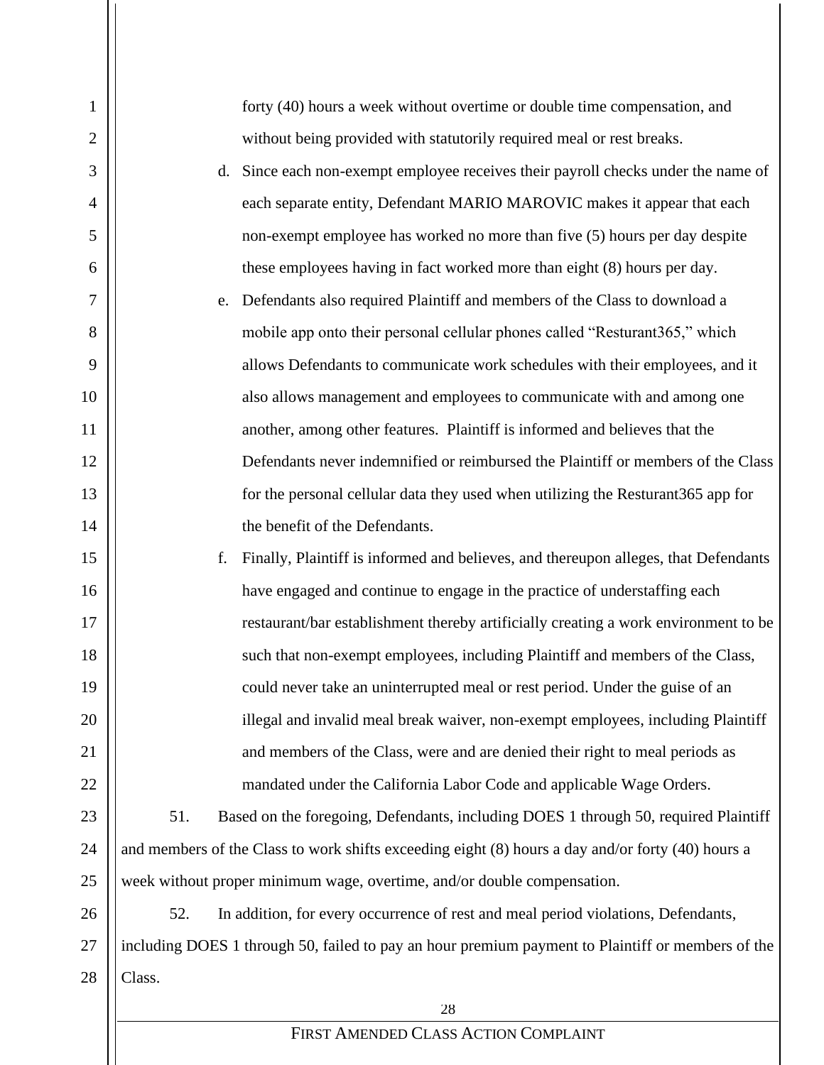forty (40) hours a week without overtime or double time compensation, and without being provided with statutorily required meal or rest breaks.

d. Since each non-exempt employee receives their payroll checks under the name of each separate entity, Defendant MARIO MAROVIC makes it appear that each non-exempt employee has worked no more than five (5) hours per day despite these employees having in fact worked more than eight (8) hours per day.

e. Defendants also required Plaintiff and members of the Class to download a mobile app onto their personal cellular phones called "Resturant365," which allows Defendants to communicate work schedules with their employees, and it also allows management and employees to communicate with and among one another, among other features. Plaintiff is informed and believes that the Defendants never indemnified or reimbursed the Plaintiff or members of the Class for the personal cellular data they used when utilizing the Resturant365 app for the benefit of the Defendants.

f. Finally, Plaintiff is informed and believes, and thereupon alleges, that Defendants have engaged and continue to engage in the practice of understaffing each restaurant/bar establishment thereby artificially creating a work environment to be such that non-exempt employees, including Plaintiff and members of the Class, could never take an uninterrupted meal or rest period. Under the guise of an illegal and invalid meal break waiver, non-exempt employees, including Plaintiff and members of the Class, were and are denied their right to meal periods as mandated under the California Labor Code and applicable Wage Orders.

51. Based on the foregoing, Defendants, including DOES 1 through 50, required Plaintiff and members of the Class to work shifts exceeding eight (8) hours a day and/or forty (40) hours a week without proper minimum wage, overtime, and/or double compensation.

52. In addition, for every occurrence of rest and meal period violations, Defendants, including DOES 1 through 50, failed to pay an hour premium payment to Plaintiff or members of the Class.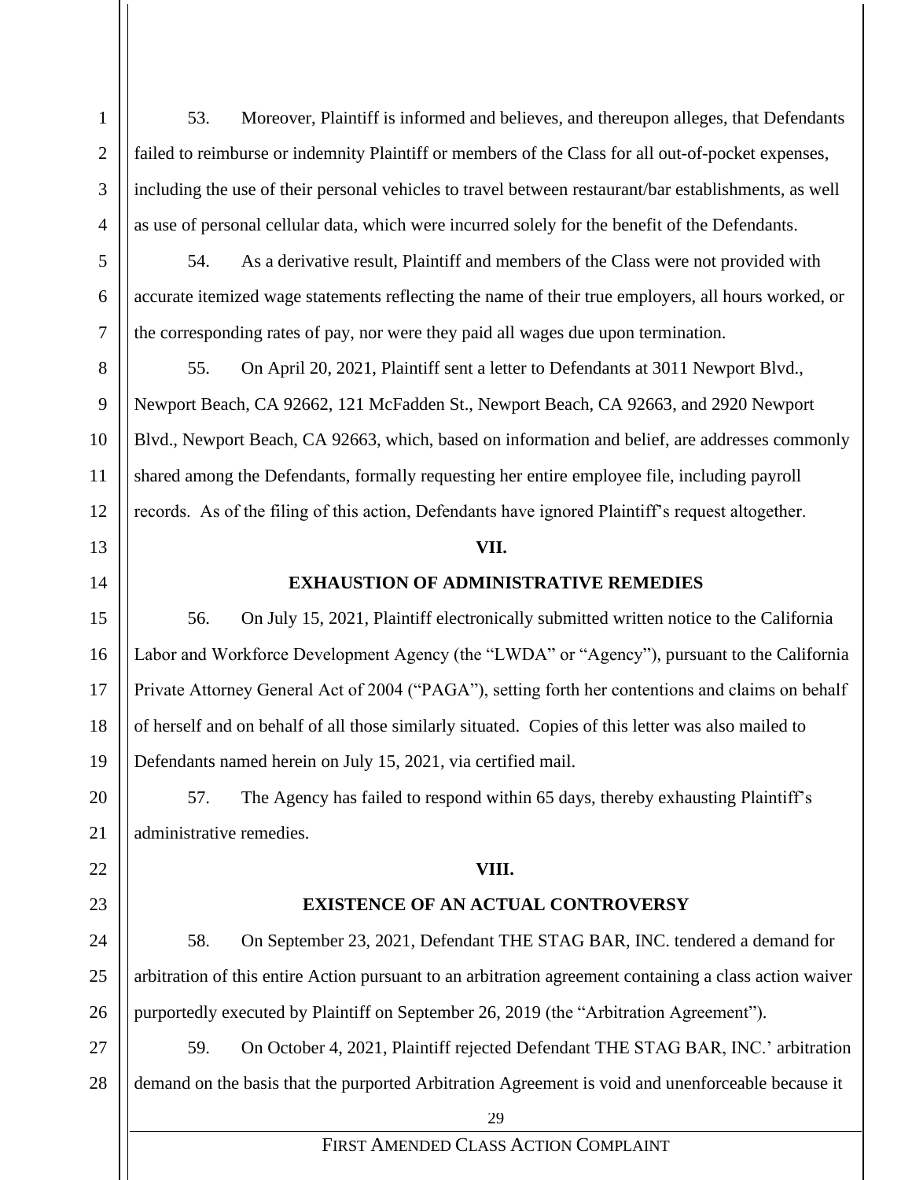53. Moreover, Plaintiff is informed and believes, and thereupon alleges, that Defendants failed to reimburse or indemnity Plaintiff or members of the Class for all out-of-pocket expenses, including the use of their personal vehicles to travel between restaurant/bar establishments, as well as use of personal cellular data, which were incurred solely for the benefit of the Defendants.

54. As a derivative result, Plaintiff and members of the Class were not provided with accurate itemized wage statements reflecting the name of their true employers, all hours worked, or the corresponding rates of pay, nor were they paid all wages due upon termination.

55. On April 20, 2021, Plaintiff sent a letter to Defendants at 3011 Newport Blvd., Newport Beach, CA 92662, 121 McFadden St., Newport Beach, CA 92663, and 2920 Newport Blvd., Newport Beach, CA 92663, which, based on information and belief, are addresses commonly shared among the Defendants, formally requesting her entire employee file, including payroll records. As of the filing of this action, Defendants have ignored Plaintiff's request altogether.

## VII.

## EXHAUSTION OF ADMINISTRATIVE REMEDIES

56. On July 15, 2021, Plaintiff electronically submitted written notice to the California Labor and Workforce Development Agency (the "LWDA" or "Agency"), pursuant to the California Private Attorney General Act of 2004 ("PAGA"), setting forth her contentions and claims on behalf of herself and on behalf of all those similarly situated. Copies of this letter was also mailed to Defendants named herein on July 15, 2021, via certified mail.

57. The Agency has failed to respond within 65 days, thereby exhausting Plaintiff's administrative remedies.

## VIII.

## EXISTENCE OF AN ACTUAL CONTROVERSY

58. On September 23, 2021, Defendant THE STAG BAR, INC. tendered a demand for arbitration of this entire Action pursuant to an arbitration agreement containing a class action waiver purportedly executed by Plaintiff on September 26, 2019 (the "Arbitration Agreement").

59. On October 4, 2021, Plaintiff rejected Defendant THE STAG BAR, INC.' arbitration demand on the basis that the purported Arbitration Agreement is void and unenforceable because it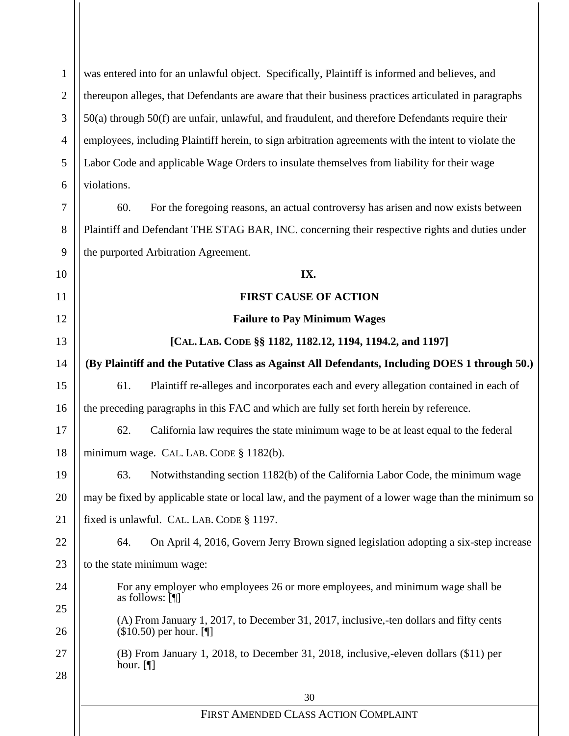was entered into for an unlawful object. Specifically, Plaintiff is informed and believes, and thereupon alleges, that Defendants are aware that their business practices articulated in paragraphs 50(a) through 50(f) are unfair, unlawful, and fraudulent, and therefore Defendants require their employees, including Plaintiff herein, to sign arbitration agreements with the intent to violate the Labor Code and applicable Wage Orders to insulate themselves from liability for their wage violations.

60. For the foregoing reasons, an actual controversy has arisen and now exists between Plaintiff and Defendant THE STAG BAR, INC. concerning their respective rights and duties under the purported Arbitration Agreement.

**IX.**

**FIRST CAUSE OF ACTION**

**Failure to Pay Minimum Wages**

**[CAL. LAB. CODE §§ 1182, 1182.12, 1194, 1194.2, and 1197]**

**(By Plaintiff and the Putative Class as Against All Defendants, Including DOES 1 through 50.)**

61. Plaintiff re-alleges and incorporates each and every allegation contained in each of the preceding paragraphs in this FAC and which are fully set forth herein by reference.

62. California law requires the state minimum wage to be at least equal to the federal minimum wage. CAL. LAB. CODE § 1182(b).

63. Notwithstanding section 1182(b) of the California Labor Code, the minimum wage may be fixed by applicable state or local law, and the payment of a lower wage than the minimum so fixed is unlawful. CAL. LAB. CODE § 1197.

64. On April 4, 2016, Govern Jerry Brown signed legislation adopting a six-step increase to the state minimum wage:

> For any employer who employees 26 or more employees, and minimum wage shall be as follows: [¶]
>
> (A) From January 1, 2017, to December 31, 2017, inclusive,-ten dollars and fifty cents ($10.50) per hour. [¶]
>
> (B) From January 1, 2018, to December 31, 2018, inclusive,-eleven dollars ($11) per hour. [¶]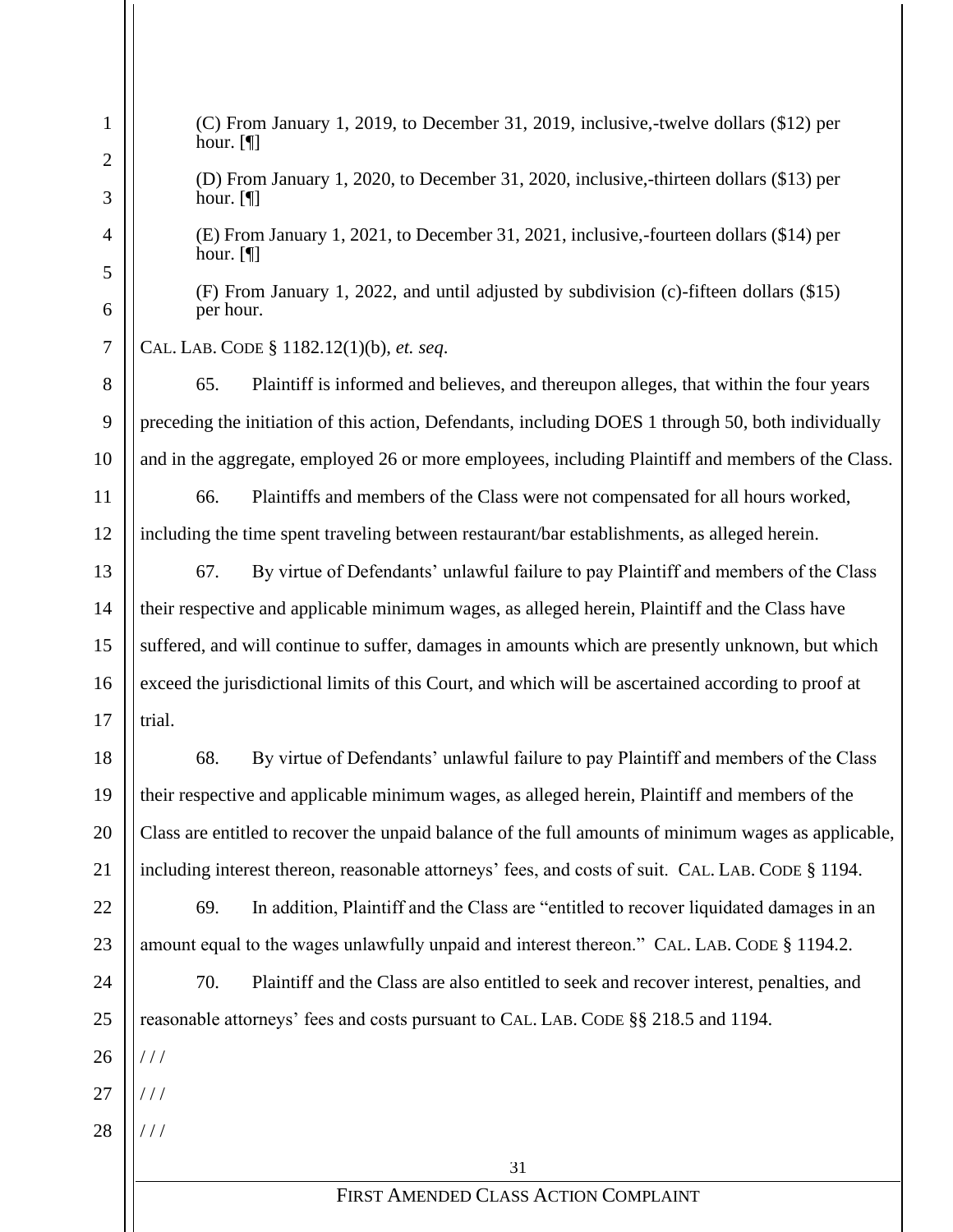> (C) From January 1, 2019, to December 31, 2019, inclusive,-twelve dollars ($12) per hour. [¶]
>
> (D) From January 1, 2020, to December 31, 2020, inclusive,-thirteen dollars ($13) per hour. [¶]
>
> (E) From January 1, 2021, to December 31, 2021, inclusive,-fourteen dollars ($14) per hour. [¶]
>
> (F) From January 1, 2022, and until adjusted by subdivision (c)-fifteen dollars ($15) per hour.

CAL. LAB. CODE § 1182.12(1)(b), *et. seq*.

65. Plaintiff is informed and believes, and thereupon alleges, that within the four years preceding the initiation of this action, Defendants, including DOES 1 through 50, both individually and in the aggregate, employed 26 or more employees, including Plaintiff and members of the Class.

66. Plaintiffs and members of the Class were not compensated for all hours worked, including the time spent traveling between restaurant/bar establishments, as alleged herein.

67. By virtue of Defendants' unlawful failure to pay Plaintiff and members of the Class their respective and applicable minimum wages, as alleged herein, Plaintiff and the Class have suffered, and will continue to suffer, damages in amounts which are presently unknown, but which exceed the jurisdictional limits of this Court, and which will be ascertained according to proof at trial.

68. By virtue of Defendants' unlawful failure to pay Plaintiff and members of the Class their respective and applicable minimum wages, as alleged herein, Plaintiff and members of the Class are entitled to recover the unpaid balance of the full amounts of minimum wages as applicable, including interest thereon, reasonable attorneys' fees, and costs of suit. CAL. LAB. CODE § 1194.

69. In addition, Plaintiff and the Class are "entitled to recover liquidated damages in an amount equal to the wages unlawfully unpaid and interest thereon." CAL. LAB. CODE § 1194.2.

70. Plaintiff and the Class are also entitled to seek and recover interest, penalties, and reasonable attorneys' fees and costs pursuant to CAL. LAB. CODE §§ 218.5 and 1194.

/ / /

/ / /

/ / /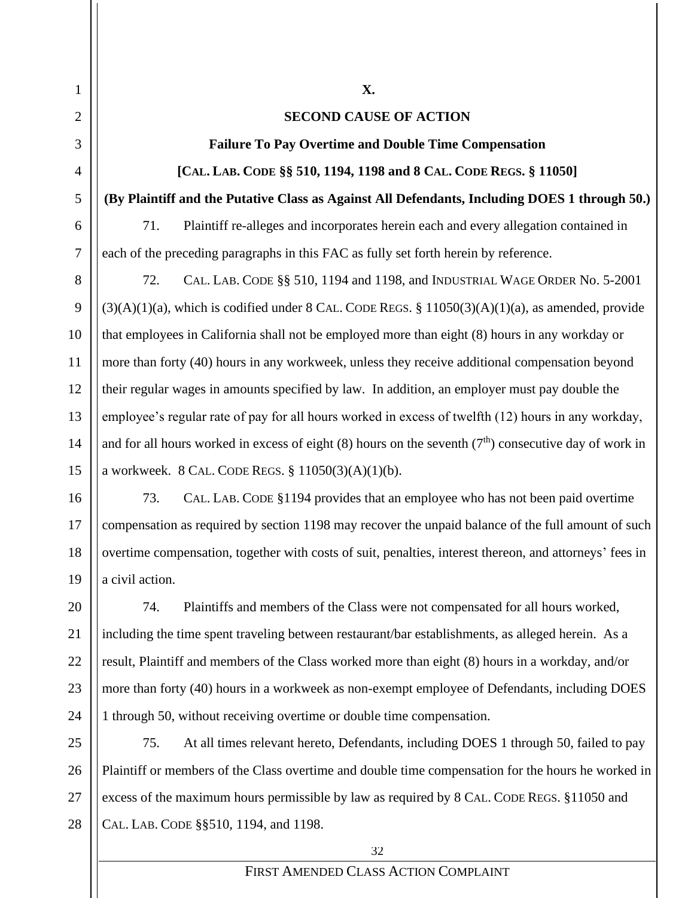**X.**

**SECOND CAUSE OF ACTION**

**Failure To Pay Overtime and Double Time Compensation**

**[CAL. LAB. CODE §§ 510, 1194, 1198 and 8 CAL. CODE REGS. § 11050]**

**(By Plaintiff and the Putative Class as Against All Defendants, Including DOES 1 through 50.)**

71. Plaintiff re-alleges and incorporates herein each and every allegation contained in each of the preceding paragraphs in this FAC as fully set forth herein by reference.

72. CAL. LAB. CODE §§ 510, 1194 and 1198, and INDUSTRIAL WAGE ORDER No. 5-2001 (3)(A)(1)(a), which is codified under 8 CAL. CODE REGS. § 11050(3)(A)(1)(a), as amended, provide that employees in California shall not be employed more than eight (8) hours in any workday or more than forty (40) hours in any workweek, unless they receive additional compensation beyond their regular wages in amounts specified by law. In addition, an employer must pay double the employee's regular rate of pay for all hours worked in excess of twelfth (12) hours in any workday, and for all hours worked in excess of eight (8) hours on the seventh (7th) consecutive day of work in a workweek. 8 CAL. CODE REGS. § 11050(3)(A)(1)(b).

73. CAL. LAB. CODE §1194 provides that an employee who has not been paid overtime compensation as required by section 1198 may recover the unpaid balance of the full amount of such overtime compensation, together with costs of suit, penalties, interest thereon, and attorneys' fees in a civil action.

74. Plaintiffs and members of the Class were not compensated for all hours worked, including the time spent traveling between restaurant/bar establishments, as alleged herein. As a result, Plaintiff and members of the Class worked more than eight (8) hours in a workday, and/or more than forty (40) hours in a workweek as non-exempt employee of Defendants, including DOES 1 through 50, without receiving overtime or double time compensation.

75. At all times relevant hereto, Defendants, including DOES 1 through 50, failed to pay Plaintiff or members of the Class overtime and double time compensation for the hours he worked in excess of the maximum hours permissible by law as required by 8 CAL. CODE REGS. §11050 and CAL. LAB. CODE §§510, 1194, and 1198.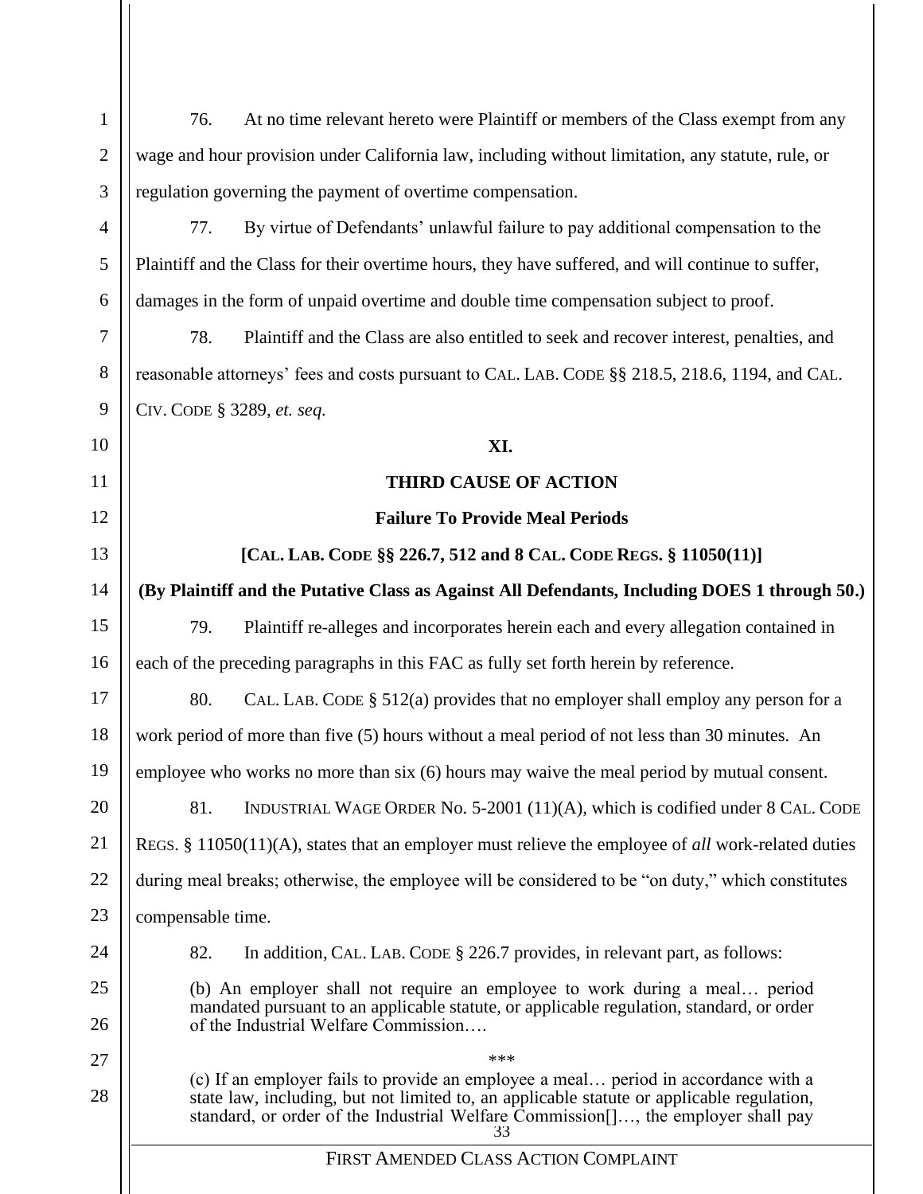76. At no time relevant hereto were Plaintiff or members of the Class exempt from any wage and hour provision under California law, including without limitation, any statute, rule, or regulation governing the payment of overtime compensation.

77. By virtue of Defendants' unlawful failure to pay additional compensation to the Plaintiff and the Class for their overtime hours, they have suffered, and will continue to suffer, damages in the form of unpaid overtime and double time compensation subject to proof.

78. Plaintiff and the Class are also entitled to seek and recover interest, penalties, and reasonable attorneys' fees and costs pursuant to CAL. LAB. CODE §§ 218.5, 218.6, 1194, and CAL. CIV. CODE § 3289, *et. seq.*

**XI.**

**THIRD CAUSE OF ACTION**

**Failure To Provide Meal Periods**

**[CAL. LAB. CODE §§ 226.7, 512 and 8 CAL. CODE REGS. § 11050(11)]**

**(By Plaintiff and the Putative Class as Against All Defendants, Including DOES 1 through 50.)**

79. Plaintiff re-alleges and incorporates herein each and every allegation contained in each of the preceding paragraphs in this FAC as fully set forth herein by reference.

80. CAL. LAB. CODE § 512(a) provides that no employer shall employ any person for a work period of more than five (5) hours without a meal period of not less than 30 minutes. An employee who works no more than six (6) hours may waive the meal period by mutual consent.

81. INDUSTRIAL WAGE ORDER No. 5-2001 (11)(A), which is codified under 8 CAL. CODE REGS. § 11050(11)(A), states that an employer must relieve the employee of *all* work-related duties during meal breaks; otherwise, the employee will be considered to be "on duty," which constitutes compensable time.

82. In addition, CAL. LAB. CODE § 226.7 provides, in relevant part, as follows:

> (b) An employer shall not require an employee to work during a meal… period mandated pursuant to an applicable statute, or applicable regulation, standard, or order of the Industrial Welfare Commission….
>
> \*\*\*
>
> (c) If an employer fails to provide an employee a meal… period in accordance with a state law, including, but not limited to, an applicable statute or applicable regulation, standard, or order of the Industrial Welfare Commission[]…, the employer shall pay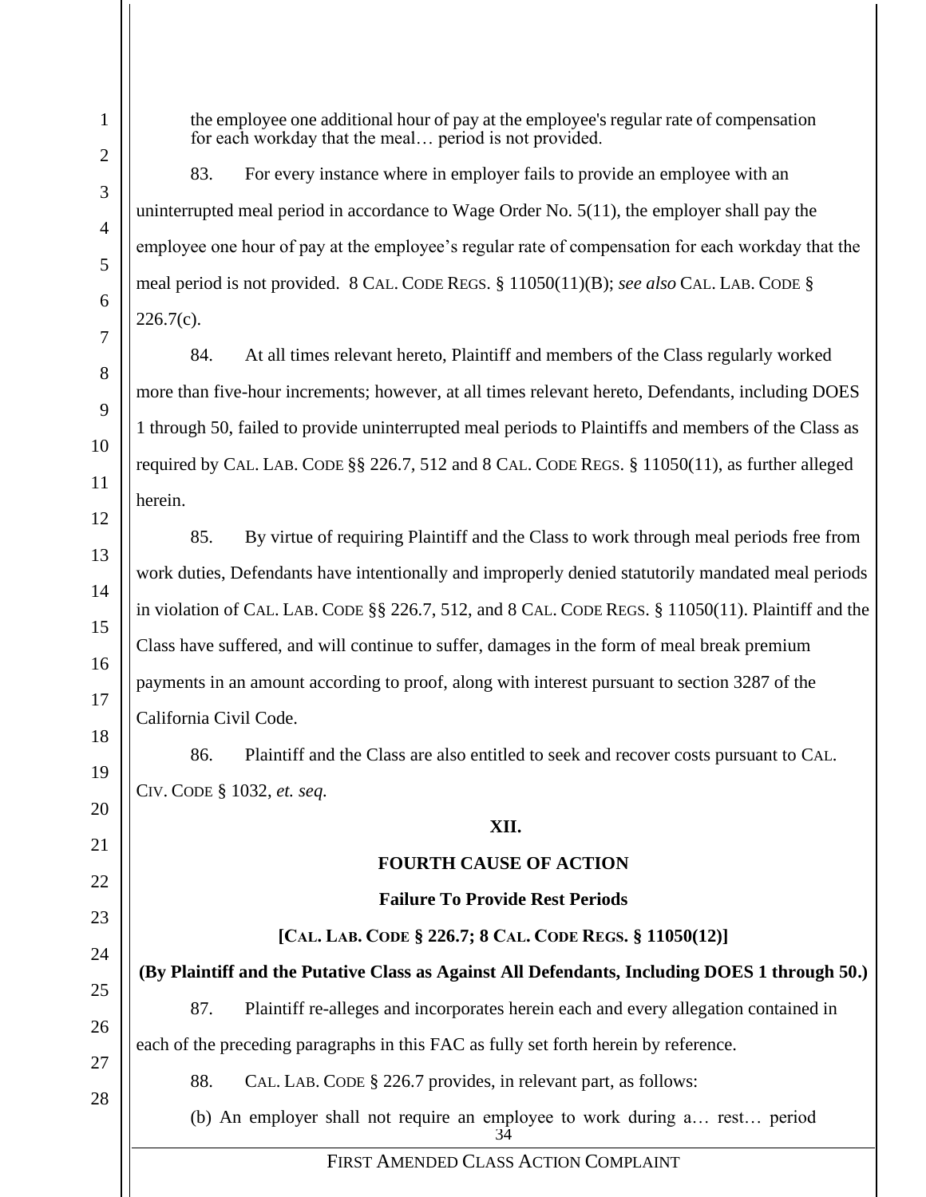> the employee one additional hour of pay at the employee's regular rate of compensation for each workday that the meal… period is not provided.

83. For every instance where in employer fails to provide an employee with an uninterrupted meal period in accordance to Wage Order No. 5(11), the employer shall pay the employee one hour of pay at the employee's regular rate of compensation for each workday that the meal period is not provided. 8 CAL. CODE REGS. § 11050(11)(B); *see also* CAL. LAB. CODE § 226.7(c).

84. At all times relevant hereto, Plaintiff and members of the Class regularly worked more than five-hour increments; however, at all times relevant hereto, Defendants, including DOES 1 through 50, failed to provide uninterrupted meal periods to Plaintiffs and members of the Class as required by CAL. LAB. CODE §§ 226.7, 512 and 8 CAL. CODE REGS. § 11050(11), as further alleged herein.

85. By virtue of requiring Plaintiff and the Class to work through meal periods free from work duties, Defendants have intentionally and improperly denied statutorily mandated meal periods in violation of CAL. LAB. CODE §§ 226.7, 512, and 8 CAL. CODE REGS. § 11050(11). Plaintiff and the Class have suffered, and will continue to suffer, damages in the form of meal break premium payments in an amount according to proof, along with interest pursuant to section 3287 of the California Civil Code.

86. Plaintiff and the Class are also entitled to seek and recover costs pursuant to CAL. CIV. CODE § 1032, *et. seq.*

**XII.**

**FOURTH CAUSE OF ACTION**

**Failure To Provide Rest Periods**

**[CAL. LAB. CODE § 226.7; 8 CAL. CODE REGS. § 11050(12)]**

**(By Plaintiff and the Putative Class as Against All Defendants, Including DOES 1 through 50.)**

87. Plaintiff re-alleges and incorporates herein each and every allegation contained in each of the preceding paragraphs in this FAC as fully set forth herein by reference.

88. CAL. LAB. CODE § 226.7 provides, in relevant part, as follows:

> (b) An employer shall not require an employee to work during a… rest… period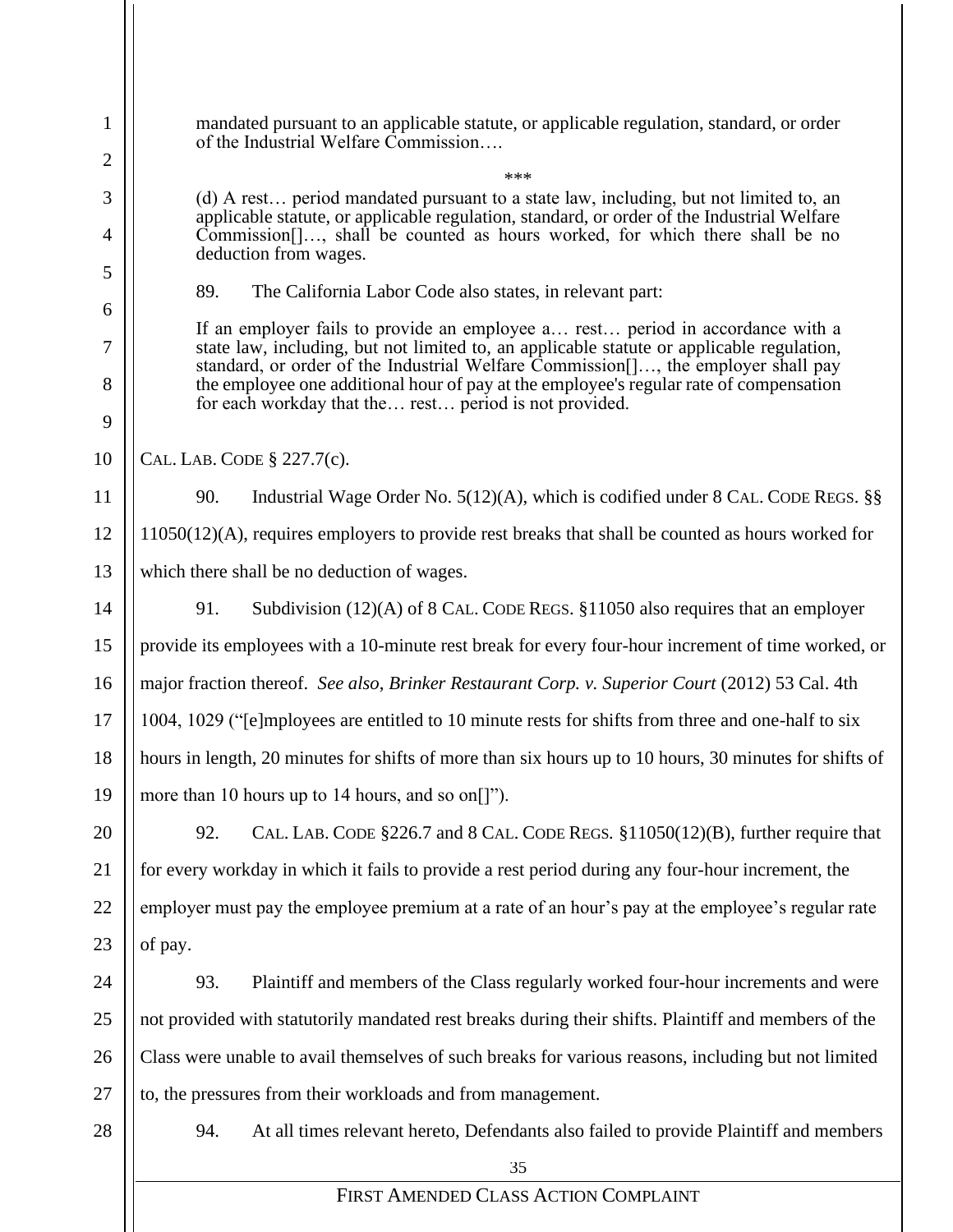> mandated pursuant to an applicable statute, or applicable regulation, standard, or order of the Industrial Welfare Commission….
>
> \*\*\*
>
> (d) A rest… period mandated pursuant to a state law, including, but not limited to, an applicable statute, or applicable regulation, standard, or order of the Industrial Welfare Commission[]…, shall be counted as hours worked, for which there shall be no deduction from wages.

89. The California Labor Code also states, in relevant part:

> If an employer fails to provide an employee a… rest… period in accordance with a state law, including, but not limited to, an applicable statute or applicable regulation, standard, or order of the Industrial Welfare Commission[]…, the employer shall pay the employee one additional hour of pay at the employee's regular rate of compensation for each workday that the… rest… period is not provided.

CAL. LAB. CODE § 227.7(c).

90. Industrial Wage Order No. 5(12)(A), which is codified under 8 CAL. CODE REGS. §§ 11050(12)(A), requires employers to provide rest breaks that shall be counted as hours worked for which there shall be no deduction of wages.

91. Subdivision (12)(A) of 8 CAL. CODE REGS. §11050 also requires that an employer provide its employees with a 10-minute rest break for every four-hour increment of time worked, or major fraction thereof. *See also*, *Brinker Restaurant Corp. v. Superior Court* (2012) 53 Cal. 4th 1004, 1029 ("[e]mployees are entitled to 10 minute rests for shifts from three and one-half to six hours in length, 20 minutes for shifts of more than six hours up to 10 hours, 30 minutes for shifts of more than 10 hours up to 14 hours, and so on[]").

92. CAL. LAB. CODE §226.7 and 8 CAL. CODE REGS. §11050(12)(B), further require that for every workday in which it fails to provide a rest period during any four-hour increment, the employer must pay the employee premium at a rate of an hour's pay at the employee's regular rate of pay.

93. Plaintiff and members of the Class regularly worked four-hour increments and were not provided with statutorily mandated rest breaks during their shifts. Plaintiff and members of the Class were unable to avail themselves of such breaks for various reasons, including but not limited to, the pressures from their workloads and from management.

94. At all times relevant hereto, Defendants also failed to provide Plaintiff and members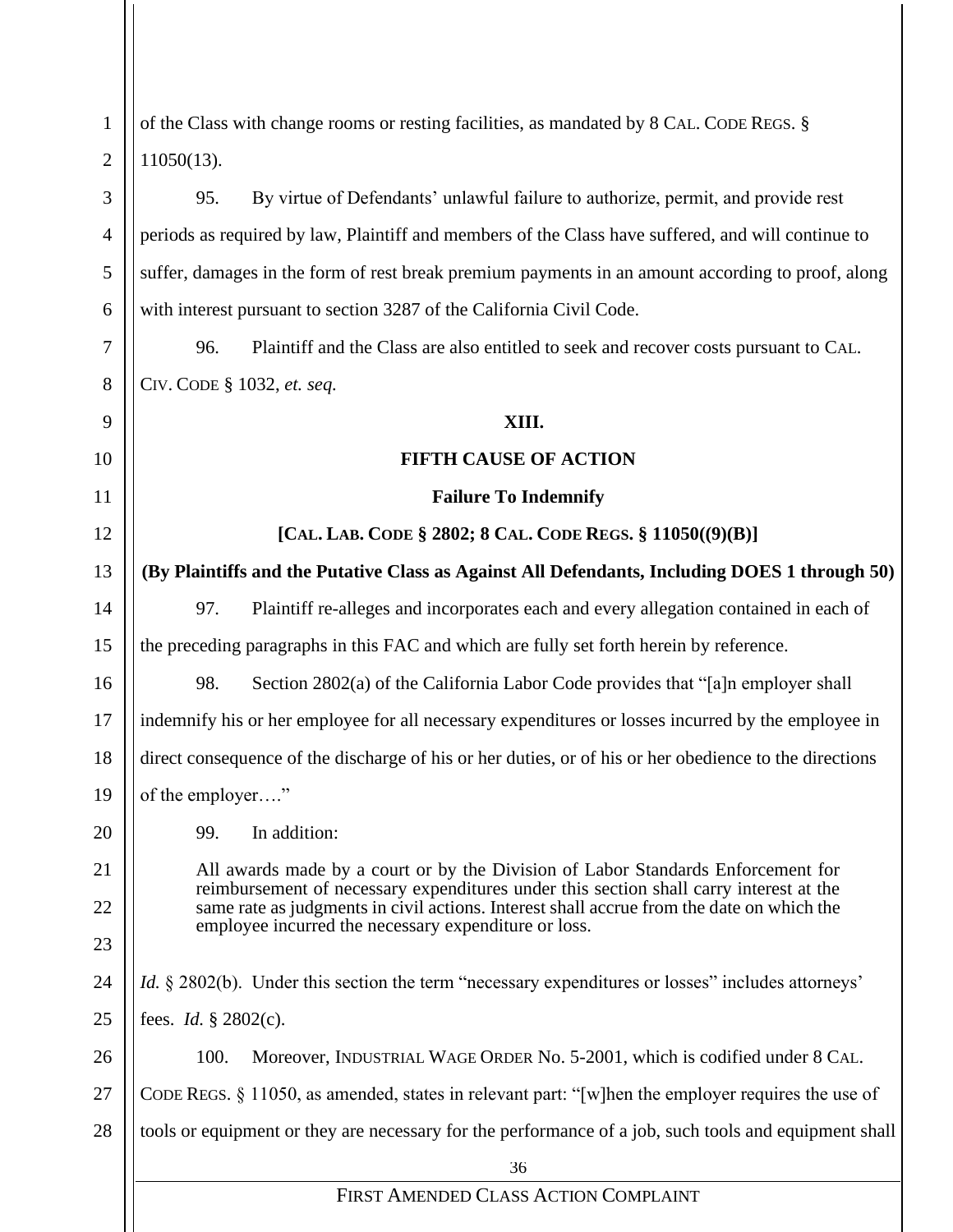of the Class with change rooms or resting facilities, as mandated by 8 CAL. CODE REGS. § 11050(13).

95. By virtue of Defendants' unlawful failure to authorize, permit, and provide rest periods as required by law, Plaintiff and members of the Class have suffered, and will continue to suffer, damages in the form of rest break premium payments in an amount according to proof, along with interest pursuant to section 3287 of the California Civil Code.

96. Plaintiff and the Class are also entitled to seek and recover costs pursuant to CAL. CIV. CODE § 1032, *et. seq.*

**XIII.**

**FIFTH CAUSE OF ACTION**

**Failure To Indemnify**

**[CAL. LAB. CODE § 2802; 8 CAL. CODE REGS. § 11050((9)(B)]**

**(By Plaintiffs and the Putative Class as Against All Defendants, Including DOES 1 through 50)**

97. Plaintiff re-alleges and incorporates each and every allegation contained in each of the preceding paragraphs in this FAC and which are fully set forth herein by reference.

98. Section 2802(a) of the California Labor Code provides that "[a]n employer shall indemnify his or her employee for all necessary expenditures or losses incurred by the employee in direct consequence of the discharge of his or her duties, or of his or her obedience to the directions of the employer…."

99. In addition:

> All awards made by a court or by the Division of Labor Standards Enforcement for reimbursement of necessary expenditures under this section shall carry interest at the same rate as judgments in civil actions. Interest shall accrue from the date on which the employee incurred the necessary expenditure or loss.

*Id.* § 2802(b). Under this section the term "necessary expenditures or losses" includes attorneys' fees. *Id.* § 2802(c).

100. Moreover, INDUSTRIAL WAGE ORDER No. 5-2001, which is codified under 8 CAL. CODE REGS. § 11050, as amended, states in relevant part: "[w]hen the employer requires the use of tools or equipment or they are necessary for the performance of a job, such tools and equipment shall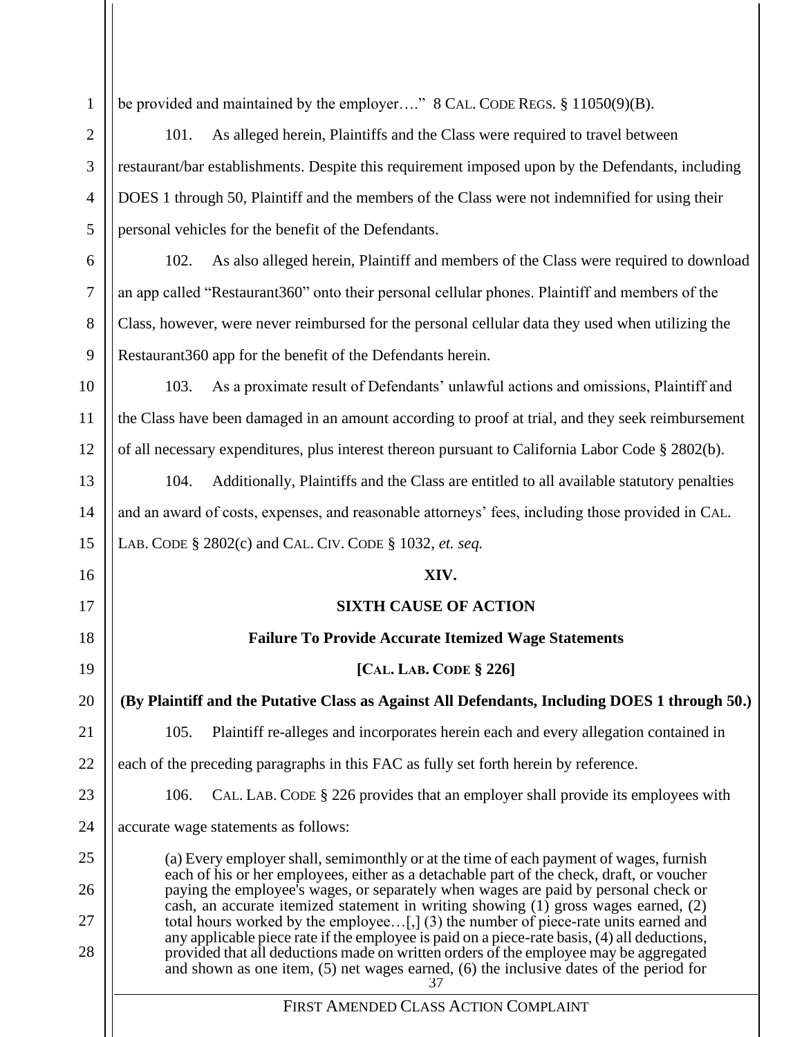be provided and maintained by the employer…." 8 CAL. CODE REGS. § 11050(9)(B).

101. As alleged herein, Plaintiffs and the Class were required to travel between restaurant/bar establishments. Despite this requirement imposed upon by the Defendants, including DOES 1 through 50, Plaintiff and the members of the Class were not indemnified for using their personal vehicles for the benefit of the Defendants.

102. As also alleged herein, Plaintiff and members of the Class were required to download an app called "Restaurant360" onto their personal cellular phones. Plaintiff and members of the Class, however, were never reimbursed for the personal cellular data they used when utilizing the Restaurant360 app for the benefit of the Defendants herein.

103. As a proximate result of Defendants' unlawful actions and omissions, Plaintiff and the Class have been damaged in an amount according to proof at trial, and they seek reimbursement of all necessary expenditures, plus interest thereon pursuant to California Labor Code § 2802(b).

104. Additionally, Plaintiffs and the Class are entitled to all available statutory penalties and an award of costs, expenses, and reasonable attorneys' fees, including those provided in CAL. LAB. CODE § 2802(c) and CAL. CIV. CODE § 1032, *et. seq.*

**XIV.**

**SIXTH CAUSE OF ACTION**

**Failure To Provide Accurate Itemized Wage Statements**

**[CAL. LAB. CODE § 226]**

**(By Plaintiff and the Putative Class as Against All Defendants, Including DOES 1 through 50.)**

105. Plaintiff re-alleges and incorporates herein each and every allegation contained in each of the preceding paragraphs in this FAC as fully set forth herein by reference.

106. CAL. LAB. CODE § 226 provides that an employer shall provide its employees with accurate wage statements as follows:

> (a) Every employer shall, semimonthly or at the time of each payment of wages, furnish each of his or her employees, either as a detachable part of the check, draft, or voucher paying the employee's wages, or separately when wages are paid by personal check or cash, an accurate itemized statement in writing showing (1) gross wages earned, (2) total hours worked by the employee…[,] (3) the number of piece-rate units earned and any applicable piece rate if the employee is paid on a piece-rate basis, (4) all deductions, provided that all deductions made on written orders of the employee may be aggregated and shown as one item, (5) net wages earned, (6) the inclusive dates of the period for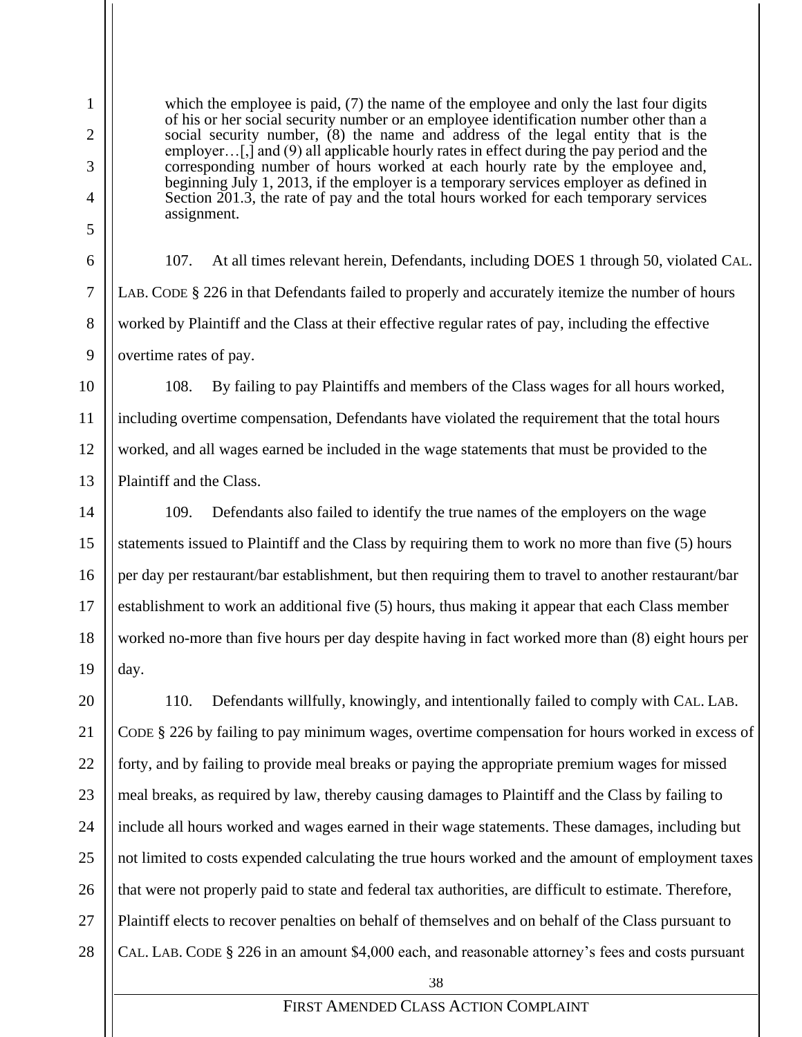> which the employee is paid, (7) the name of the employee and only the last four digits of his or her social security number or an employee identification number other than a social security number, (8) the name and address of the legal entity that is the employer…[,] and (9) all applicable hourly rates in effect during the pay period and the corresponding number of hours worked at each hourly rate by the employee and, beginning July 1, 2013, if the employer is a temporary services employer as defined in Section 201.3, the rate of pay and the total hours worked for each temporary services assignment.

107. At all times relevant herein, Defendants, including DOES 1 through 50, violated CAL. LAB. CODE § 226 in that Defendants failed to properly and accurately itemize the number of hours worked by Plaintiff and the Class at their effective regular rates of pay, including the effective overtime rates of pay.

108. By failing to pay Plaintiffs and members of the Class wages for all hours worked, including overtime compensation, Defendants have violated the requirement that the total hours worked, and all wages earned be included in the wage statements that must be provided to the Plaintiff and the Class.

109. Defendants also failed to identify the true names of the employers on the wage statements issued to Plaintiff and the Class by requiring them to work no more than five (5) hours per day per restaurant/bar establishment, but then requiring them to travel to another restaurant/bar establishment to work an additional five (5) hours, thus making it appear that each Class member worked no-more than five hours per day despite having in fact worked more than (8) eight hours per day.

110. Defendants willfully, knowingly, and intentionally failed to comply with CAL. LAB. CODE § 226 by failing to pay minimum wages, overtime compensation for hours worked in excess of forty, and by failing to provide meal breaks or paying the appropriate premium wages for missed meal breaks, as required by law, thereby causing damages to Plaintiff and the Class by failing to include all hours worked and wages earned in their wage statements. These damages, including but not limited to costs expended calculating the true hours worked and the amount of employment taxes that were not properly paid to state and federal tax authorities, are difficult to estimate. Therefore, Plaintiff elects to recover penalties on behalf of themselves and on behalf of the Class pursuant to CAL. LAB. CODE § 226 in an amount $4,000 each, and reasonable attorney's fees and costs pursuant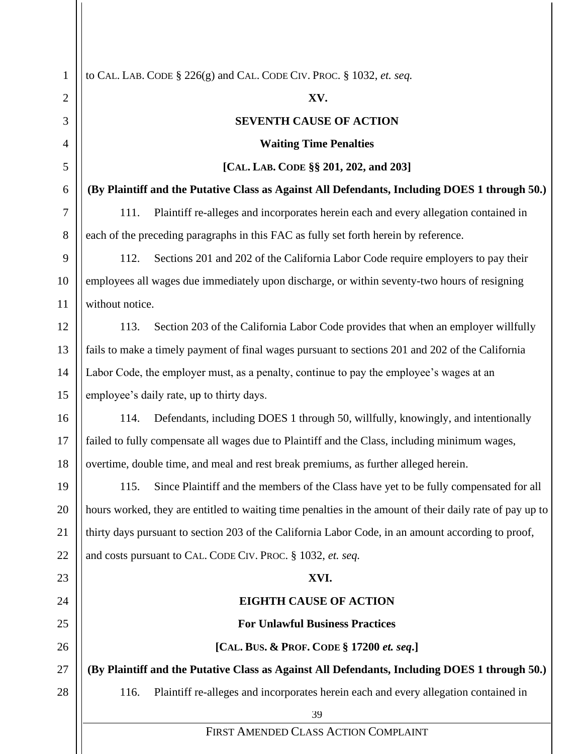to CAL. LAB. CODE § 226(g) and CAL. CODE CIV. PROC. § 1032, *et. seq.*

**XV.**

**SEVENTH CAUSE OF ACTION**

**Waiting Time Penalties**

**[CAL. LAB. CODE §§ 201, 202, and 203]**

**(By Plaintiff and the Putative Class as Against All Defendants, Including DOES 1 through 50.)**

111. Plaintiff re-alleges and incorporates herein each and every allegation contained in each of the preceding paragraphs in this FAC as fully set forth herein by reference.

112. Sections 201 and 202 of the California Labor Code require employers to pay their employees all wages due immediately upon discharge, or within seventy-two hours of resigning without notice.

113. Section 203 of the California Labor Code provides that when an employer willfully fails to make a timely payment of final wages pursuant to sections 201 and 202 of the California Labor Code, the employer must, as a penalty, continue to pay the employee's wages at an employee's daily rate, up to thirty days.

114. Defendants, including DOES 1 through 50, willfully, knowingly, and intentionally failed to fully compensate all wages due to Plaintiff and the Class, including minimum wages, overtime, double time, and meal and rest break premiums, as further alleged herein.

115. Since Plaintiff and the members of the Class have yet to be fully compensated for all hours worked, they are entitled to waiting time penalties in the amount of their daily rate of pay up to thirty days pursuant to section 203 of the California Labor Code, in an amount according to proof, and costs pursuant to CAL. CODE CIV. PROC. § 1032, *et. seq.*

**XVI.**

**EIGHTH CAUSE OF ACTION**

**For Unlawful Business Practices**

**[CAL. BUS. & PROF. CODE § 17200 *et. seq*.]**

**(By Plaintiff and the Putative Class as Against All Defendants, Including DOES 1 through 50.)**

116. Plaintiff re-alleges and incorporates herein each and every allegation contained in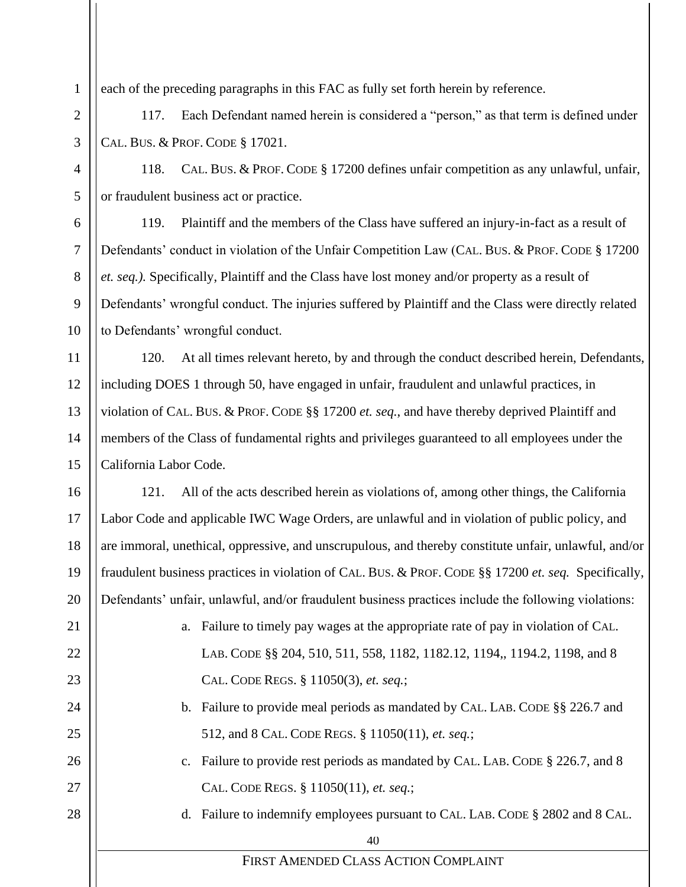each of the preceding paragraphs in this FAC as fully set forth herein by reference.

117. Each Defendant named herein is considered a "person," as that term is defined under CAL. BUS. & PROF. CODE § 17021.

118. CAL. BUS. & PROF. CODE § 17200 defines unfair competition as any unlawful, unfair, or fraudulent business act or practice.

119. Plaintiff and the members of the Class have suffered an injury-in-fact as a result of Defendants' conduct in violation of the Unfair Competition Law (CAL. BUS. & PROF. CODE § 17200 *et. seq.).* Specifically, Plaintiff and the Class have lost money and/or property as a result of Defendants' wrongful conduct. The injuries suffered by Plaintiff and the Class were directly related to Defendants' wrongful conduct.

120. At all times relevant hereto, by and through the conduct described herein, Defendants, including DOES 1 through 50, have engaged in unfair, fraudulent and unlawful practices, in violation of CAL. BUS. & PROF. CODE §§ 17200 *et. seq.*, and have thereby deprived Plaintiff and members of the Class of fundamental rights and privileges guaranteed to all employees under the California Labor Code.

121. All of the acts described herein as violations of, among other things, the California Labor Code and applicable IWC Wage Orders, are unlawful and in violation of public policy, and are immoral, unethical, oppressive, and unscrupulous, and thereby constitute unfair, unlawful, and/or fraudulent business practices in violation of CAL. BUS. & PROF. CODE §§ 17200 *et. seq.* Specifically, Defendants' unfair, unlawful, and/or fraudulent business practices include the following violations:

a. Failure to timely pay wages at the appropriate rate of pay in violation of CAL. LAB. CODE §§ 204, 510, 511, 558, 1182, 1182.12, 1194,, 1194.2, 1198, and 8 CAL. CODE REGS. § 11050(3), *et. seq.*;

b. Failure to provide meal periods as mandated by CAL. LAB. CODE §§ 226.7 and 512, and 8 CAL. CODE REGS. § 11050(11), *et. seq.*;

c. Failure to provide rest periods as mandated by CAL. LAB. CODE § 226.7, and 8 CAL. CODE REGS. § 11050(11), *et. seq.*;

d. Failure to indemnify employees pursuant to CAL. LAB. CODE § 2802 and 8 CAL.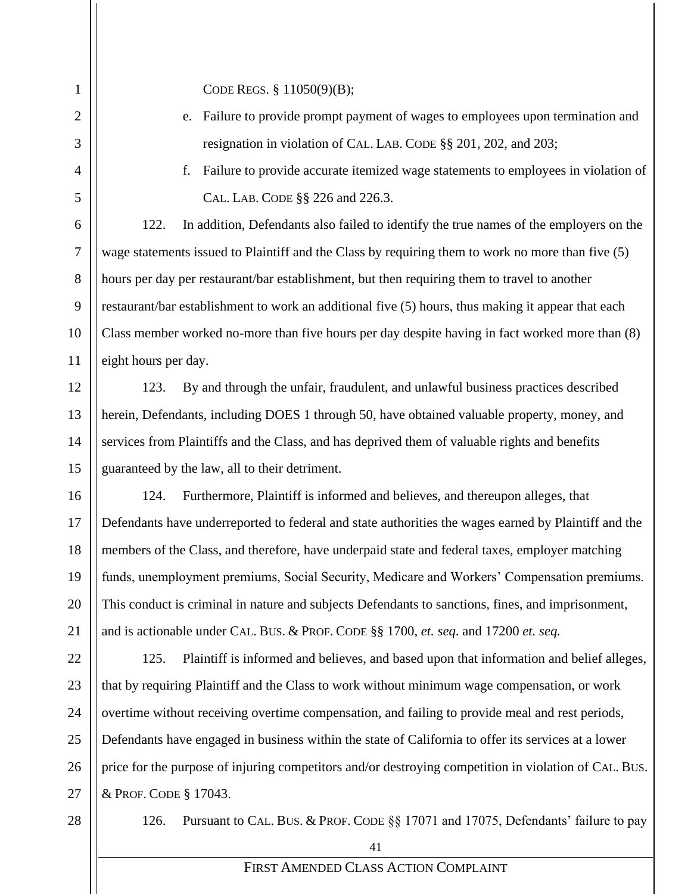CODE REGS. § 11050(9)(B);

e. Failure to provide prompt payment of wages to employees upon termination and resignation in violation of CAL. LAB. CODE §§ 201, 202, and 203;

f. Failure to provide accurate itemized wage statements to employees in violation of CAL. LAB. CODE §§ 226 and 226.3.

122. In addition, Defendants also failed to identify the true names of the employers on the wage statements issued to Plaintiff and the Class by requiring them to work no more than five (5) hours per day per restaurant/bar establishment, but then requiring them to travel to another restaurant/bar establishment to work an additional five (5) hours, thus making it appear that each Class member worked no-more than five hours per day despite having in fact worked more than (8) eight hours per day.

123. By and through the unfair, fraudulent, and unlawful business practices described herein, Defendants, including DOES 1 through 50, have obtained valuable property, money, and services from Plaintiffs and the Class, and has deprived them of valuable rights and benefits guaranteed by the law, all to their detriment.

124. Furthermore, Plaintiff is informed and believes, and thereupon alleges, that Defendants have underreported to federal and state authorities the wages earned by Plaintiff and the members of the Class, and therefore, have underpaid state and federal taxes, employer matching funds, unemployment premiums, Social Security, Medicare and Workers' Compensation premiums. This conduct is criminal in nature and subjects Defendants to sanctions, fines, and imprisonment, and is actionable under CAL. BUS. & PROF. CODE §§ 1700, *et. seq*. and 17200 *et. seq.*

125. Plaintiff is informed and believes, and based upon that information and belief alleges, that by requiring Plaintiff and the Class to work without minimum wage compensation, or work overtime without receiving overtime compensation, and failing to provide meal and rest periods, Defendants have engaged in business within the state of California to offer its services at a lower price for the purpose of injuring competitors and/or destroying competition in violation of CAL. BUS. & PROF. CODE § 17043.

126. Pursuant to CAL. BUS. & PROF. CODE §§ 17071 and 17075, Defendants' failure to pay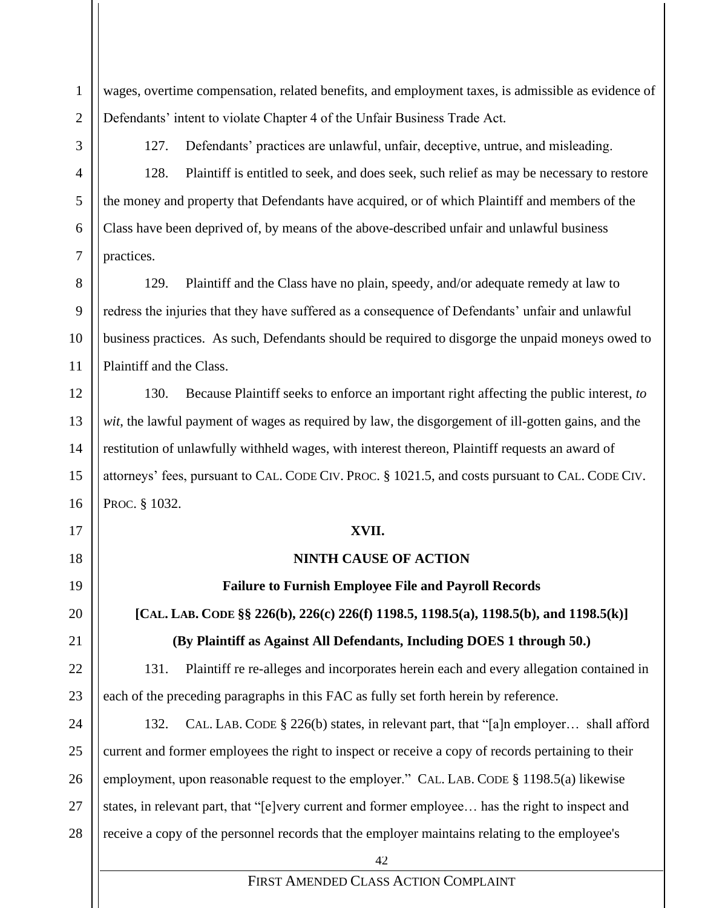wages, overtime compensation, related benefits, and employment taxes, is admissible as evidence of Defendants' intent to violate Chapter 4 of the Unfair Business Trade Act.

127. Defendants' practices are unlawful, unfair, deceptive, untrue, and misleading.

128. Plaintiff is entitled to seek, and does seek, such relief as may be necessary to restore the money and property that Defendants have acquired, or of which Plaintiff and members of the Class have been deprived of, by means of the above-described unfair and unlawful business practices.

129. Plaintiff and the Class have no plain, speedy, and/or adequate remedy at law to redress the injuries that they have suffered as a consequence of Defendants' unfair and unlawful business practices. As such, Defendants should be required to disgorge the unpaid moneys owed to Plaintiff and the Class.

130. Because Plaintiff seeks to enforce an important right affecting the public interest, *to wit*, the lawful payment of wages as required by law, the disgorgement of ill-gotten gains, and the restitution of unlawfully withheld wages, with interest thereon, Plaintiff requests an award of attorneys' fees, pursuant to CAL. CODE CIV. PROC. § 1021.5, and costs pursuant to CAL. CODE CIV. PROC. § 1032.

**XVII.**

**NINTH CAUSE OF ACTION**

**Failure to Furnish Employee File and Payroll Records**

**[CAL. LAB. CODE §§ 226(b), 226(c) 226(f) 1198.5, 1198.5(a), 1198.5(b), and 1198.5(k)]**

**(By Plaintiff as Against All Defendants, Including DOES 1 through 50.)**

131. Plaintiff re re-alleges and incorporates herein each and every allegation contained in each of the preceding paragraphs in this FAC as fully set forth herein by reference.

132. CAL. LAB. CODE § 226(b) states, in relevant part, that "[a]n employer… shall afford current and former employees the right to inspect or receive a copy of records pertaining to their employment, upon reasonable request to the employer." CAL. LAB. CODE § 1198.5(a) likewise states, in relevant part, that "[e]very current and former employee… has the right to inspect and receive a copy of the personnel records that the employer maintains relating to the employee's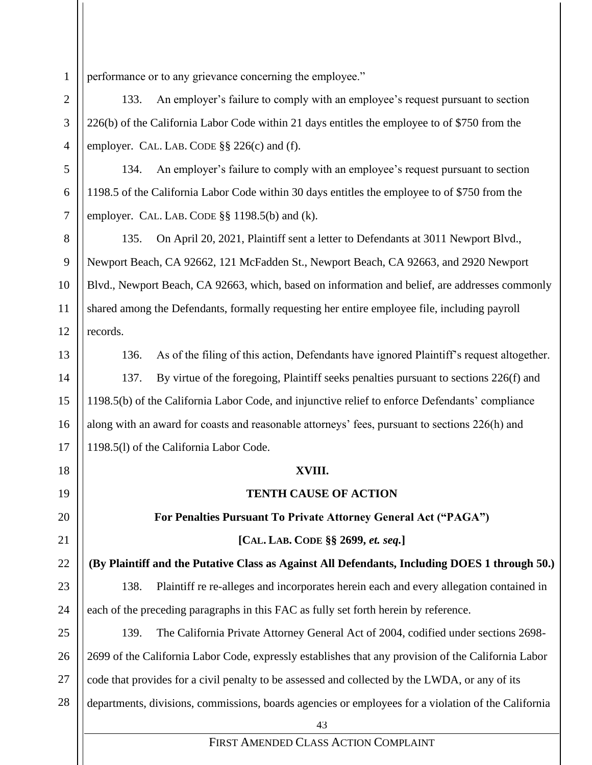performance or to any grievance concerning the employee."

133. An employer's failure to comply with an employee's request pursuant to section 226(b) of the California Labor Code within 21 days entitles the employee to of $750 from the employer. CAL. LAB. CODE §§ 226(c) and (f).

134. An employer's failure to comply with an employee's request pursuant to section 1198.5 of the California Labor Code within 30 days entitles the employee to of $750 from the employer. CAL. LAB. CODE §§ 1198.5(b) and (k).

135. On April 20, 2021, Plaintiff sent a letter to Defendants at 3011 Newport Blvd., Newport Beach, CA 92662, 121 McFadden St., Newport Beach, CA 92663, and 2920 Newport Blvd., Newport Beach, CA 92663, which, based on information and belief, are addresses commonly shared among the Defendants, formally requesting her entire employee file, including payroll records.

136. As of the filing of this action, Defendants have ignored Plaintiff's request altogether.

137. By virtue of the foregoing, Plaintiff seeks penalties pursuant to sections 226(f) and 1198.5(b) of the California Labor Code, and injunctive relief to enforce Defendants' compliance along with an award for coasts and reasonable attorneys' fees, pursuant to sections 226(h) and 1198.5(l) of the California Labor Code.

## XVIII.

## TENTH CAUSE OF ACTION

### For Penalties Pursuant To Private Attorney General Act ("PAGA")

### [CAL. LAB. CODE §§ 2699, *et. seq.*]

**(By Plaintiff and the Putative Class as Against All Defendants, Including DOES 1 through 50.)**

138. Plaintiff re re-alleges and incorporates herein each and every allegation contained in each of the preceding paragraphs in this FAC as fully set forth herein by reference.

139. The California Private Attorney General Act of 2004, codified under sections 2698-2699 of the California Labor Code, expressly establishes that any provision of the California Labor code that provides for a civil penalty to be assessed and collected by the LWDA, or any of its departments, divisions, commissions, boards agencies or employees for a violation of the California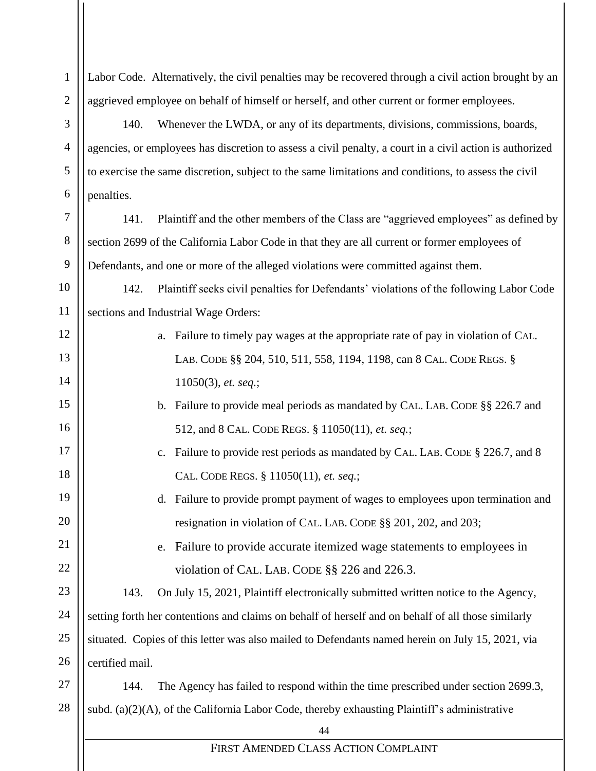Labor Code. Alternatively, the civil penalties may be recovered through a civil action brought by an aggrieved employee on behalf of himself or herself, and other current or former employees.

140. Whenever the LWDA, or any of its departments, divisions, commissions, boards, agencies, or employees has discretion to assess a civil penalty, a court in a civil action is authorized to exercise the same discretion, subject to the same limitations and conditions, to assess the civil penalties.

141. Plaintiff and the other members of the Class are "aggrieved employees" as defined by section 2699 of the California Labor Code in that they are all current or former employees of Defendants, and one or more of the alleged violations were committed against them.

142. Plaintiff seeks civil penalties for Defendants' violations of the following Labor Code sections and Industrial Wage Orders:

a. Failure to timely pay wages at the appropriate rate of pay in violation of CAL. LAB. CODE §§ 204, 510, 511, 558, 1194, 1198, can 8 CAL. CODE REGS. § 11050(3), *et. seq.*;

b. Failure to provide meal periods as mandated by CAL. LAB. CODE §§ 226.7 and 512, and 8 CAL. CODE REGS. § 11050(11), *et. seq.*;

c. Failure to provide rest periods as mandated by CAL. LAB. CODE § 226.7, and 8 CAL. CODE REGS. § 11050(11), *et. seq.*;

d. Failure to provide prompt payment of wages to employees upon termination and resignation in violation of CAL. LAB. CODE §§ 201, 202, and 203;

e. Failure to provide accurate itemized wage statements to employees in violation of CAL. LAB. CODE §§ 226 and 226.3.

143. On July 15, 2021, Plaintiff electronically submitted written notice to the Agency, setting forth her contentions and claims on behalf of herself and on behalf of all those similarly situated. Copies of this letter was also mailed to Defendants named herein on July 15, 2021, via certified mail.

144. The Agency has failed to respond within the time prescribed under section 2699.3, subd. (a)(2)(A), of the California Labor Code, thereby exhausting Plaintiff's administrative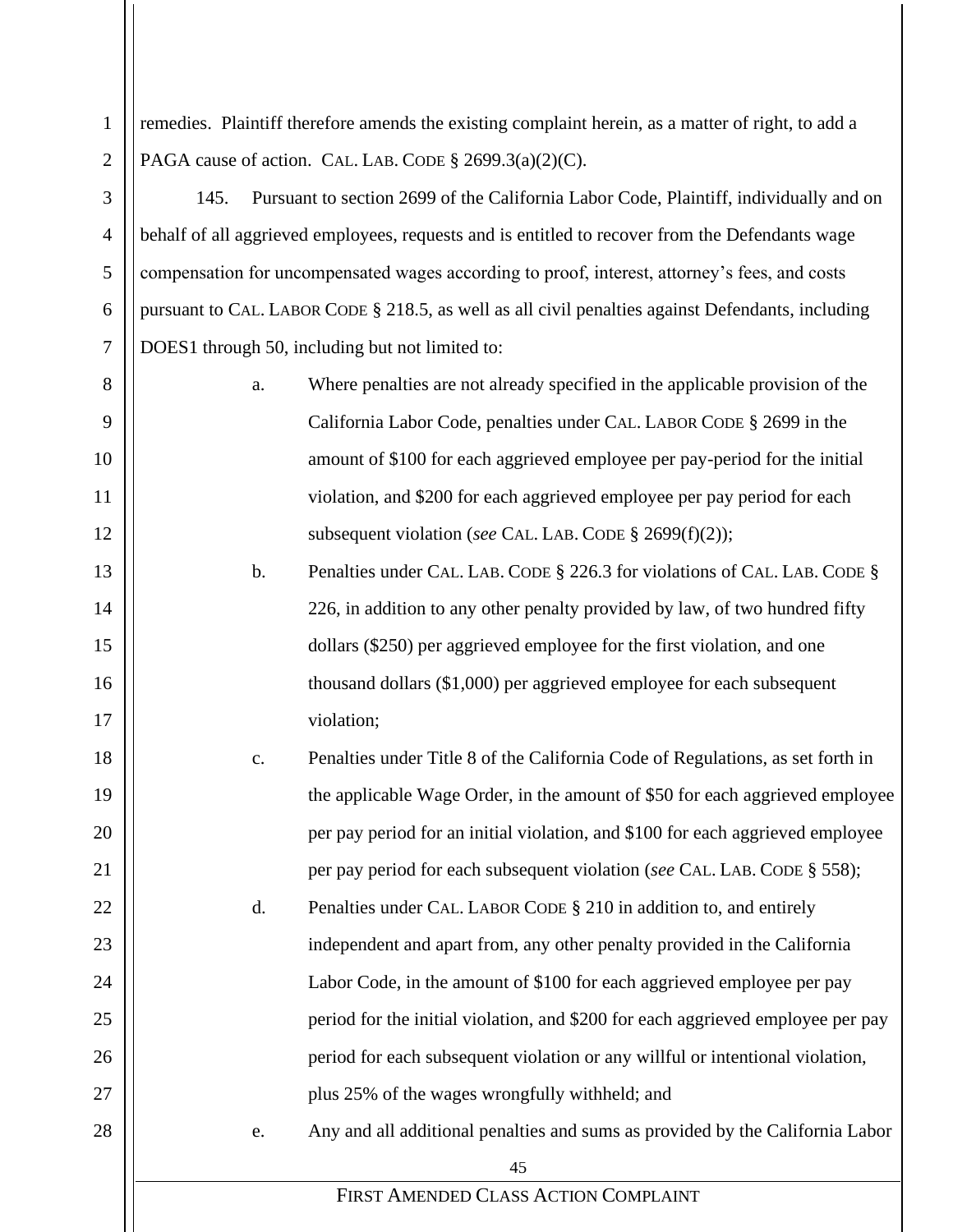remedies. Plaintiff therefore amends the existing complaint herein, as a matter of right, to add a PAGA cause of action. CAL. LAB. CODE § 2699.3(a)(2)(C).

145. Pursuant to section 2699 of the California Labor Code, Plaintiff, individually and on behalf of all aggrieved employees, requests and is entitled to recover from the Defendants wage compensation for uncompensated wages according to proof, interest, attorney's fees, and costs pursuant to CAL. LABOR CODE § 218.5, as well as all civil penalties against Defendants, including DOES1 through 50, including but not limited to:

a. Where penalties are not already specified in the applicable provision of the California Labor Code, penalties under CAL. LABOR CODE § 2699 in the amount of $100 for each aggrieved employee per pay-period for the initial violation, and $200 for each aggrieved employee per pay period for each subsequent violation (*see* CAL. LAB. CODE § 2699(f)(2));

b. Penalties under CAL. LAB. CODE § 226.3 for violations of CAL. LAB. CODE § 226, in addition to any other penalty provided by law, of two hundred fifty dollars ($250) per aggrieved employee for the first violation, and one thousand dollars ($1,000) per aggrieved employee for each subsequent violation;

c. Penalties under Title 8 of the California Code of Regulations, as set forth in the applicable Wage Order, in the amount of $50 for each aggrieved employee per pay period for an initial violation, and $100 for each aggrieved employee per pay period for each subsequent violation (*see* CAL. LAB. CODE § 558);

d. Penalties under CAL. LABOR CODE § 210 in addition to, and entirely independent and apart from, any other penalty provided in the California Labor Code, in the amount of $100 for each aggrieved employee per pay period for the initial violation, and $200 for each aggrieved employee per pay period for each subsequent violation or any willful or intentional violation, plus 25% of the wages wrongfully withheld; and

e. Any and all additional penalties and sums as provided by the California Labor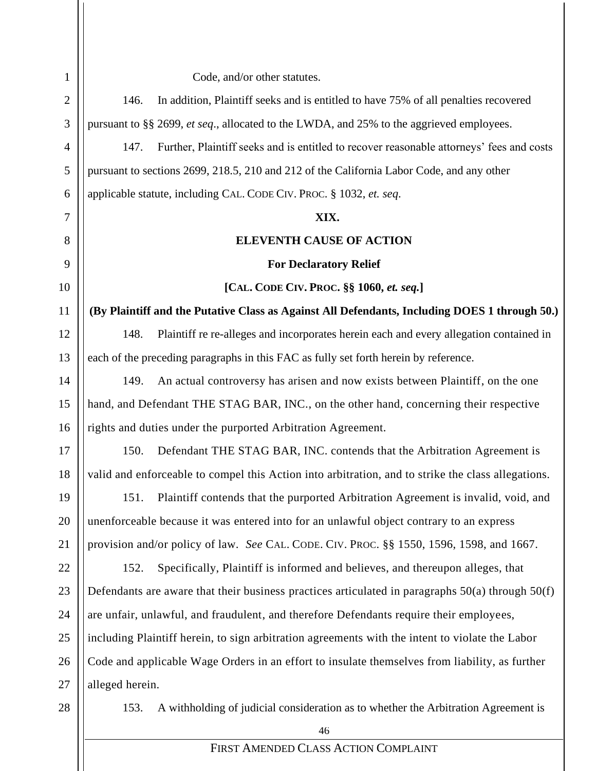Code, and/or other statutes.

146. In addition, Plaintiff seeks and is entitled to have 75% of all penalties recovered pursuant to §§ 2699, *et seq*., allocated to the LWDA, and 25% to the aggrieved employees.

147. Further, Plaintiff seeks and is entitled to recover reasonable attorneys' fees and costs pursuant to sections 2699, 218.5, 210 and 212 of the California Labor Code, and any other applicable statute, including CAL. CODE CIV. PROC. § 1032, *et. seq*.

**XIX.**

**ELEVENTH CAUSE OF ACTION**

**For Declaratory Relief**

**[CAL. CODE CIV. PROC. §§ 1060, *et. seq.*]**

**(By Plaintiff and the Putative Class as Against All Defendants, Including DOES 1 through 50.)**

148. Plaintiff re re-alleges and incorporates herein each and every allegation contained in each of the preceding paragraphs in this FAC as fully set forth herein by reference.

149. An actual controversy has arisen and now exists between Plaintiff, on the one hand, and Defendant THE STAG BAR, INC., on the other hand, concerning their respective rights and duties under the purported Arbitration Agreement.

150. Defendant THE STAG BAR, INC. contends that the Arbitration Agreement is valid and enforceable to compel this Action into arbitration, and to strike the class allegations.

151. Plaintiff contends that the purported Arbitration Agreement is invalid, void, and unenforceable because it was entered into for an unlawful object contrary to an express provision and/or policy of law. *See* CAL. CODE. CIV. PROC. §§ 1550, 1596, 1598, and 1667.

152. Specifically, Plaintiff is informed and believes, and thereupon alleges, that Defendants are aware that their business practices articulated in paragraphs 50(a) through 50(f) are unfair, unlawful, and fraudulent, and therefore Defendants require their employees, including Plaintiff herein, to sign arbitration agreements with the intent to violate the Labor Code and applicable Wage Orders in an effort to insulate themselves from liability, as further alleged herein.

153. A withholding of judicial consideration as to whether the Arbitration Agreement is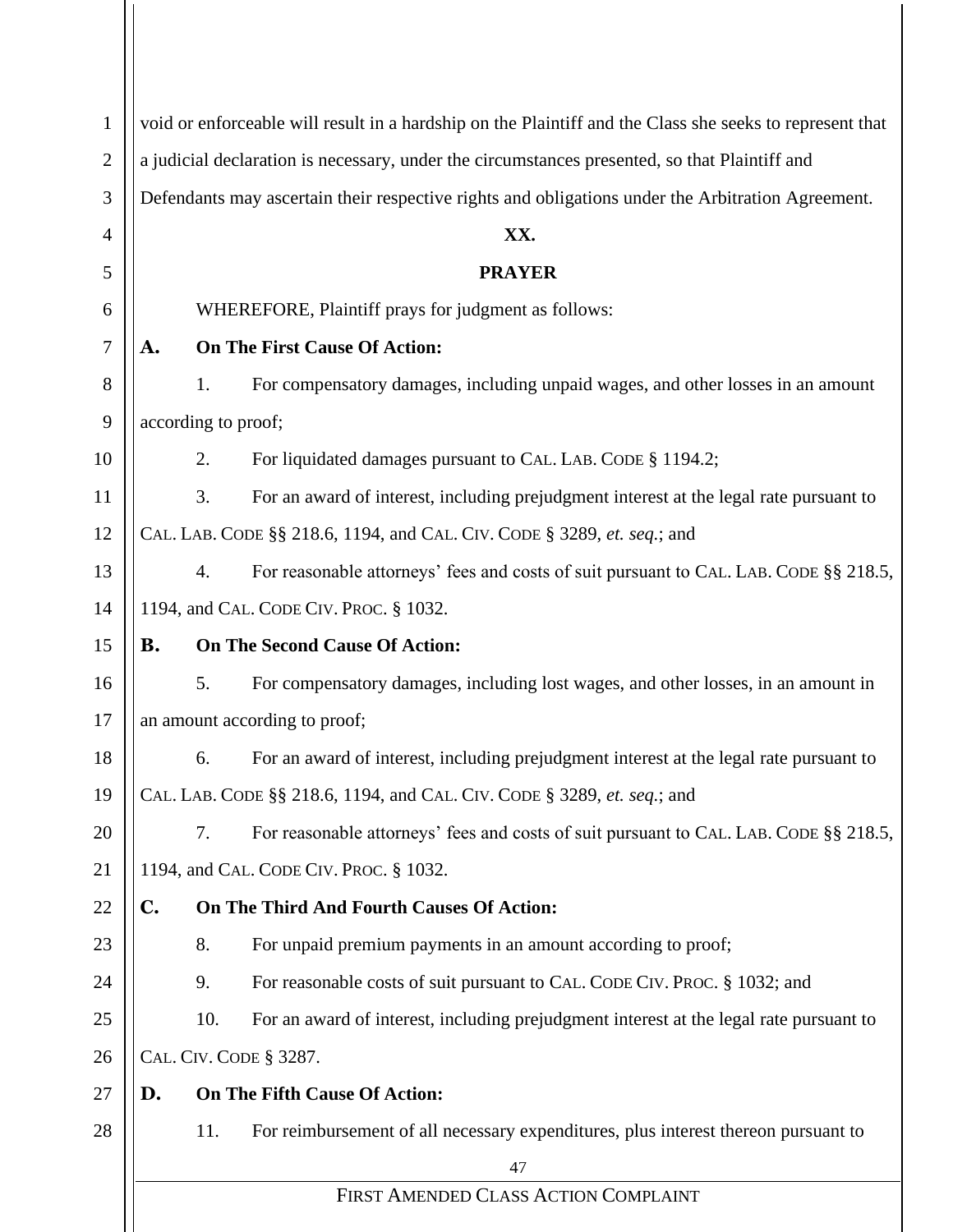void or enforceable will result in a hardship on the Plaintiff and the Class she seeks to represent that a judicial declaration is necessary, under the circumstances presented, so that Plaintiff and Defendants may ascertain their respective rights and obligations under the Arbitration Agreement.

## XX.

## PRAYER

WHEREFORE, Plaintiff prays for judgment as follows:

**A. On The First Cause Of Action:**

1. For compensatory damages, including unpaid wages, and other losses in an amount according to proof;

2. For liquidated damages pursuant to CAL. LAB. CODE § 1194.2;

3. For an award of interest, including prejudgment interest at the legal rate pursuant to CAL. LAB. CODE §§ 218.6, 1194, and CAL. CIV. CODE § 3289, *et. seq.*; and

4. For reasonable attorneys' fees and costs of suit pursuant to CAL. LAB. CODE §§ 218.5, 1194, and CAL. CODE CIV. PROC. § 1032.

**B. On The Second Cause Of Action:**

5. For compensatory damages, including lost wages, and other losses, in an amount in an amount according to proof;

6. For an award of interest, including prejudgment interest at the legal rate pursuant to CAL. LAB. CODE §§ 218.6, 1194, and CAL. CIV. CODE § 3289, *et. seq.*; and

7. For reasonable attorneys' fees and costs of suit pursuant to CAL. LAB. CODE §§ 218.5, 1194, and CAL. CODE CIV. PROC. § 1032.

**C. On The Third And Fourth Causes Of Action:**

8. For unpaid premium payments in an amount according to proof;

9. For reasonable costs of suit pursuant to CAL. CODE CIV. PROC. § 1032; and

10. For an award of interest, including prejudgment interest at the legal rate pursuant to CAL. CIV. CODE § 3287.

**D. On The Fifth Cause Of Action:**

11. For reimbursement of all necessary expenditures, plus interest thereon pursuant to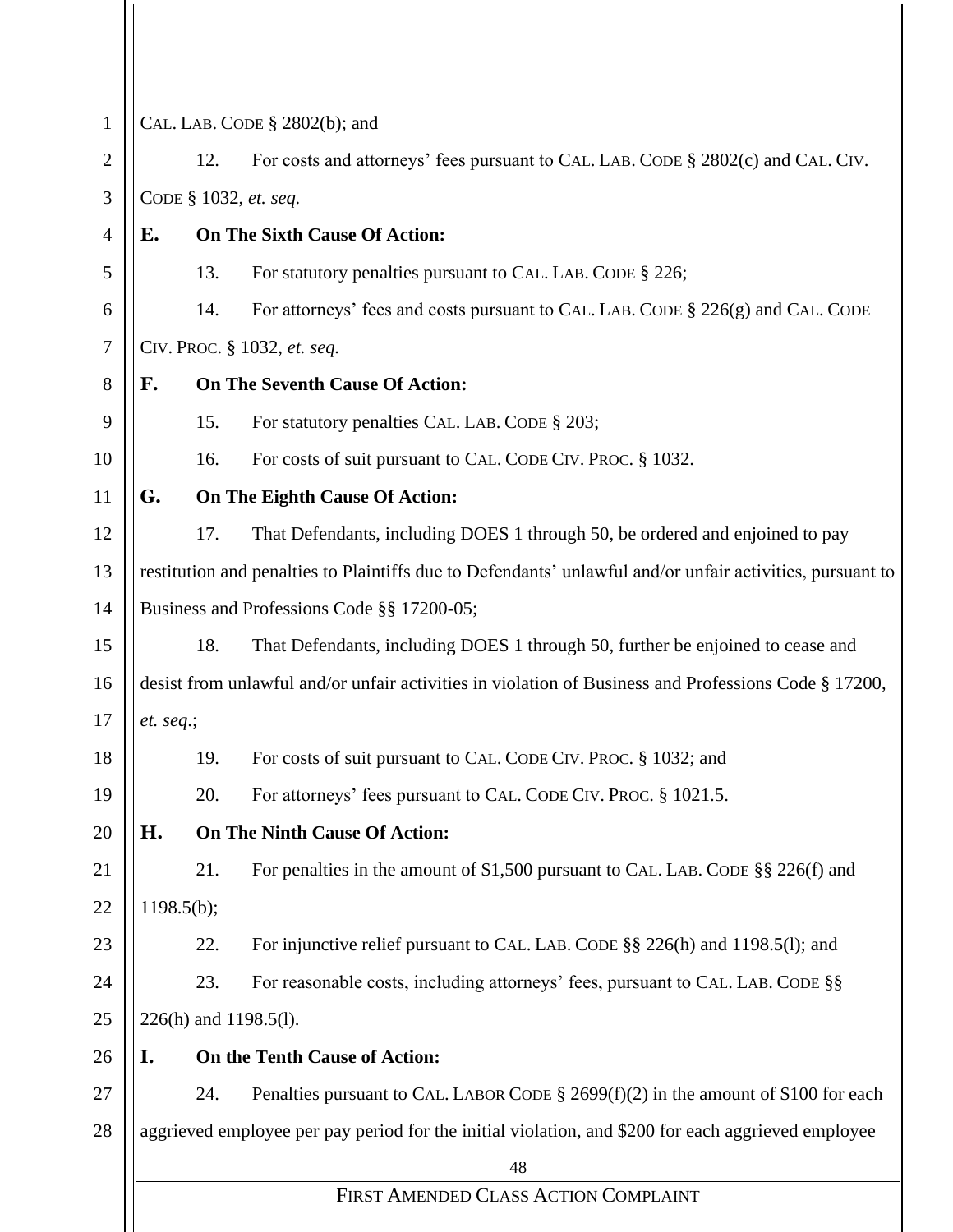CAL. LAB. CODE § 2802(b); and

12. For costs and attorneys' fees pursuant to CAL. LAB. CODE § 2802(c) and CAL. CIV. CODE § 1032, *et. seq.*

**E. On The Sixth Cause Of Action:**

13. For statutory penalties pursuant to CAL. LAB. CODE § 226;

14. For attorneys' fees and costs pursuant to CAL. LAB. CODE § 226(g) and CAL. CODE CIV. PROC. § 1032, *et. seq.*

**F. On The Seventh Cause Of Action:**

15. For statutory penalties CAL. LAB. CODE § 203;

16. For costs of suit pursuant to CAL. CODE CIV. PROC. § 1032.

**G. On The Eighth Cause Of Action:**

17. That Defendants, including DOES 1 through 50, be ordered and enjoined to pay restitution and penalties to Plaintiffs due to Defendants' unlawful and/or unfair activities, pursuant to Business and Professions Code §§ 17200-05;

18. That Defendants, including DOES 1 through 50, further be enjoined to cease and desist from unlawful and/or unfair activities in violation of Business and Professions Code § 17200, *et. seq*.;

19. For costs of suit pursuant to CAL. CODE CIV. PROC. § 1032; and

20. For attorneys' fees pursuant to CAL. CODE CIV. PROC. § 1021.5.

**H. On The Ninth Cause Of Action:**

21. For penalties in the amount of $1,500 pursuant to CAL. LAB. CODE §§ 226(f) and 1198.5(b);

22. For injunctive relief pursuant to CAL. LAB. CODE §§ 226(h) and 1198.5(l); and

23. For reasonable costs, including attorneys' fees, pursuant to CAL. LAB. CODE §§ 226(h) and 1198.5(l).

**I. On the Tenth Cause of Action:**

24. Penalties pursuant to CAL. LABOR CODE § 2699(f)(2) in the amount of $100 for each aggrieved employee per pay period for the initial violation, and $200 for each aggrieved employee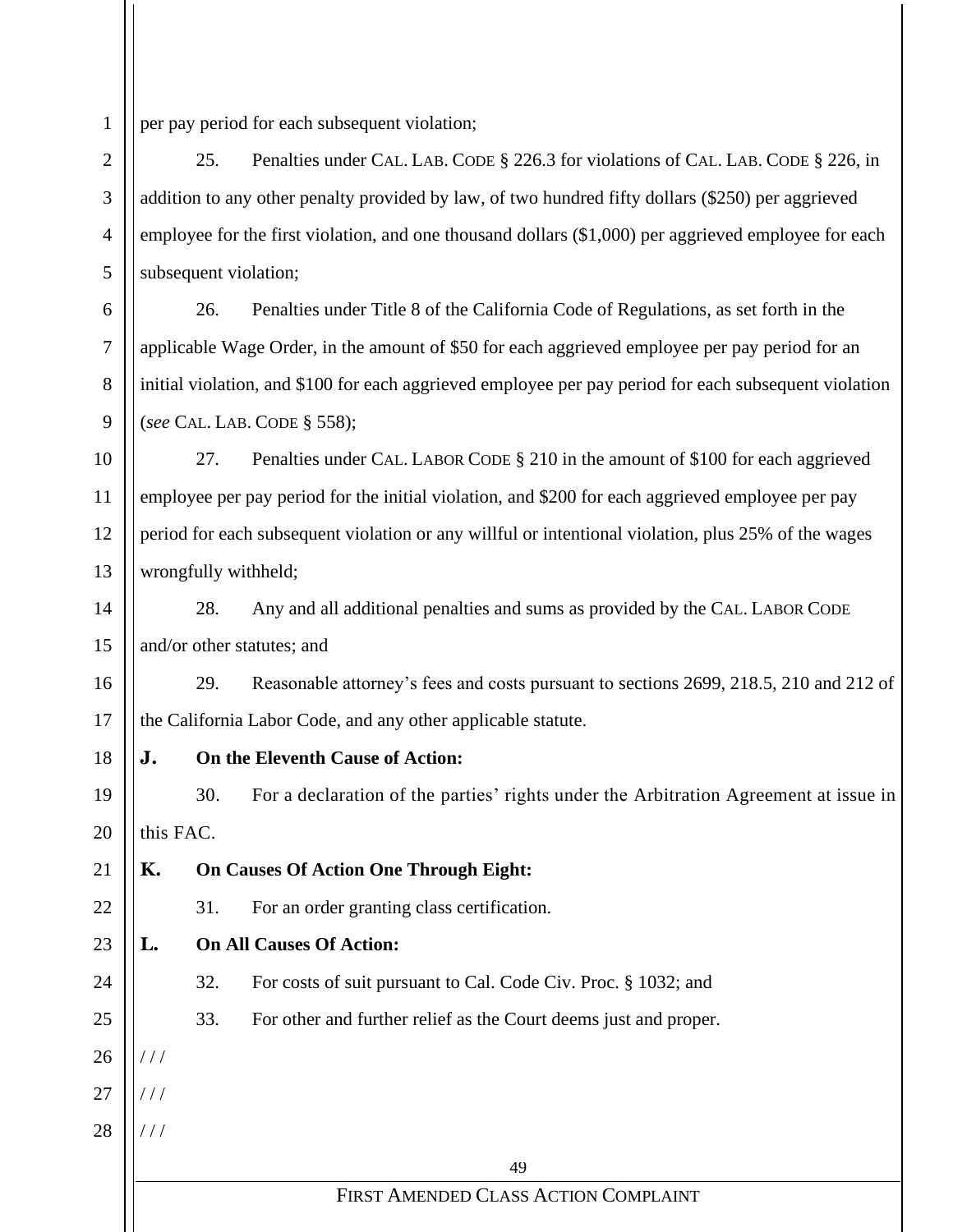per pay period for each subsequent violation;

25. Penalties under CAL. LAB. CODE § 226.3 for violations of CAL. LAB. CODE § 226, in addition to any other penalty provided by law, of two hundred fifty dollars ($250) per aggrieved employee for the first violation, and one thousand dollars ($1,000) per aggrieved employee for each subsequent violation;

26. Penalties under Title 8 of the California Code of Regulations, as set forth in the applicable Wage Order, in the amount of $50 for each aggrieved employee per pay period for an initial violation, and $100 for each aggrieved employee per pay period for each subsequent violation (*see* CAL. LAB. CODE § 558);

27. Penalties under CAL. LABOR CODE § 210 in the amount of $100 for each aggrieved employee per pay period for the initial violation, and $200 for each aggrieved employee per pay period for each subsequent violation or any willful or intentional violation, plus 25% of the wages wrongfully withheld;

28. Any and all additional penalties and sums as provided by the CAL. LABOR CODE and/or other statutes; and

29. Reasonable attorney's fees and costs pursuant to sections 2699, 218.5, 210 and 212 of the California Labor Code, and any other applicable statute.

**J. On the Eleventh Cause of Action:**

30. For a declaration of the parties' rights under the Arbitration Agreement at issue in this FAC.

**K. On Causes Of Action One Through Eight:**

31. For an order granting class certification.

**L. On All Causes Of Action:**

32. For costs of suit pursuant to Cal. Code Civ. Proc. § 1032; and

33. For other and further relief as the Court deems just and proper.

/ / /

/ / /

/ / /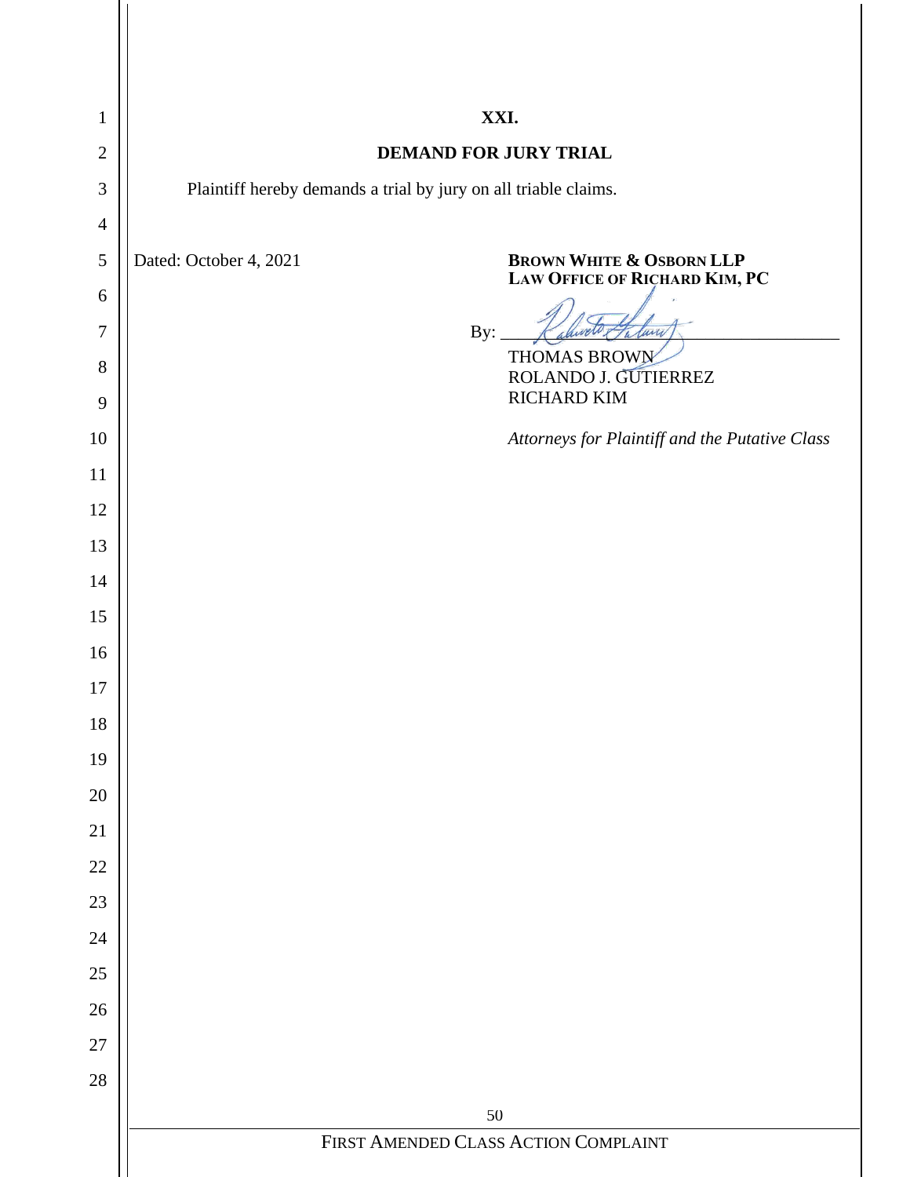## XXI.

## DEMAND FOR JURY TRIAL

Plaintiff hereby demands a trial by jury on all triable claims.

Dated: October 4, 2021

**BROWN WHITE & OSBORN LLP**
**LAW OFFICE OF RICHARD KIM, PC**

By: ______________________________
THOMAS BROWN
ROLANDO J. GUTIERREZ
RICHARD KIM

*Attorneys for Plaintiff and the Putative Class*